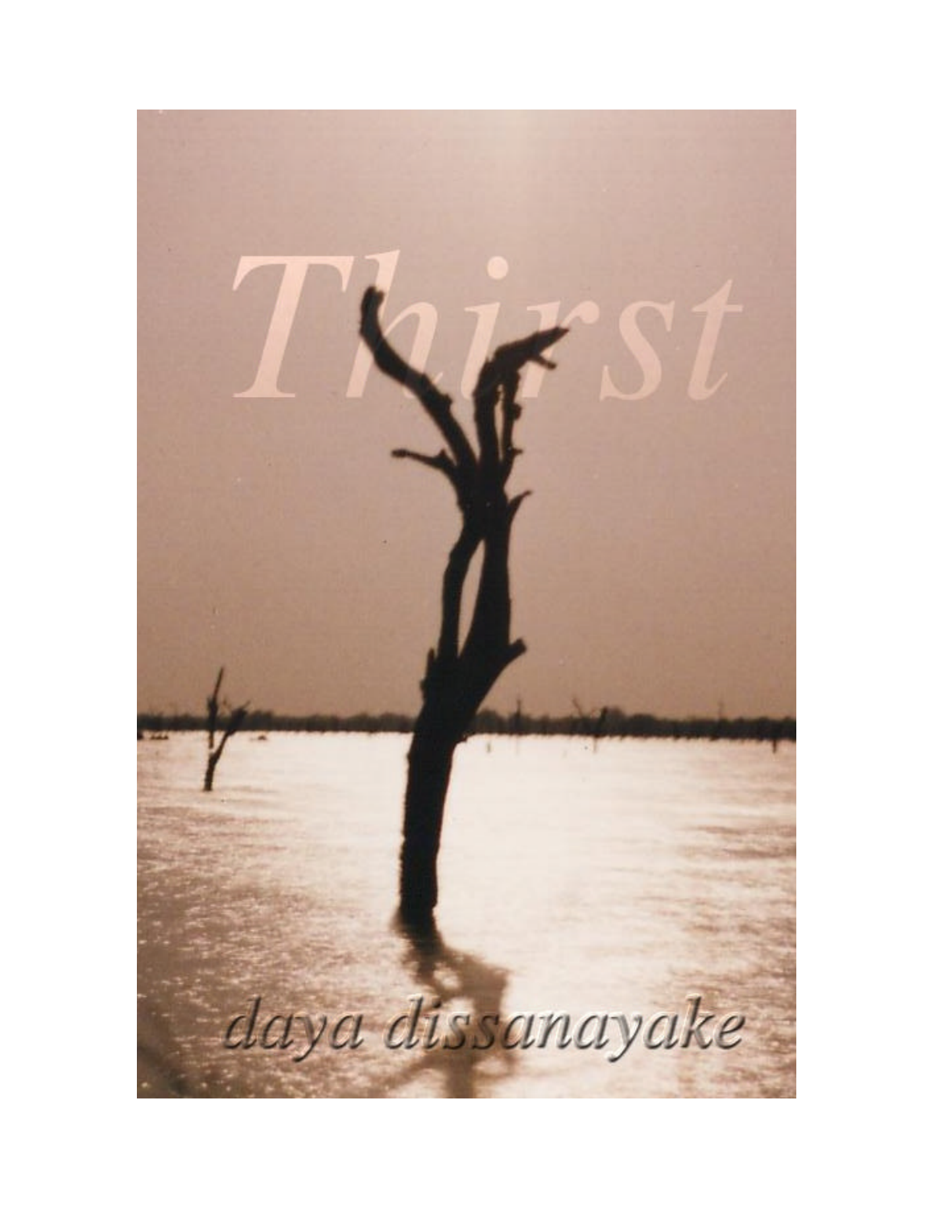# Thirst

daya dissanayake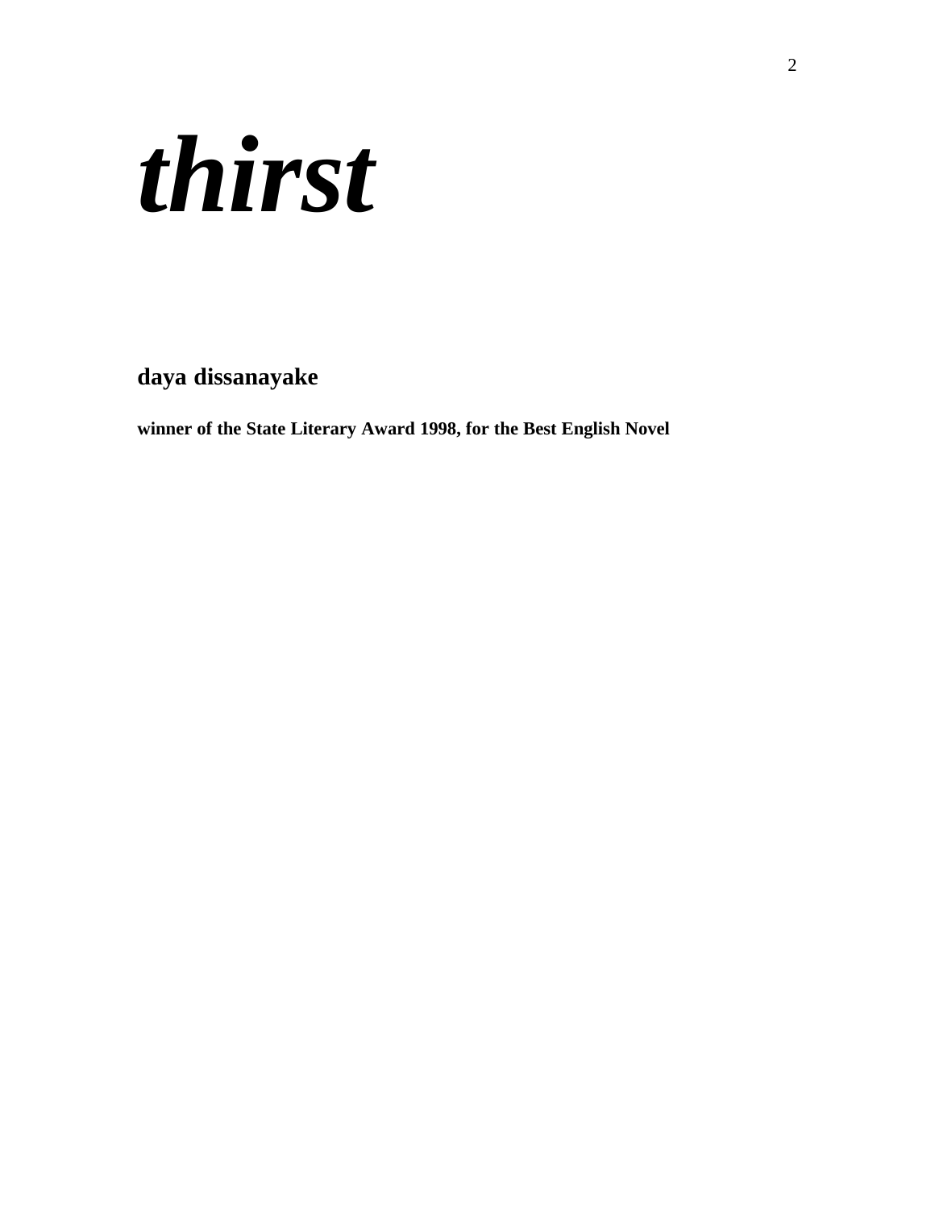# ***thirst***

**daya dissanayake**

**winner of the State Literary Award 1998, for the Best English Novel**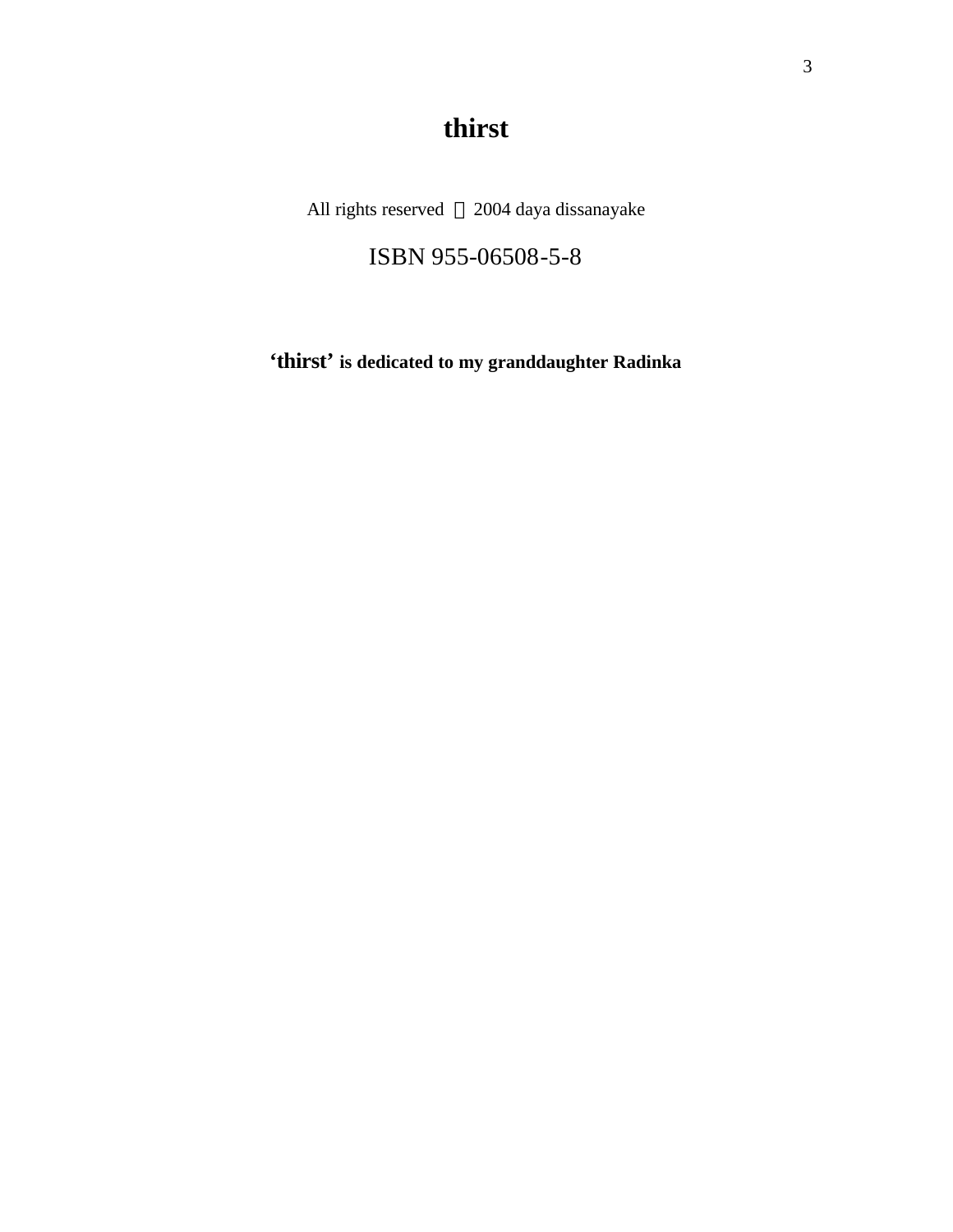# thirst

All rights reserved © 2004 daya dissanayake

ISBN 955-06508-5-8

**'thirst' is dedicated to my granddaughter Radinka**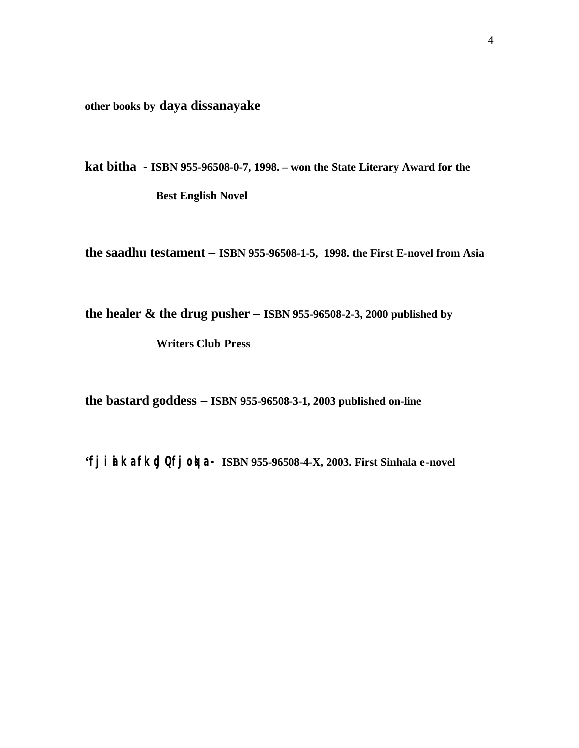**other books by daya dissanayake**

**kat bitha - ISBN 955-96508-0-7, 1998. – won the State Literary Award for the Best English Novel**

**the saadhu testament – ISBN 955-96508-1-5, 1998. the First E-novel from Asia**

**the healer & the drug pusher – ISBN 955-96508-2-3, 2000 published by Writers Club Press**

**the bastard goddess – ISBN 955-96508-3-1, 2003 published on-line**

**‘fj i ia k afk q Qfj ok q a- ISBN 955-96508-4-X, 2003. First Sinhala e-novel**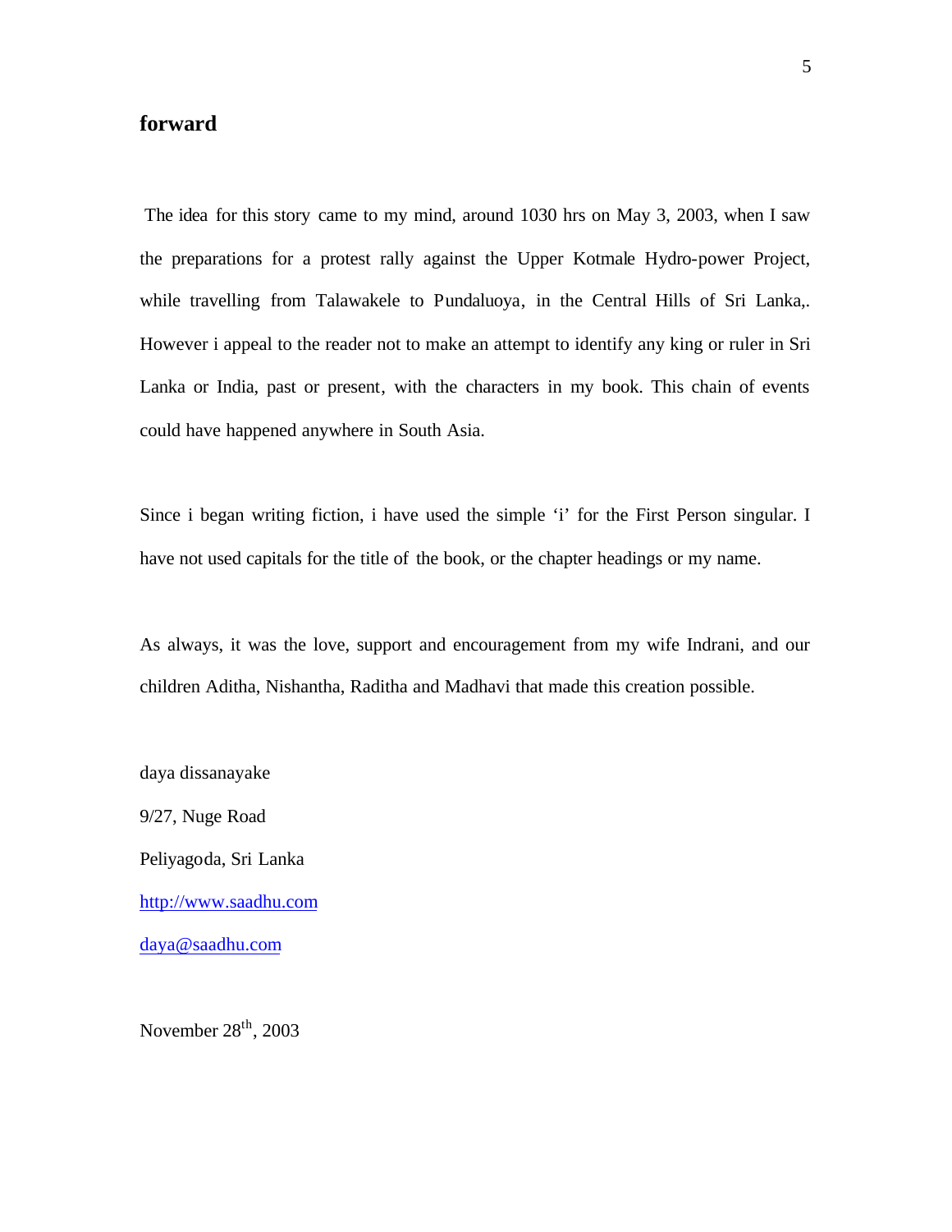## forward

The idea for this story came to my mind, around 1030 hrs on May 3, 2003, when I saw the preparations for a protest rally against the Upper Kotmale Hydro-power Project, while travelling from Talawakele to Pundaluoya, in the Central Hills of Sri Lanka,. However i appeal to the reader not to make an attempt to identify any king or ruler in Sri Lanka or India, past or present, with the characters in my book. This chain of events could have happened anywhere in South Asia.

Since i began writing fiction, i have used the simple 'i' for the First Person singular. I have not used capitals for the title of the book, or the chapter headings or my name.

As always, it was the love, support and encouragement from my wife Indrani, and our children Aditha, Nishantha, Raditha and Madhavi that made this creation possible.

daya dissanayake

9/27, Nuge Road

Peliyagoda, Sri Lanka

http://www.saadhu.com

daya@saadhu.com

November 28th, 2003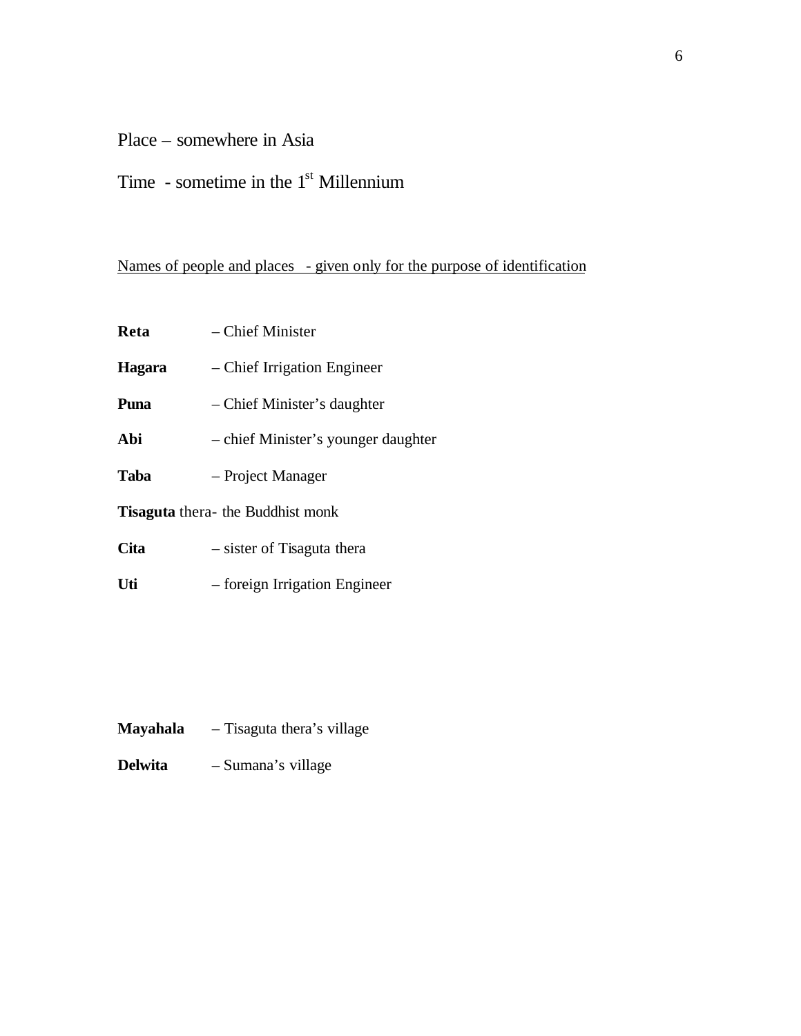Place – somewhere in Asia

Time - sometime in the 1st Millennium

Names of people and places - given only for the purpose of identification

**Reta** – Chief Minister

**Hagara** – Chief Irrigation Engineer

**Puna** – Chief Minister's daughter

**Abi** – chief Minister's younger daughter

**Taba** – Project Manager

**Tisaguta** thera- the Buddhist monk

**Cita** – sister of Tisaguta thera

**Uti** – foreign Irrigation Engineer

**Mayahala** – Tisaguta thera's village

**Delwita** – Sumana's village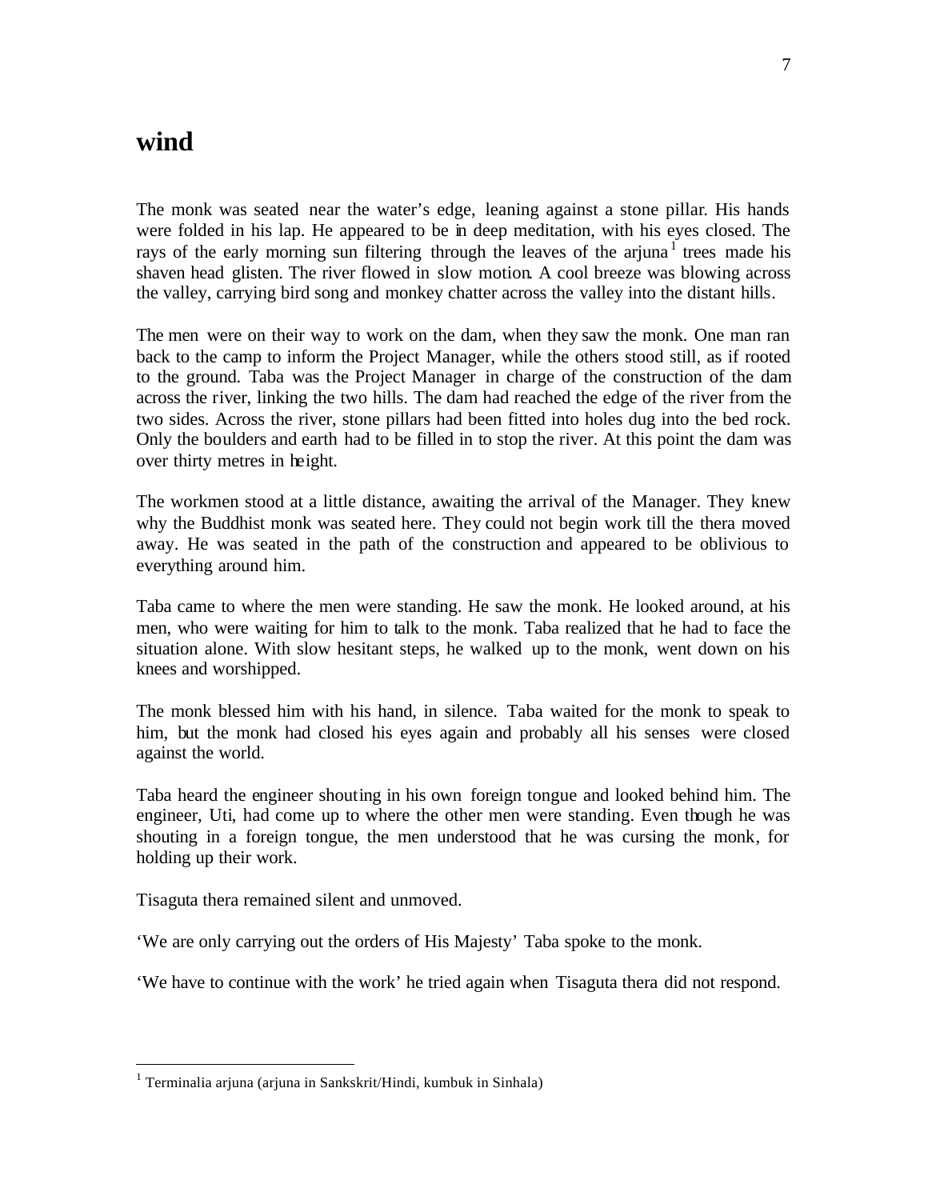# wind

The monk was seated near the water's edge, leaning against a stone pillar. His hands were folded in his lap. He appeared to be in deep meditation, with his eyes closed. The rays of the early morning sun filtering through the leaves of the arjuna[1] trees made his shaven head glisten. The river flowed in slow motion. A cool breeze was blowing across the valley, carrying bird song and monkey chatter across the valley into the distant hills.

The men were on their way to work on the dam, when they saw the monk. One man ran back to the camp to inform the Project Manager, while the others stood still, as if rooted to the ground. Taba was the Project Manager in charge of the construction of the dam across the river, linking the two hills. The dam had reached the edge of the river from the two sides. Across the river, stone pillars had been fitted into holes dug into the bed rock. Only the boulders and earth had to be filled in to stop the river. At this point the dam was over thirty metres in height.

The workmen stood at a little distance, awaiting the arrival of the Manager. They knew why the Buddhist monk was seated here. They could not begin work till the thera moved away. He was seated in the path of the construction and appeared to be oblivious to everything around him.

Taba came to where the men were standing. He saw the monk. He looked around, at his men, who were waiting for him to talk to the monk. Taba realized that he had to face the situation alone. With slow hesitant steps, he walked up to the monk, went down on his knees and worshipped.

The monk blessed him with his hand, in silence. Taba waited for the monk to speak to him, but the monk had closed his eyes again and probably all his senses were closed against the world.

Taba heard the engineer shouting in his own foreign tongue and looked behind him. The engineer, Uti, had come up to where the other men were standing. Even though he was shouting in a foreign tongue, the men understood that he was cursing the monk, for holding up their work.

Tisaguta thera remained silent and unmoved.

'We are only carrying out the orders of His Majesty' Taba spoke to the monk.

'We have to continue with the work' he tried again when Tisaguta thera did not respond.

[1] Terminalia arjuna (arjuna in Sankskrit/Hindi, kumbuk in Sinhala)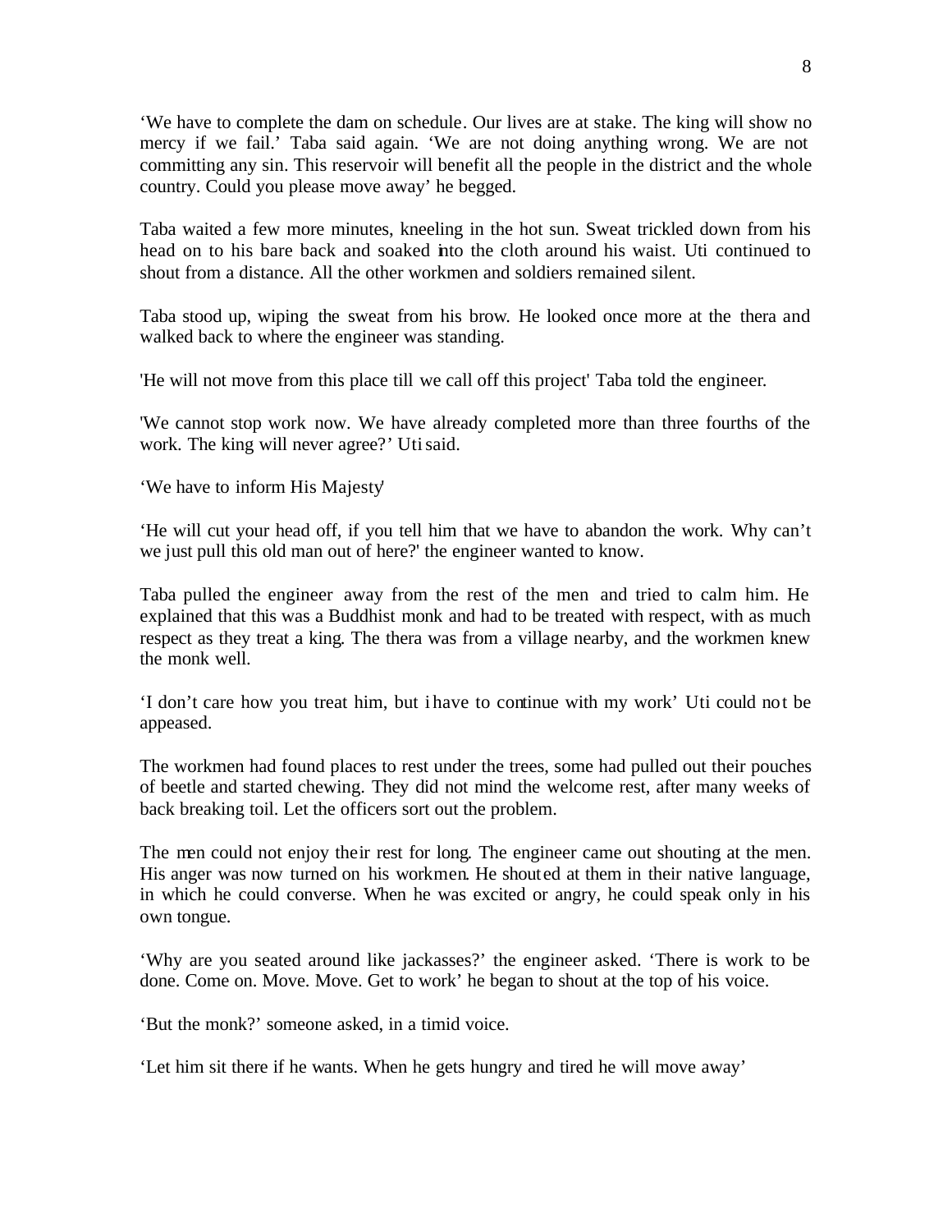'We have to complete the dam on schedule. Our lives are at stake. The king will show no mercy if we fail.' Taba said again. 'We are not doing anything wrong. We are not committing any sin. This reservoir will benefit all the people in the district and the whole country. Could you please move away' he begged.

Taba waited a few more minutes, kneeling in the hot sun. Sweat trickled down from his head on to his bare back and soaked into the cloth around his waist. Uti continued to shout from a distance. All the other workmen and soldiers remained silent.

Taba stood up, wiping the sweat from his brow. He looked once more at the thera and walked back to where the engineer was standing.

'He will not move from this place till we call off this project' Taba told the engineer.

'We cannot stop work now. We have already completed more than three fourths of the work. The king will never agree?' Uti said.

'We have to inform His Majesty'

'He will cut your head off, if you tell him that we have to abandon the work. Why can't we just pull this old man out of here?' the engineer wanted to know.

Taba pulled the engineer away from the rest of the men and tried to calm him. He explained that this was a Buddhist monk and had to be treated with respect, with as much respect as they treat a king. The thera was from a village nearby, and the workmen knew the monk well.

'I don't care how you treat him, but i have to continue with my work' Uti could not be appeased.

The workmen had found places to rest under the trees, some had pulled out their pouches of beetle and started chewing. They did not mind the welcome rest, after many weeks of back breaking toil. Let the officers sort out the problem.

The men could not enjoy their rest for long. The engineer came out shouting at the men. His anger was now turned on his workmen. He shouted at them in their native language, in which he could converse. When he was excited or angry, he could speak only in his own tongue.

'Why are you seated around like jackasses?' the engineer asked. 'There is work to be done. Come on. Move. Move. Get to work' he began to shout at the top of his voice.

'But the monk?' someone asked, in a timid voice.

'Let him sit there if he wants. When he gets hungry and tired he will move away'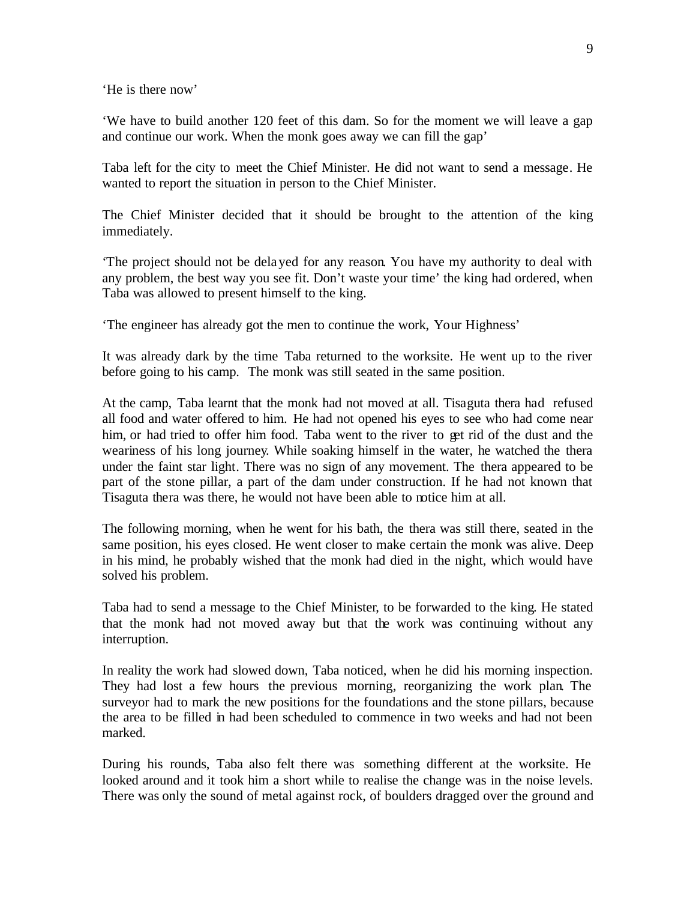'He is there now'

'We have to build another 120 feet of this dam. So for the moment we will leave a gap and continue our work. When the monk goes away we can fill the gap'

Taba left for the city to meet the Chief Minister. He did not want to send a message. He wanted to report the situation in person to the Chief Minister.

The Chief Minister decided that it should be brought to the attention of the king immediately.

'The project should not be delayed for any reason. You have my authority to deal with any problem, the best way you see fit. Don't waste your time' the king had ordered, when Taba was allowed to present himself to the king.

'The engineer has already got the men to continue the work, Your Highness'

It was already dark by the time Taba returned to the worksite. He went up to the river before going to his camp. The monk was still seated in the same position.

At the camp, Taba learnt that the monk had not moved at all. Tisaguta thera had refused all food and water offered to him. He had not opened his eyes to see who had come near him, or had tried to offer him food. Taba went to the river to get rid of the dust and the weariness of his long journey. While soaking himself in the water, he watched the thera under the faint star light. There was no sign of any movement. The thera appeared to be part of the stone pillar, a part of the dam under construction. If he had not known that Tisaguta thera was there, he would not have been able to notice him at all.

The following morning, when he went for his bath, the thera was still there, seated in the same position, his eyes closed. He went closer to make certain the monk was alive. Deep in his mind, he probably wished that the monk had died in the night, which would have solved his problem.

Taba had to send a message to the Chief Minister, to be forwarded to the king. He stated that the monk had not moved away but that the work was continuing without any interruption.

In reality the work had slowed down, Taba noticed, when he did his morning inspection. They had lost a few hours the previous morning, reorganizing the work plan. The surveyor had to mark the new positions for the foundations and the stone pillars, because the area to be filled in had been scheduled to commence in two weeks and had not been marked.

During his rounds, Taba also felt there was something different at the worksite. He looked around and it took him a short while to realise the change was in the noise levels. There was only the sound of metal against rock, of boulders dragged over the ground and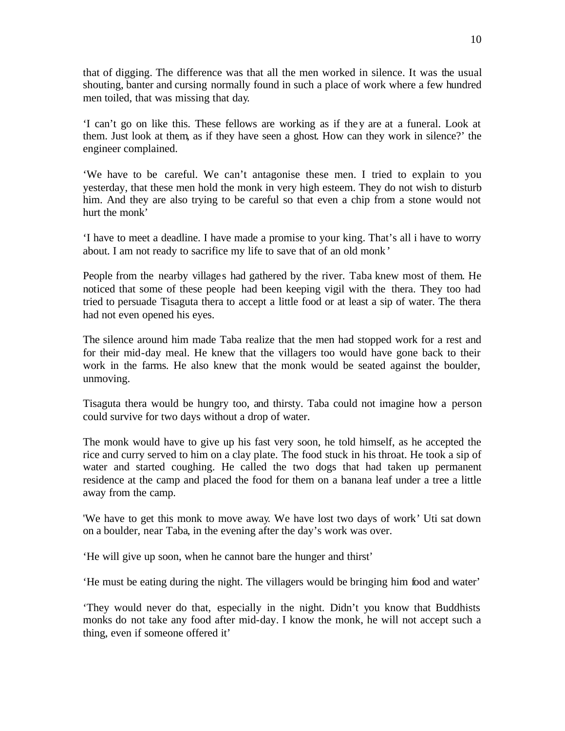that of digging. The difference was that all the men worked in silence. It was the usual shouting, banter and cursing normally found in such a place of work where a few hundred men toiled, that was missing that day.

'I can't go on like this. These fellows are working as if they are at a funeral. Look at them. Just look at them, as if they have seen a ghost. How can they work in silence?' the engineer complained.

'We have to be careful. We can't antagonise these men. I tried to explain to you yesterday, that these men hold the monk in very high esteem. They do not wish to disturb him. And they are also trying to be careful so that even a chip from a stone would not hurt the monk'

'I have to meet a deadline. I have made a promise to your king. That's all i have to worry about. I am not ready to sacrifice my life to save that of an old monk'

People from the nearby villages had gathered by the river. Taba knew most of them. He noticed that some of these people had been keeping vigil with the thera. They too had tried to persuade Tisaguta thera to accept a little food or at least a sip of water. The thera had not even opened his eyes.

The silence around him made Taba realize that the men had stopped work for a rest and for their mid-day meal. He knew that the villagers too would have gone back to their work in the farms. He also knew that the monk would be seated against the boulder, unmoving.

Tisaguta thera would be hungry too, and thirsty. Taba could not imagine how a person could survive for two days without a drop of water.

The monk would have to give up his fast very soon, he told himself, as he accepted the rice and curry served to him on a clay plate. The food stuck in his throat. He took a sip of water and started coughing. He called the two dogs that had taken up permanent residence at the camp and placed the food for them on a banana leaf under a tree a little away from the camp.

'We have to get this monk to move away. We have lost two days of work' Uti sat down on a boulder, near Taba, in the evening after the day's work was over.

'He will give up soon, when he cannot bare the hunger and thirst'

'He must be eating during the night. The villagers would be bringing him food and water'

'They would never do that, especially in the night. Didn't you know that Buddhists monks do not take any food after mid-day. I know the monk, he will not accept such a thing, even if someone offered it'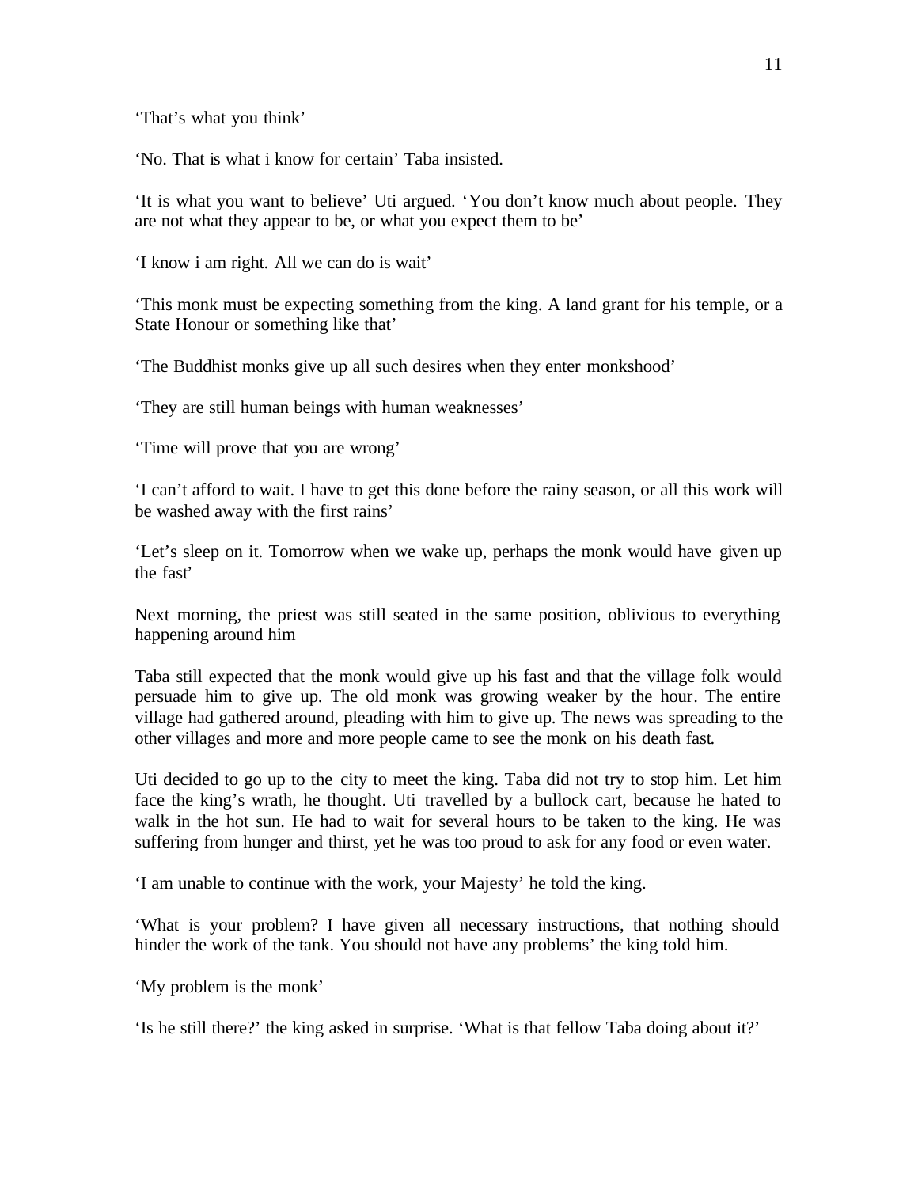'That's what you think'

'No. That is what i know for certain' Taba insisted.

'It is what you want to believe' Uti argued. 'You don't know much about people. They are not what they appear to be, or what you expect them to be'

'I know i am right. All we can do is wait'

'This monk must be expecting something from the king. A land grant for his temple, or a State Honour or something like that'

'The Buddhist monks give up all such desires when they enter monkshood'

'They are still human beings with human weaknesses'

'Time will prove that you are wrong'

'I can't afford to wait. I have to get this done before the rainy season, or all this work will be washed away with the first rains'

'Let's sleep on it. Tomorrow when we wake up, perhaps the monk would have given up the fast'

Next morning, the priest was still seated in the same position, oblivious to everything happening around him

Taba still expected that the monk would give up his fast and that the village folk would persuade him to give up. The old monk was growing weaker by the hour. The entire village had gathered around, pleading with him to give up. The news was spreading to the other villages and more and more people came to see the monk on his death fast.

Uti decided to go up to the city to meet the king. Taba did not try to stop him. Let him face the king's wrath, he thought. Uti travelled by a bullock cart, because he hated to walk in the hot sun. He had to wait for several hours to be taken to the king. He was suffering from hunger and thirst, yet he was too proud to ask for any food or even water.

'I am unable to continue with the work, your Majesty' he told the king.

'What is your problem? I have given all necessary instructions, that nothing should hinder the work of the tank. You should not have any problems' the king told him.

'My problem is the monk'

'Is he still there?' the king asked in surprise. 'What is that fellow Taba doing about it?'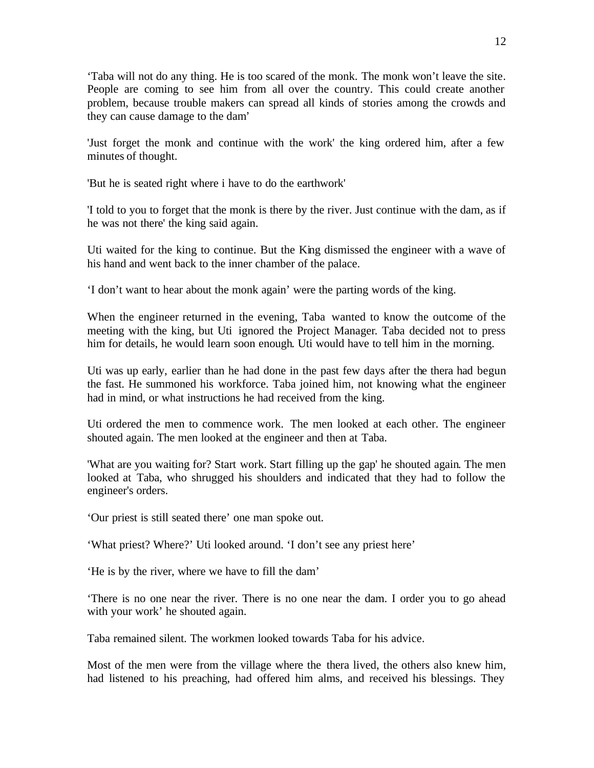'Taba will not do any thing. He is too scared of the monk. The monk won't leave the site. People are coming to see him from all over the country. This could create another problem, because trouble makers can spread all kinds of stories among the crowds and they can cause damage to the dam'

'Just forget the monk and continue with the work' the king ordered him, after a few minutes of thought.

'But he is seated right where i have to do the earthwork'

'I told to you to forget that the monk is there by the river. Just continue with the dam, as if he was not there' the king said again.

Uti waited for the king to continue. But the King dismissed the engineer with a wave of his hand and went back to the inner chamber of the palace.

'I don't want to hear about the monk again' were the parting words of the king.

When the engineer returned in the evening, Taba wanted to know the outcome of the meeting with the king, but Uti ignored the Project Manager. Taba decided not to press him for details, he would learn soon enough. Uti would have to tell him in the morning.

Uti was up early, earlier than he had done in the past few days after the thera had begun the fast. He summoned his workforce. Taba joined him, not knowing what the engineer had in mind, or what instructions he had received from the king.

Uti ordered the men to commence work. The men looked at each other. The engineer shouted again. The men looked at the engineer and then at Taba.

'What are you waiting for? Start work. Start filling up the gap' he shouted again. The men looked at Taba, who shrugged his shoulders and indicated that they had to follow the engineer's orders.

'Our priest is still seated there' one man spoke out.

'What priest? Where?' Uti looked around. 'I don't see any priest here'

'He is by the river, where we have to fill the dam'

'There is no one near the river. There is no one near the dam. I order you to go ahead with your work' he shouted again.

Taba remained silent. The workmen looked towards Taba for his advice.

Most of the men were from the village where the thera lived, the others also knew him, had listened to his preaching, had offered him alms, and received his blessings. They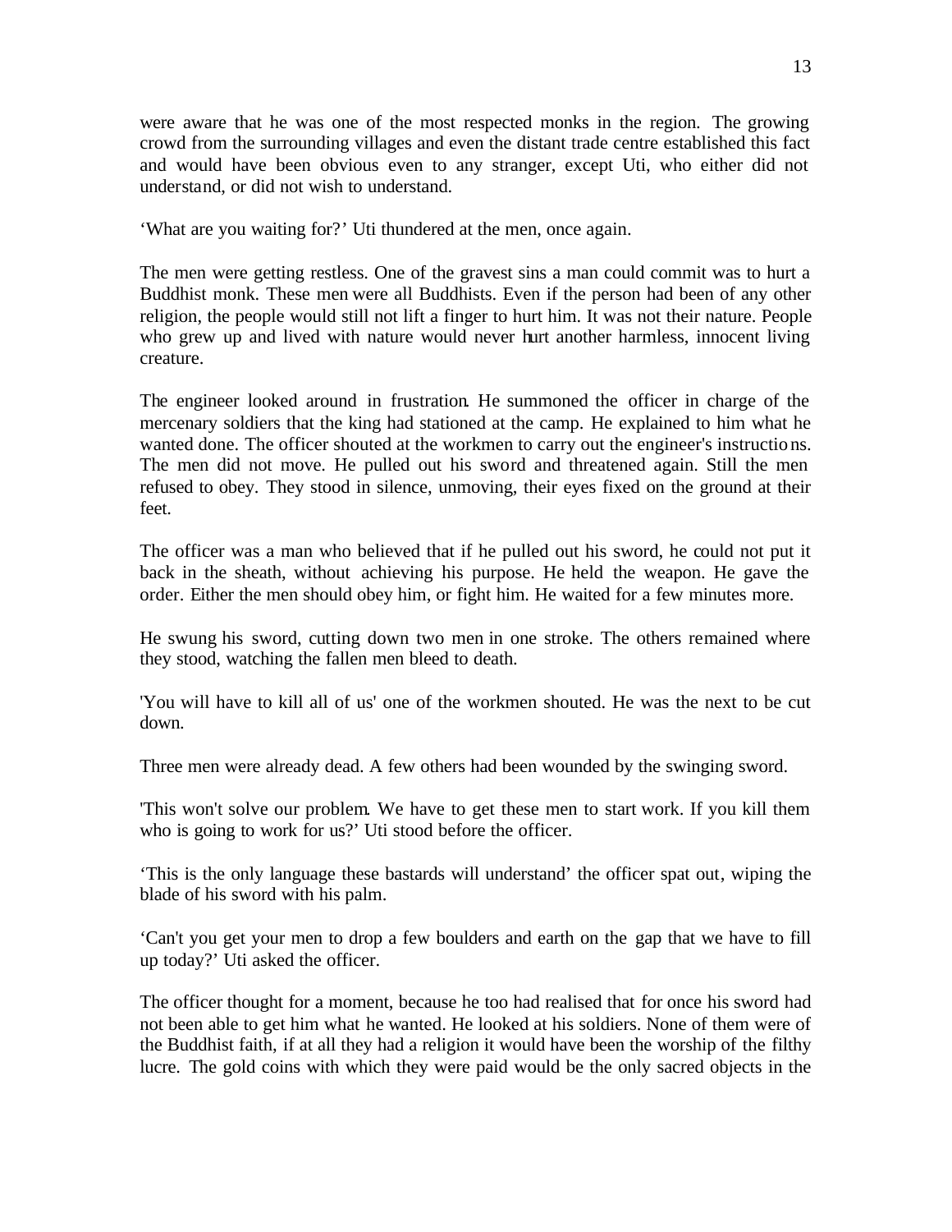were aware that he was one of the most respected monks in the region. The growing crowd from the surrounding villages and even the distant trade centre established this fact and would have been obvious even to any stranger, except Uti, who either did not understand, or did not wish to understand.

‘What are you waiting for?’ Uti thundered at the men, once again.

The men were getting restless. One of the gravest sins a man could commit was to hurt a Buddhist monk. These men were all Buddhists. Even if the person had been of any other religion, the people would still not lift a finger to hurt him. It was not their nature. People who grew up and lived with nature would never hurt another harmless, innocent living creature.

The engineer looked around in frustration. He summoned the officer in charge of the mercenary soldiers that the king had stationed at the camp. He explained to him what he wanted done. The officer shouted at the workmen to carry out the engineer's instructions. The men did not move. He pulled out his sword and threatened again. Still the men refused to obey. They stood in silence, unmoving, their eyes fixed on the ground at their feet.

The officer was a man who believed that if he pulled out his sword, he could not put it back in the sheath, without achieving his purpose. He held the weapon. He gave the order. Either the men should obey him, or fight him. He waited for a few minutes more.

He swung his sword, cutting down two men in one stroke. The others remained where they stood, watching the fallen men bleed to death.

'You will have to kill all of us' one of the workmen shouted. He was the next to be cut down.

Three men were already dead. A few others had been wounded by the swinging sword.

'This won't solve our problem. We have to get these men to start work. If you kill them who is going to work for us?’ Uti stood before the officer.

‘This is the only language these bastards will understand’ the officer spat out, wiping the blade of his sword with his palm.

‘Can't you get your men to drop a few boulders and earth on the gap that we have to fill up today?’ Uti asked the officer.

The officer thought for a moment, because he too had realised that for once his sword had not been able to get him what he wanted. He looked at his soldiers. None of them were of the Buddhist faith, if at all they had a religion it would have been the worship of the filthy lucre. The gold coins with which they were paid would be the only sacred objects in the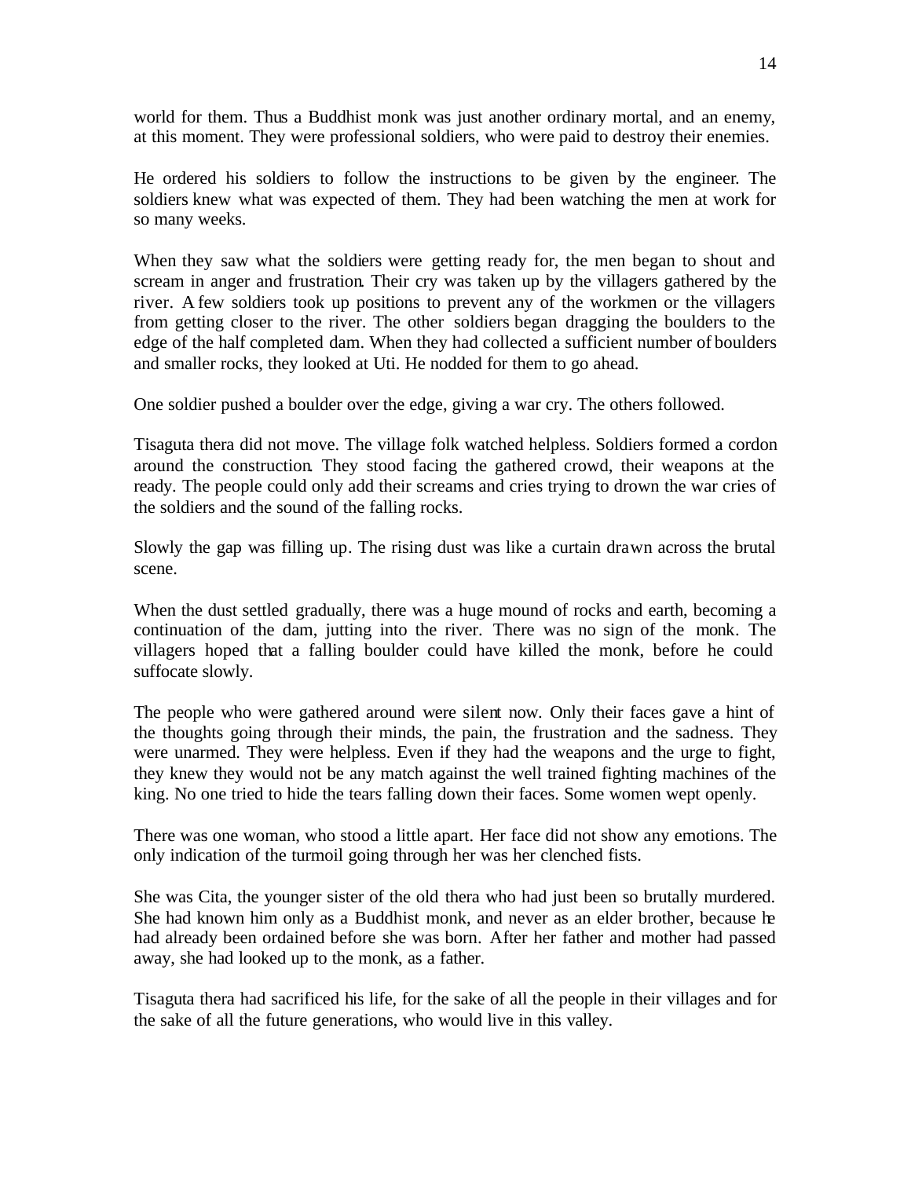world for them. Thus a Buddhist monk was just another ordinary mortal, and an enemy, at this moment. They were professional soldiers, who were paid to destroy their enemies.

He ordered his soldiers to follow the instructions to be given by the engineer. The soldiers knew what was expected of them. They had been watching the men at work for so many weeks.

When they saw what the soldiers were getting ready for, the men began to shout and scream in anger and frustration. Their cry was taken up by the villagers gathered by the river. A few soldiers took up positions to prevent any of the workmen or the villagers from getting closer to the river. The other soldiers began dragging the boulders to the edge of the half completed dam. When they had collected a sufficient number of boulders and smaller rocks, they looked at Uti. He nodded for them to go ahead.

One soldier pushed a boulder over the edge, giving a war cry. The others followed.

Tisaguta thera did not move. The village folk watched helpless. Soldiers formed a cordon around the construction. They stood facing the gathered crowd, their weapons at the ready. The people could only add their screams and cries trying to drown the war cries of the soldiers and the sound of the falling rocks.

Slowly the gap was filling up. The rising dust was like a curtain drawn across the brutal scene.

When the dust settled gradually, there was a huge mound of rocks and earth, becoming a continuation of the dam, jutting into the river. There was no sign of the monk. The villagers hoped that a falling boulder could have killed the monk, before he could suffocate slowly.

The people who were gathered around were silent now. Only their faces gave a hint of the thoughts going through their minds, the pain, the frustration and the sadness. They were unarmed. They were helpless. Even if they had the weapons and the urge to fight, they knew they would not be any match against the well trained fighting machines of the king. No one tried to hide the tears falling down their faces. Some women wept openly.

There was one woman, who stood a little apart. Her face did not show any emotions. The only indication of the turmoil going through her was her clenched fists.

She was Cita, the younger sister of the old thera who had just been so brutally murdered. She had known him only as a Buddhist monk, and never as an elder brother, because he had already been ordained before she was born. After her father and mother had passed away, she had looked up to the monk, as a father.

Tisaguta thera had sacrificed his life, for the sake of all the people in their villages and for the sake of all the future generations, who would live in this valley.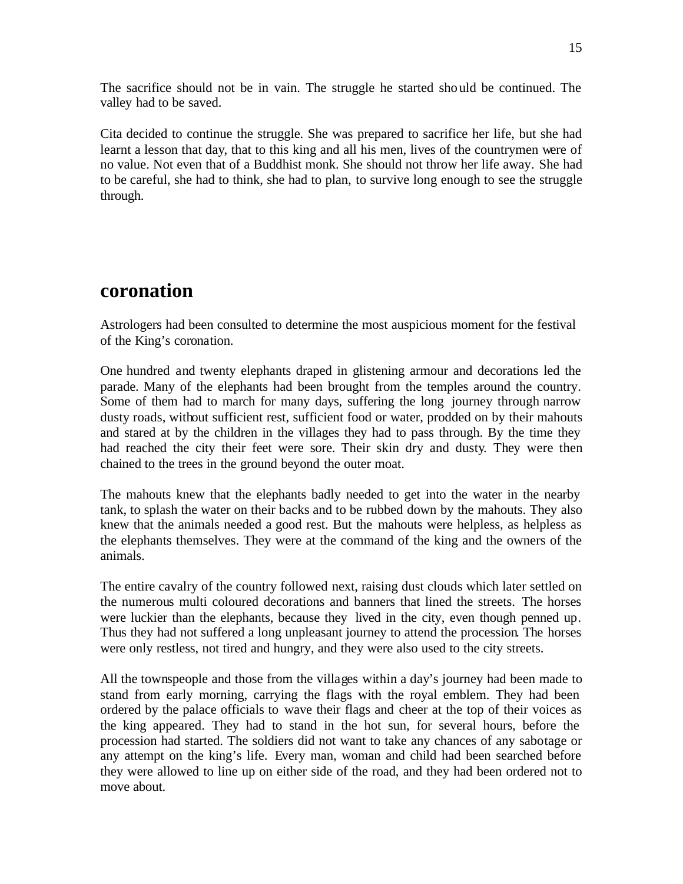The sacrifice should not be in vain. The struggle he started should be continued. The valley had to be saved.

Cita decided to continue the struggle. She was prepared to sacrifice her life, but she had learnt a lesson that day, that to this king and all his men, lives of the countrymen were of no value. Not even that of a Buddhist monk. She should not throw her life away. She had to be careful, she had to think, she had to plan, to survive long enough to see the struggle through.

## coronation

Astrologers had been consulted to determine the most auspicious moment for the festival of the King's coronation.

One hundred and twenty elephants draped in glistening armour and decorations led the parade. Many of the elephants had been brought from the temples around the country. Some of them had to march for many days, suffering the long journey through narrow dusty roads, without sufficient rest, sufficient food or water, prodded on by their mahouts and stared at by the children in the villages they had to pass through. By the time they had reached the city their feet were sore. Their skin dry and dusty. They were then chained to the trees in the ground beyond the outer moat.

The mahouts knew that the elephants badly needed to get into the water in the nearby tank, to splash the water on their backs and to be rubbed down by the mahouts. They also knew that the animals needed a good rest. But the mahouts were helpless, as helpless as the elephants themselves. They were at the command of the king and the owners of the animals.

The entire cavalry of the country followed next, raising dust clouds which later settled on the numerous multi coloured decorations and banners that lined the streets. The horses were luckier than the elephants, because they lived in the city, even though penned up. Thus they had not suffered a long unpleasant journey to attend the procession. The horses were only restless, not tired and hungry, and they were also used to the city streets.

All the townspeople and those from the villages within a day's journey had been made to stand from early morning, carrying the flags with the royal emblem. They had been ordered by the palace officials to wave their flags and cheer at the top of their voices as the king appeared. They had to stand in the hot sun, for several hours, before the procession had started. The soldiers did not want to take any chances of any sabotage or any attempt on the king's life. Every man, woman and child had been searched before they were allowed to line up on either side of the road, and they had been ordered not to move about.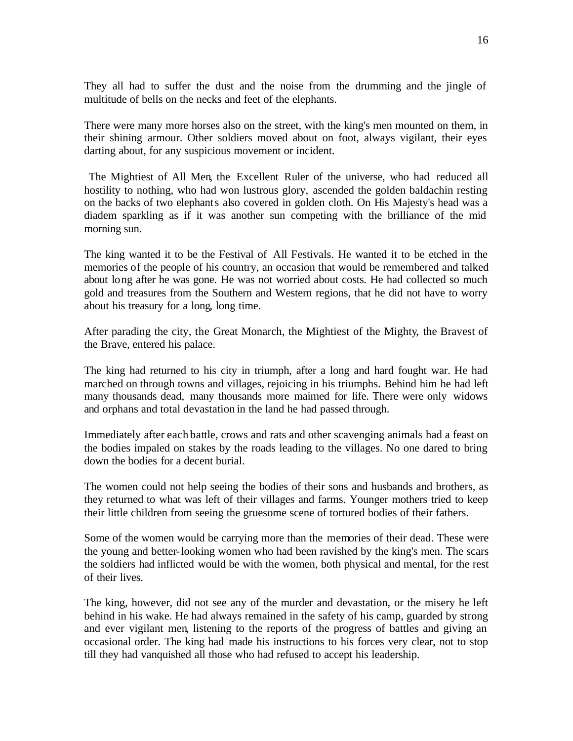They all had to suffer the dust and the noise from the drumming and the jingle of multitude of bells on the necks and feet of the elephants.

There were many more horses also on the street, with the king's men mounted on them, in their shining armour. Other soldiers moved about on foot, always vigilant, their eyes darting about, for any suspicious movement or incident.

The Mightiest of All Men, the Excellent Ruler of the universe, who had reduced all hostility to nothing, who had won lustrous glory, ascended the golden baldachin resting on the backs of two elephants also covered in golden cloth. On His Majesty's head was a diadem sparkling as if it was another sun competing with the brilliance of the mid morning sun.

The king wanted it to be the Festival of All Festivals. He wanted it to be etched in the memories of the people of his country, an occasion that would be remembered and talked about long after he was gone. He was not worried about costs. He had collected so much gold and treasures from the Southern and Western regions, that he did not have to worry about his treasury for a long, long time.

After parading the city, the Great Monarch, the Mightiest of the Mighty, the Bravest of the Brave, entered his palace.

The king had returned to his city in triumph, after a long and hard fought war. He had marched on through towns and villages, rejoicing in his triumphs. Behind him he had left many thousands dead, many thousands more maimed for life. There were only widows and orphans and total devastation in the land he had passed through.

Immediately after each battle, crows and rats and other scavenging animals had a feast on the bodies impaled on stakes by the roads leading to the villages. No one dared to bring down the bodies for a decent burial.

The women could not help seeing the bodies of their sons and husbands and brothers, as they returned to what was left of their villages and farms. Younger mothers tried to keep their little children from seeing the gruesome scene of tortured bodies of their fathers.

Some of the women would be carrying more than the memories of their dead. These were the young and better-looking women who had been ravished by the king's men. The scars the soldiers had inflicted would be with the women, both physical and mental, for the rest of their lives.

The king, however, did not see any of the murder and devastation, or the misery he left behind in his wake. He had always remained in the safety of his camp, guarded by strong and ever vigilant men, listening to the reports of the progress of battles and giving an occasional order. The king had made his instructions to his forces very clear, not to stop till they had vanquished all those who had refused to accept his leadership.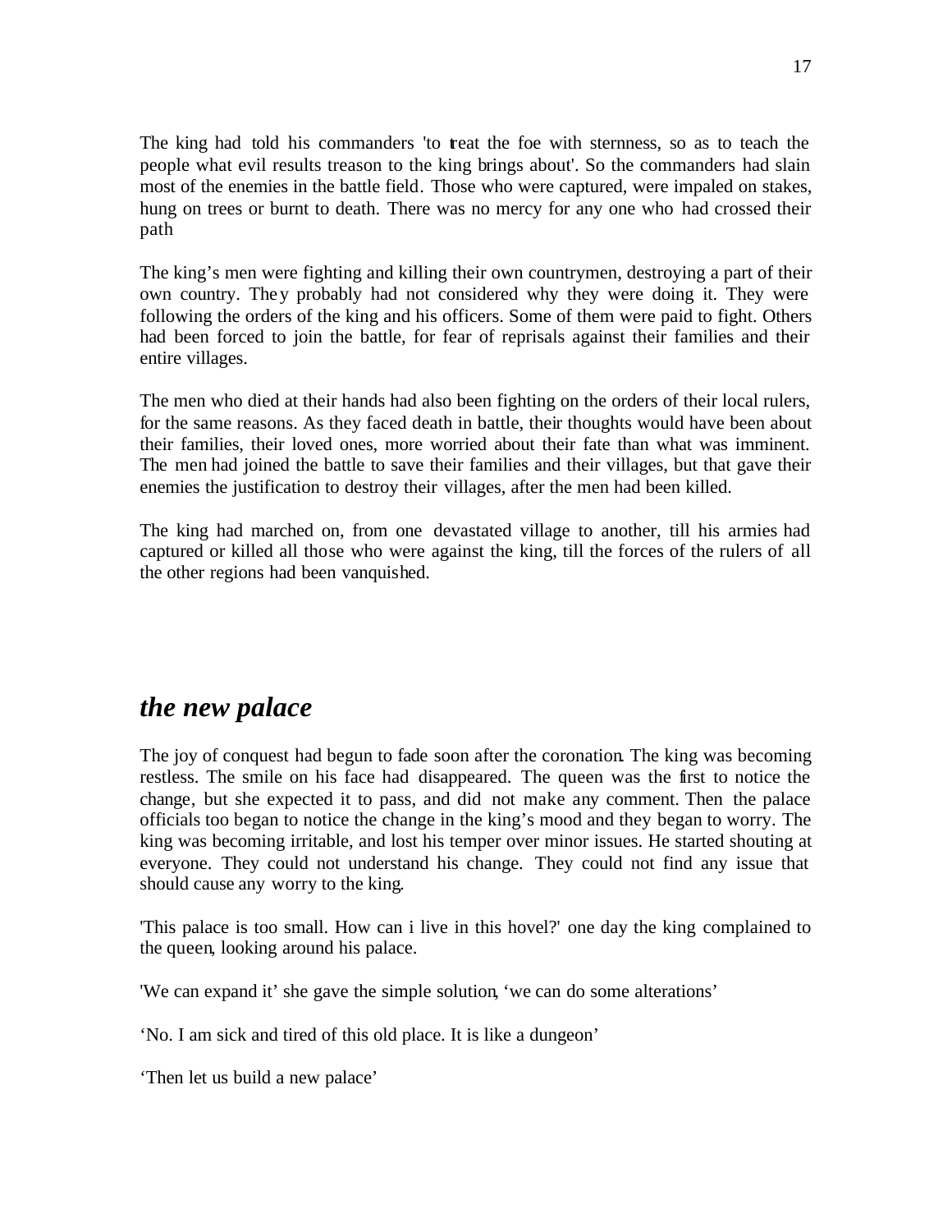The king had told his commanders 'to treat the foe with sternness, so as to teach the people what evil results treason to the king brings about'. So the commanders had slain most of the enemies in the battle field. Those who were captured, were impaled on stakes, hung on trees or burnt to death. There was no mercy for any one who had crossed their path

The king's men were fighting and killing their own countrymen, destroying a part of their own country. They probably had not considered why they were doing it. They were following the orders of the king and his officers. Some of them were paid to fight. Others had been forced to join the battle, for fear of reprisals against their families and their entire villages.

The men who died at their hands had also been fighting on the orders of their local rulers, for the same reasons. As they faced death in battle, their thoughts would have been about their families, their loved ones, more worried about their fate than what was imminent. The men had joined the battle to save their families and their villages, but that gave their enemies the justification to destroy their villages, after the men had been killed.

The king had marched on, from one devastated village to another, till his armies had captured or killed all those who were against the king, till the forces of the rulers of all the other regions had been vanquished.

## *the new palace*

The joy of conquest had begun to fade soon after the coronation. The king was becoming restless. The smile on his face had disappeared. The queen was the first to notice the change, but she expected it to pass, and did not make any comment. Then the palace officials too began to notice the change in the king's mood and they began to worry. The king was becoming irritable, and lost his temper over minor issues. He started shouting at everyone. They could not understand his change. They could not find any issue that should cause any worry to the king.

'This palace is too small. How can i live in this hovel?' one day the king complained to the queen, looking around his palace.

'We can expand it' she gave the simple solution, 'we can do some alterations'

'No. I am sick and tired of this old place. It is like a dungeon'

'Then let us build a new palace'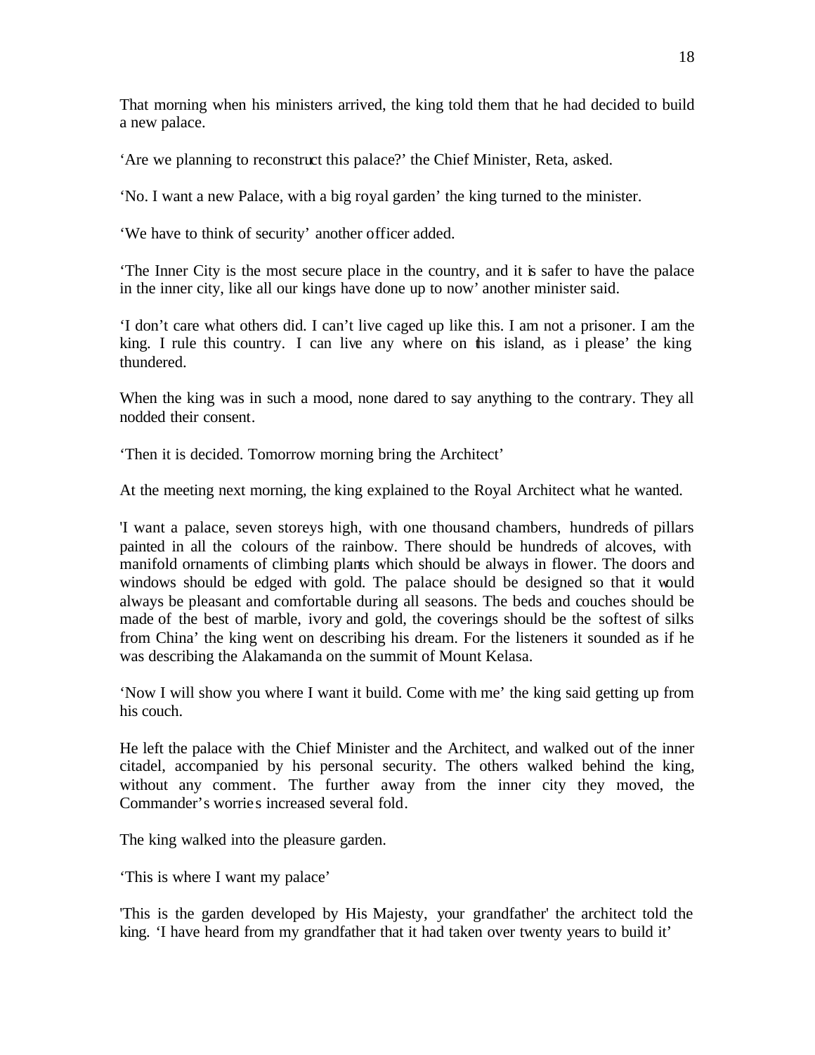That morning when his ministers arrived, the king told them that he had decided to build a new palace.

'Are we planning to reconstruct this palace?' the Chief Minister, Reta, asked.

'No. I want a new Palace, with a big royal garden' the king turned to the minister.

'We have to think of security' another officer added.

'The Inner City is the most secure place in the country, and it is safer to have the palace in the inner city, like all our kings have done up to now' another minister said.

'I don't care what others did. I can't live caged up like this. I am not a prisoner. I am the king. I rule this country. I can live any where on this island, as i please' the king thundered.

When the king was in such a mood, none dared to say anything to the contrary. They all nodded their consent.

'Then it is decided. Tomorrow morning bring the Architect'

At the meeting next morning, the king explained to the Royal Architect what he wanted.

'I want a palace, seven storeys high, with one thousand chambers, hundreds of pillars painted in all the colours of the rainbow. There should be hundreds of alcoves, with manifold ornaments of climbing plants which should be always in flower. The doors and windows should be edged with gold. The palace should be designed so that it would always be pleasant and comfortable during all seasons. The beds and couches should be made of the best of marble, ivory and gold, the coverings should be the softest of silks from China' the king went on describing his dream. For the listeners it sounded as if he was describing the Alakamanda on the summit of Mount Kelasa.

'Now I will show you where I want it build. Come with me' the king said getting up from his couch.

He left the palace with the Chief Minister and the Architect, and walked out of the inner citadel, accompanied by his personal security. The others walked behind the king, without any comment. The further away from the inner city they moved, the Commander's worries increased several fold.

The king walked into the pleasure garden.

'This is where I want my palace'

'This is the garden developed by His Majesty, your grandfather' the architect told the king. 'I have heard from my grandfather that it had taken over twenty years to build it'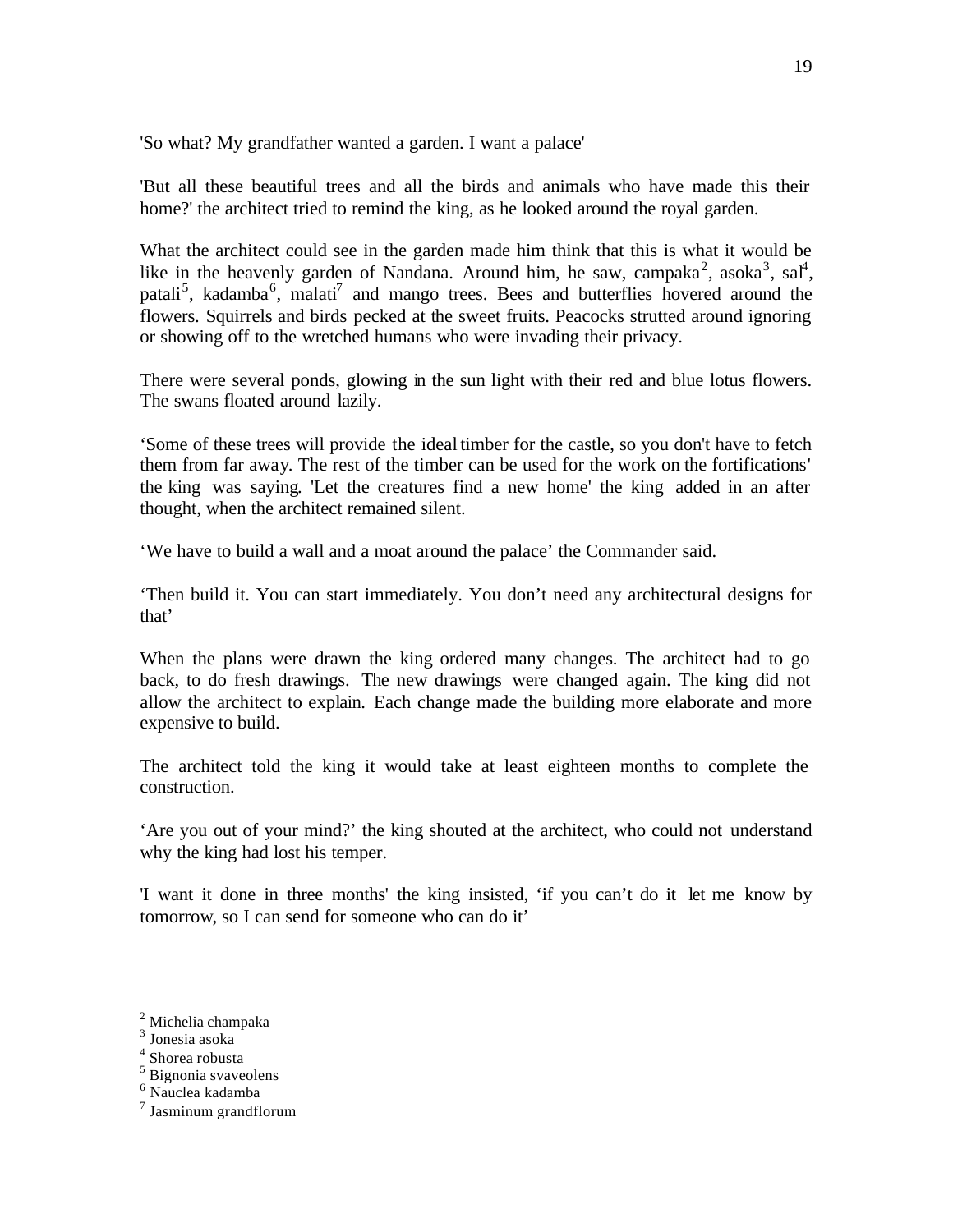'So what? My grandfather wanted a garden. I want a palace'

'But all these beautiful trees and all the birds and animals who have made this their home?' the architect tried to remind the king, as he looked around the royal garden.

What the architect could see in the garden made him think that this is what it would be like in the heavenly garden of Nandana. Around him, he saw, campaka[2], asoka[3], sal[4], patali[5], kadamba[6], malati[7] and mango trees. Bees and butterflies hovered around the flowers. Squirrels and birds pecked at the sweet fruits. Peacocks strutted around ignoring or showing off to the wretched humans who were invading their privacy.

There were several ponds, glowing in the sun light with their red and blue lotus flowers. The swans floated around lazily.

'Some of these trees will provide the ideal timber for the castle, so you don't have to fetch them from far away. The rest of the timber can be used for the work on the fortifications' the king was saying. 'Let the creatures find a new home' the king added in an after thought, when the architect remained silent.

'We have to build a wall and a moat around the palace' the Commander said.

'Then build it. You can start immediately. You don't need any architectural designs for that'

When the plans were drawn the king ordered many changes. The architect had to go back, to do fresh drawings. The new drawings were changed again. The king did not allow the architect to explain. Each change made the building more elaborate and more expensive to build.

The architect told the king it would take at least eighteen months to complete the construction.

'Are you out of your mind?' the king shouted at the architect, who could not understand why the king had lost his temper.

'I want it done in three months' the king insisted, 'if you can't do it let me know by tomorrow, so I can send for someone who can do it'

---

[2] Michelia champaka
[3] Jonesia asoka
[4] Shorea robusta
[5] Bignonia svaveolens
[6] Nauclea kadamba
[7] Jasminum grandflorum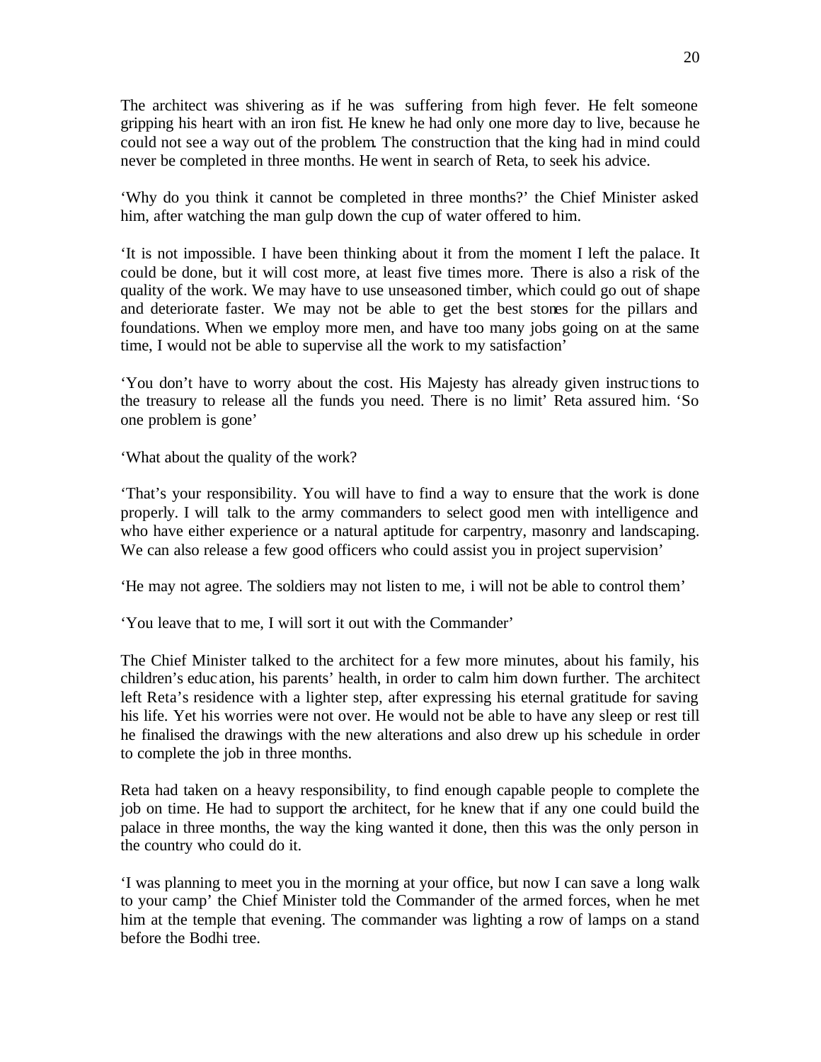The architect was shivering as if he was suffering from high fever. He felt someone gripping his heart with an iron fist. He knew he had only one more day to live, because he could not see a way out of the problem. The construction that the king had in mind could never be completed in three months. He went in search of Reta, to seek his advice.

'Why do you think it cannot be completed in three months?' the Chief Minister asked him, after watching the man gulp down the cup of water offered to him.

'It is not impossible. I have been thinking about it from the moment I left the palace. It could be done, but it will cost more, at least five times more. There is also a risk of the quality of the work. We may have to use unseasoned timber, which could go out of shape and deteriorate faster. We may not be able to get the best stones for the pillars and foundations. When we employ more men, and have too many jobs going on at the same time, I would not be able to supervise all the work to my satisfaction'

'You don't have to worry about the cost. His Majesty has already given instructions to the treasury to release all the funds you need. There is no limit' Reta assured him. 'So one problem is gone'

'What about the quality of the work?

'That's your responsibility. You will have to find a way to ensure that the work is done properly. I will talk to the army commanders to select good men with intelligence and who have either experience or a natural aptitude for carpentry, masonry and landscaping. We can also release a few good officers who could assist you in project supervision'

'He may not agree. The soldiers may not listen to me, i will not be able to control them'

'You leave that to me, I will sort it out with the Commander'

The Chief Minister talked to the architect for a few more minutes, about his family, his children's education, his parents' health, in order to calm him down further. The architect left Reta's residence with a lighter step, after expressing his eternal gratitude for saving his life. Yet his worries were not over. He would not be able to have any sleep or rest till he finalised the drawings with the new alterations and also drew up his schedule in order to complete the job in three months.

Reta had taken on a heavy responsibility, to find enough capable people to complete the job on time. He had to support the architect, for he knew that if any one could build the palace in three months, the way the king wanted it done, then this was the only person in the country who could do it.

'I was planning to meet you in the morning at your office, but now I can save a long walk to your camp' the Chief Minister told the Commander of the armed forces, when he met him at the temple that evening. The commander was lighting a row of lamps on a stand before the Bodhi tree.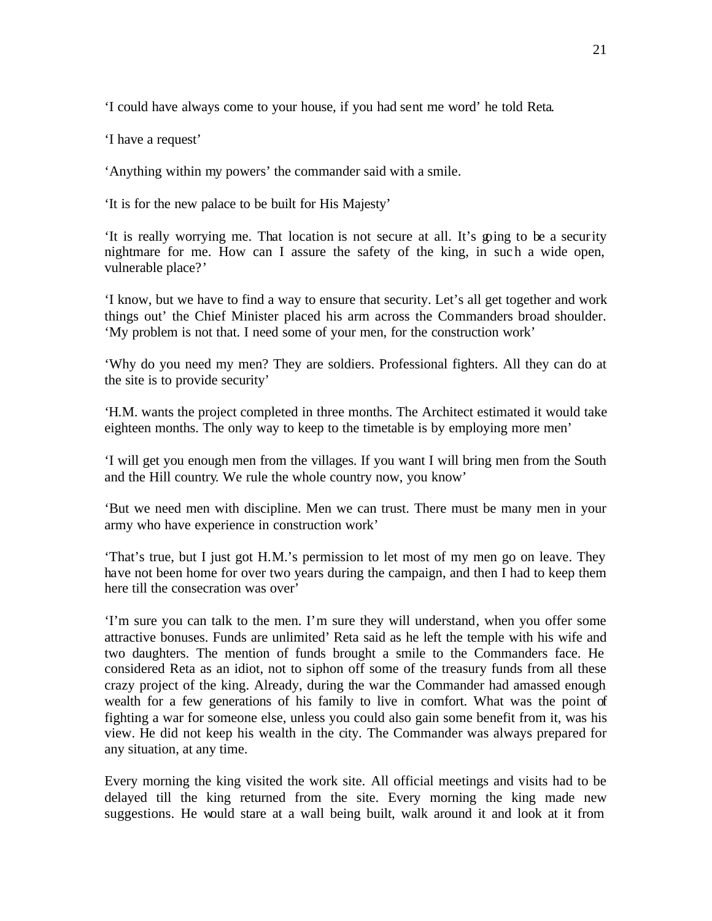'I could have always come to your house, if you had sent me word' he told Reta.

'I have a request'

'Anything within my powers' the commander said with a smile.

'It is for the new palace to be built for His Majesty'

'It is really worrying me. That location is not secure at all. It's going to be a security nightmare for me. How can I assure the safety of the king, in such a wide open, vulnerable place?'

'I know, but we have to find a way to ensure that security. Let's all get together and work things out' the Chief Minister placed his arm across the Commanders broad shoulder. 'My problem is not that. I need some of your men, for the construction work'

'Why do you need my men? They are soldiers. Professional fighters. All they can do at the site is to provide security'

'H.M. wants the project completed in three months. The Architect estimated it would take eighteen months. The only way to keep to the timetable is by employing more men'

'I will get you enough men from the villages. If you want I will bring men from the South and the Hill country. We rule the whole country now, you know'

'But we need men with discipline. Men we can trust. There must be many men in your army who have experience in construction work'

'That's true, but I just got H.M.'s permission to let most of my men go on leave. They have not been home for over two years during the campaign, and then I had to keep them here till the consecration was over'

'I'm sure you can talk to the men. I'm sure they will understand, when you offer some attractive bonuses. Funds are unlimited' Reta said as he left the temple with his wife and two daughters. The mention of funds brought a smile to the Commanders face. He considered Reta as an idiot, not to siphon off some of the treasury funds from all these crazy project of the king. Already, during the war the Commander had amassed enough wealth for a few generations of his family to live in comfort. What was the point of fighting a war for someone else, unless you could also gain some benefit from it, was his view. He did not keep his wealth in the city. The Commander was always prepared for any situation, at any time.

Every morning the king visited the work site. All official meetings and visits had to be delayed till the king returned from the site. Every morning the king made new suggestions. He would stare at a wall being built, walk around it and look at it from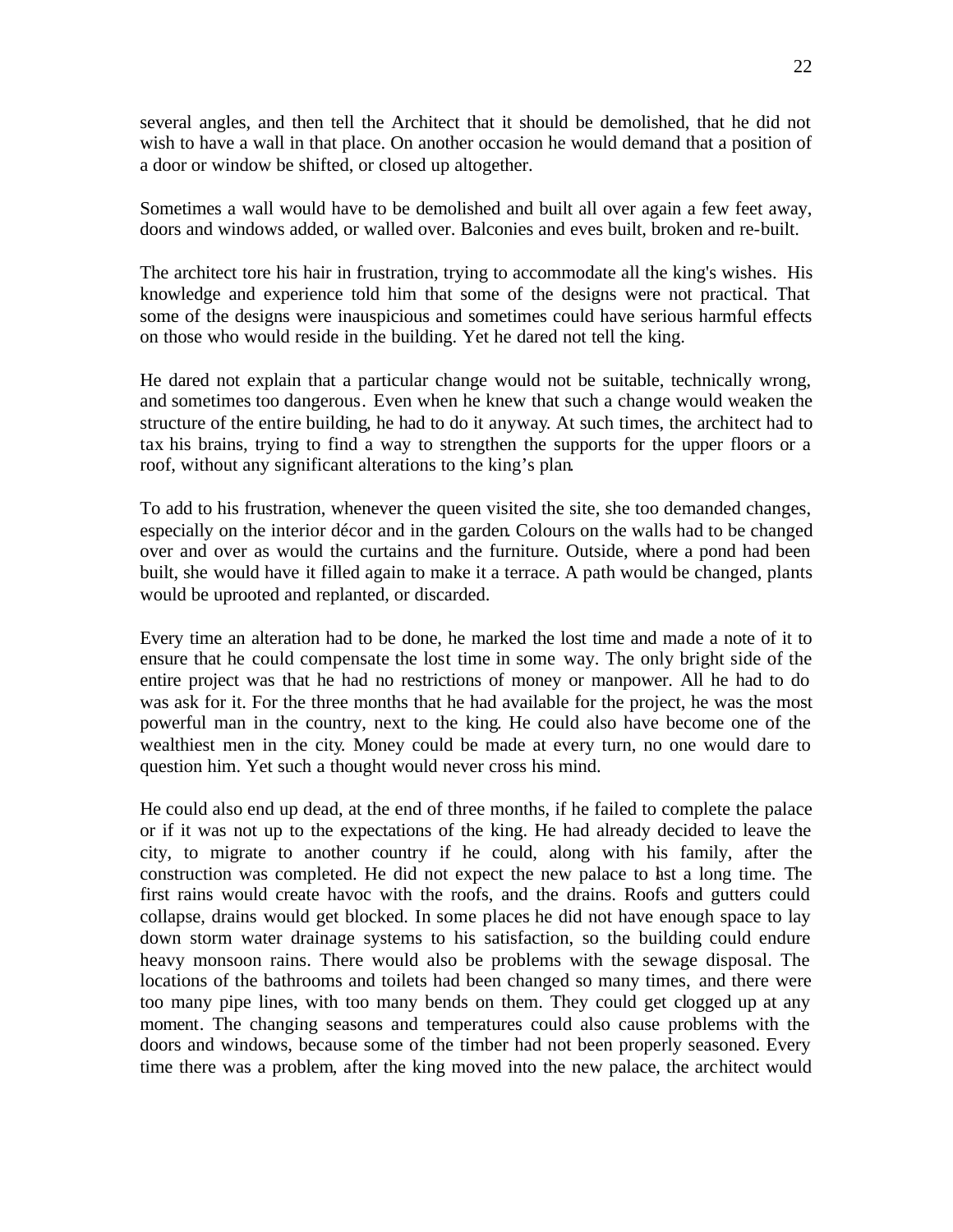several angles, and then tell the Architect that it should be demolished, that he did not wish to have a wall in that place. On another occasion he would demand that a position of a door or window be shifted, or closed up altogether.

Sometimes a wall would have to be demolished and built all over again a few feet away, doors and windows added, or walled over. Balconies and eves built, broken and re-built.

The architect tore his hair in frustration, trying to accommodate all the king's wishes. His knowledge and experience told him that some of the designs were not practical. That some of the designs were inauspicious and sometimes could have serious harmful effects on those who would reside in the building. Yet he dared not tell the king.

He dared not explain that a particular change would not be suitable, technically wrong, and sometimes too dangerous. Even when he knew that such a change would weaken the structure of the entire building, he had to do it anyway. At such times, the architect had to tax his brains, trying to find a way to strengthen the supports for the upper floors or a roof, without any significant alterations to the king's plan.

To add to his frustration, whenever the queen visited the site, she too demanded changes, especially on the interior décor and in the garden. Colours on the walls had to be changed over and over as would the curtains and the furniture. Outside, where a pond had been built, she would have it filled again to make it a terrace. A path would be changed, plants would be uprooted and replanted, or discarded.

Every time an alteration had to be done, he marked the lost time and made a note of it to ensure that he could compensate the lost time in some way. The only bright side of the entire project was that he had no restrictions of money or manpower. All he had to do was ask for it. For the three months that he had available for the project, he was the most powerful man in the country, next to the king. He could also have become one of the wealthiest men in the city. Money could be made at every turn, no one would dare to question him. Yet such a thought would never cross his mind.

He could also end up dead, at the end of three months, if he failed to complete the palace or if it was not up to the expectations of the king. He had already decided to leave the city, to migrate to another country if he could, along with his family, after the construction was completed. He did not expect the new palace to last a long time. The first rains would create havoc with the roofs, and the drains. Roofs and gutters could collapse, drains would get blocked. In some places he did not have enough space to lay down storm water drainage systems to his satisfaction, so the building could endure heavy monsoon rains. There would also be problems with the sewage disposal. The locations of the bathrooms and toilets had been changed so many times, and there were too many pipe lines, with too many bends on them. They could get clogged up at any moment. The changing seasons and temperatures could also cause problems with the doors and windows, because some of the timber had not been properly seasoned. Every time there was a problem, after the king moved into the new palace, the architect would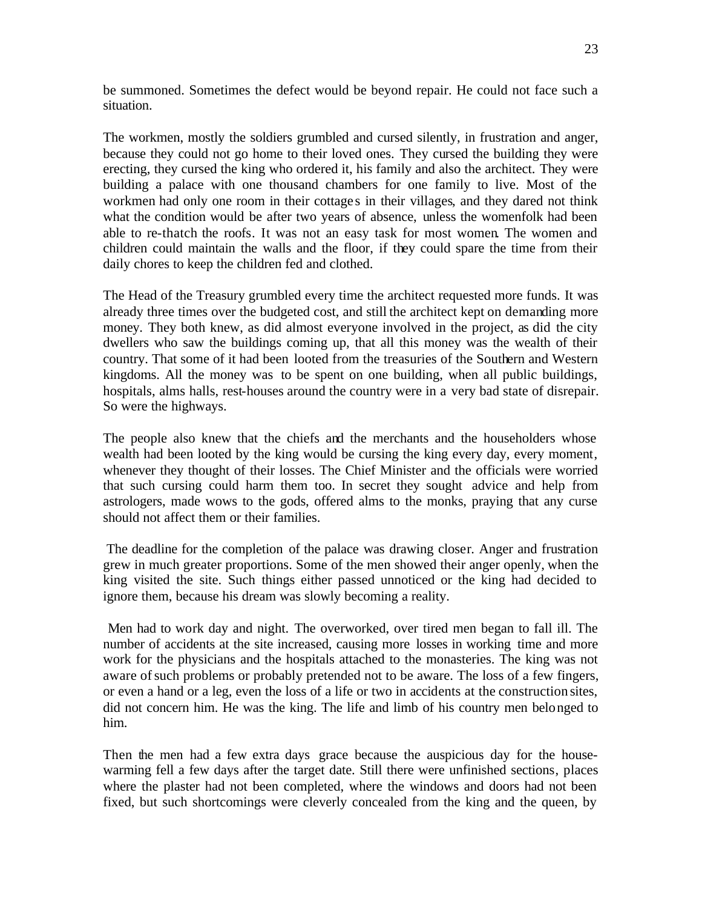be summoned. Sometimes the defect would be beyond repair. He could not face such a situation.

The workmen, mostly the soldiers grumbled and cursed silently, in frustration and anger, because they could not go home to their loved ones. They cursed the building they were erecting, they cursed the king who ordered it, his family and also the architect. They were building a palace with one thousand chambers for one family to live. Most of the workmen had only one room in their cottages in their villages, and they dared not think what the condition would be after two years of absence, unless the womenfolk had been able to re-thatch the roofs. It was not an easy task for most women. The women and children could maintain the walls and the floor, if they could spare the time from their daily chores to keep the children fed and clothed.

The Head of the Treasury grumbled every time the architect requested more funds. It was already three times over the budgeted cost, and still the architect kept on demanding more money. They both knew, as did almost everyone involved in the project, as did the city dwellers who saw the buildings coming up, that all this money was the wealth of their country. That some of it had been looted from the treasuries of the Southern and Western kingdoms. All the money was to be spent on one building, when all public buildings, hospitals, alms halls, rest-houses around the country were in a very bad state of disrepair. So were the highways.

The people also knew that the chiefs and the merchants and the householders whose wealth had been looted by the king would be cursing the king every day, every moment, whenever they thought of their losses. The Chief Minister and the officials were worried that such cursing could harm them too. In secret they sought advice and help from astrologers, made wows to the gods, offered alms to the monks, praying that any curse should not affect them or their families.

The deadline for the completion of the palace was drawing closer. Anger and frustration grew in much greater proportions. Some of the men showed their anger openly, when the king visited the site. Such things either passed unnoticed or the king had decided to ignore them, because his dream was slowly becoming a reality.

Men had to work day and night. The overworked, over tired men began to fall ill. The number of accidents at the site increased, causing more losses in working time and more work for the physicians and the hospitals attached to the monasteries. The king was not aware of such problems or probably pretended not to be aware. The loss of a few fingers, or even a hand or a leg, even the loss of a life or two in accidents at the construction sites, did not concern him. He was the king. The life and limb of his country men belonged to him.

Then the men had a few extra days grace because the auspicious day for the house-warming fell a few days after the target date. Still there were unfinished sections, places where the plaster had not been completed, where the windows and doors had not been fixed, but such shortcomings were cleverly concealed from the king and the queen, by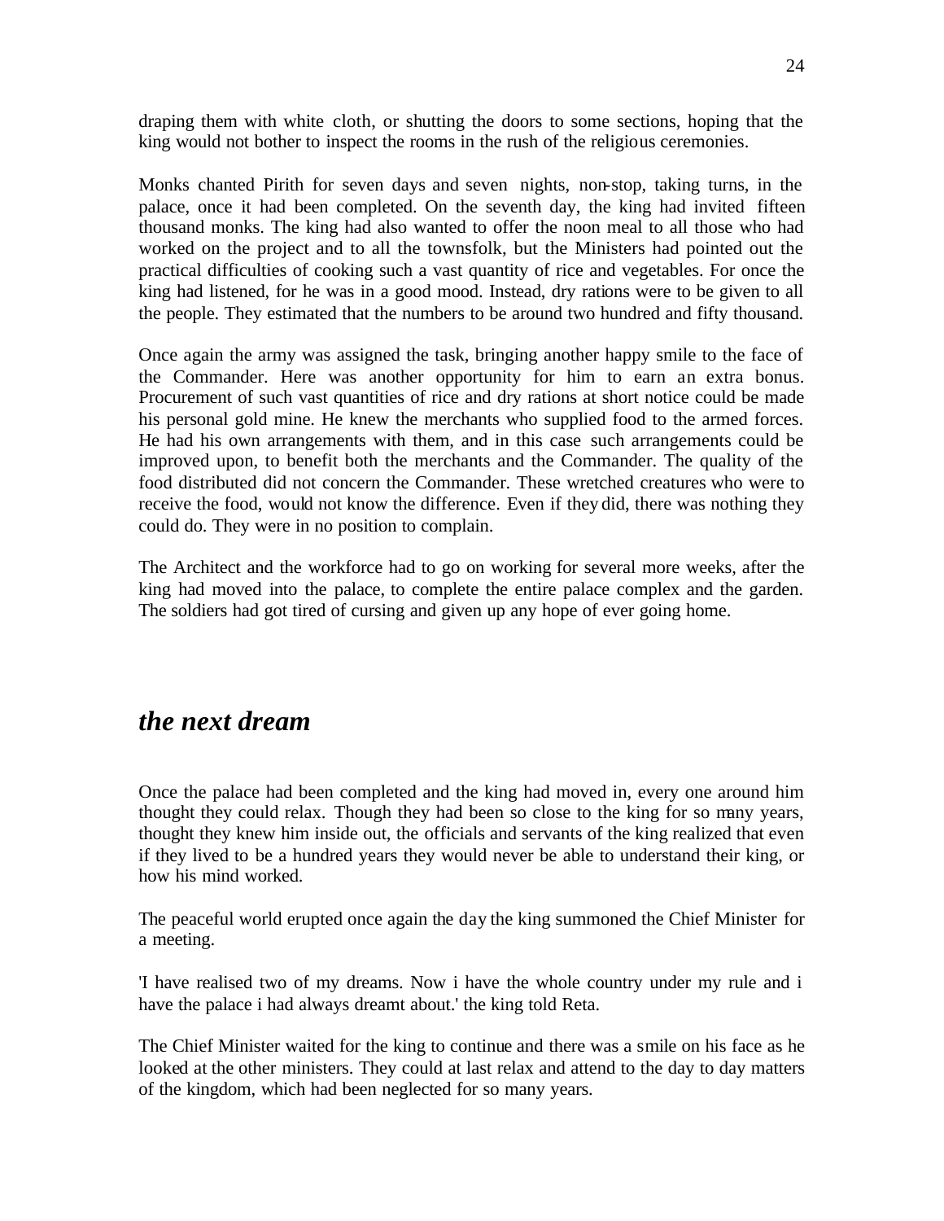draping them with white cloth, or shutting the doors to some sections, hoping that the king would not bother to inspect the rooms in the rush of the religious ceremonies.

Monks chanted Pirith for seven days and seven nights, non-stop, taking turns, in the palace, once it had been completed. On the seventh day, the king had invited fifteen thousand monks. The king had also wanted to offer the noon meal to all those who had worked on the project and to all the townsfolk, but the Ministers had pointed out the practical difficulties of cooking such a vast quantity of rice and vegetables. For once the king had listened, for he was in a good mood. Instead, dry rations were to be given to all the people. They estimated that the numbers to be around two hundred and fifty thousand.

Once again the army was assigned the task, bringing another happy smile to the face of the Commander. Here was another opportunity for him to earn an extra bonus. Procurement of such vast quantities of rice and dry rations at short notice could be made his personal gold mine. He knew the merchants who supplied food to the armed forces. He had his own arrangements with them, and in this case such arrangements could be improved upon, to benefit both the merchants and the Commander. The quality of the food distributed did not concern the Commander. These wretched creatures who were to receive the food, would not know the difference. Even if they did, there was nothing they could do. They were in no position to complain.

The Architect and the workforce had to go on working for several more weeks, after the king had moved into the palace, to complete the entire palace complex and the garden. The soldiers had got tired of cursing and given up any hope of ever going home.

## *the next dream*

Once the palace had been completed and the king had moved in, every one around him thought they could relax. Though they had been so close to the king for so many years, thought they knew him inside out, the officials and servants of the king realized that even if they lived to be a hundred years they would never be able to understand their king, or how his mind worked.

The peaceful world erupted once again the day the king summoned the Chief Minister for a meeting.

'I have realised two of my dreams. Now i have the whole country under my rule and i have the palace i had always dreamt about.' the king told Reta.

The Chief Minister waited for the king to continue and there was a smile on his face as he looked at the other ministers. They could at last relax and attend to the day to day matters of the kingdom, which had been neglected for so many years.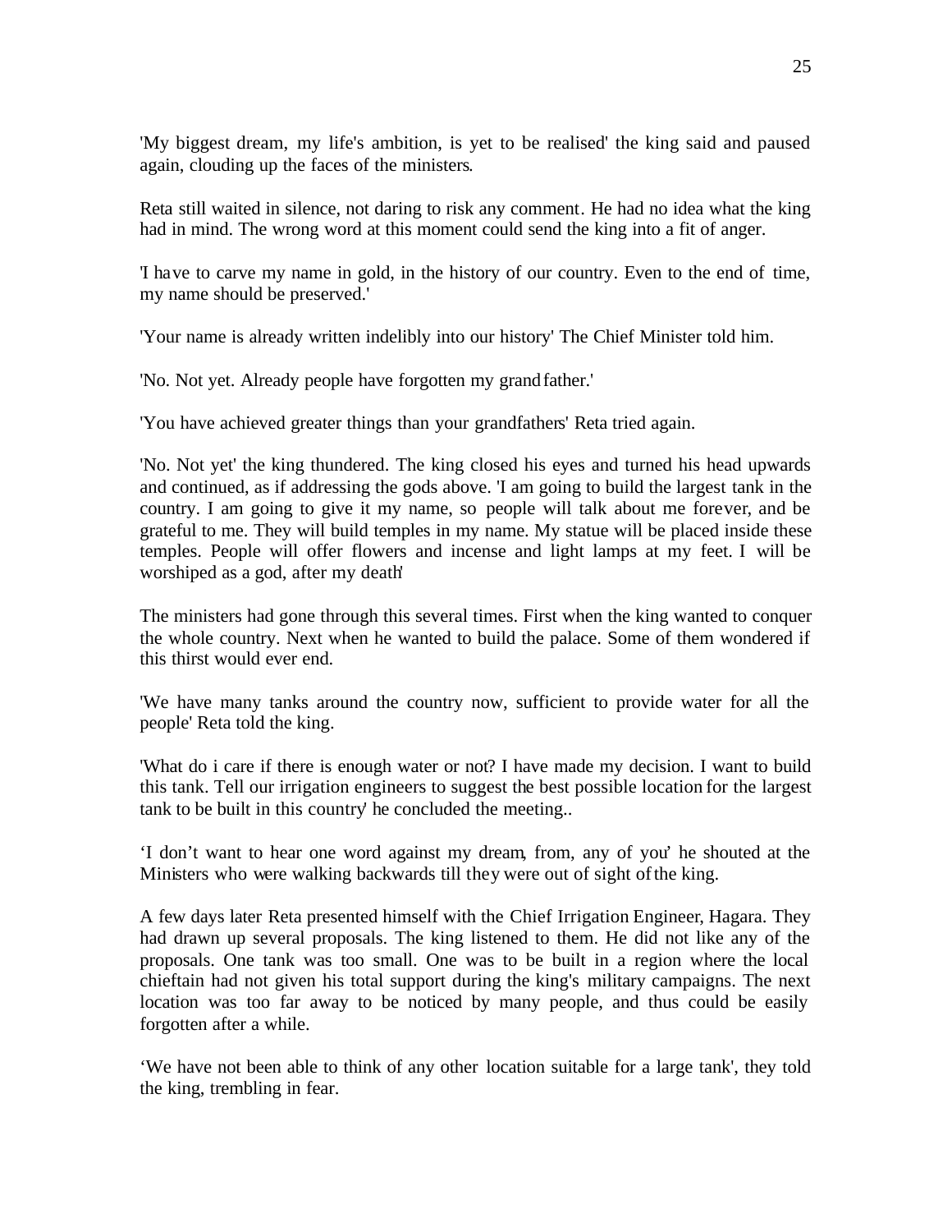'My biggest dream, my life's ambition, is yet to be realised' the king said and paused again, clouding up the faces of the ministers.

Reta still waited in silence, not daring to risk any comment. He had no idea what the king had in mind. The wrong word at this moment could send the king into a fit of anger.

'I have to carve my name in gold, in the history of our country. Even to the end of time, my name should be preserved.'

'Your name is already written indelibly into our history' The Chief Minister told him.

'No. Not yet. Already people have forgotten my grandfather.'

'You have achieved greater things than your grandfathers' Reta tried again.

'No. Not yet' the king thundered. The king closed his eyes and turned his head upwards and continued, as if addressing the gods above. 'I am going to build the largest tank in the country. I am going to give it my name, so people will talk about me forever, and be grateful to me. They will build temples in my name. My statue will be placed inside these temples. People will offer flowers and incense and light lamps at my feet. I will be worshiped as a god, after my death'

The ministers had gone through this several times. First when the king wanted to conquer the whole country. Next when he wanted to build the palace. Some of them wondered if this thirst would ever end.

'We have many tanks around the country now, sufficient to provide water for all the people' Reta told the king.

'What do i care if there is enough water or not? I have made my decision. I want to build this tank. Tell our irrigation engineers to suggest the best possible location for the largest tank to be built in this country' he concluded the meeting..

'I don't want to hear one word against my dream, from, any of you' he shouted at the Ministers who were walking backwards till they were out of sight of the king.

A few days later Reta presented himself with the Chief Irrigation Engineer, Hagara. They had drawn up several proposals. The king listened to them. He did not like any of the proposals. One tank was too small. One was to be built in a region where the local chieftain had not given his total support during the king's military campaigns. The next location was too far away to be noticed by many people, and thus could be easily forgotten after a while.

'We have not been able to think of any other location suitable for a large tank', they told the king, trembling in fear.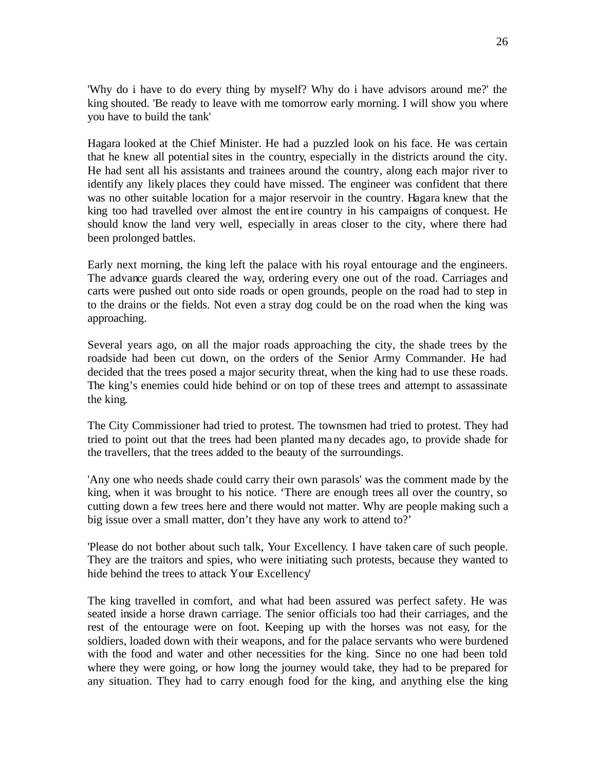'Why do i have to do every thing by myself? Why do i have advisors around me?' the king shouted. 'Be ready to leave with me tomorrow early morning. I will show you where you have to build the tank'

Hagara looked at the Chief Minister. He had a puzzled look on his face. He was certain that he knew all potential sites in the country, especially in the districts around the city. He had sent all his assistants and trainees around the country, along each major river to identify any likely places they could have missed. The engineer was confident that there was no other suitable location for a major reservoir in the country. Hagara knew that the king too had travelled over almost the entire country in his campaigns of conquest. He should know the land very well, especially in areas closer to the city, where there had been prolonged battles.

Early next morning, the king left the palace with his royal entourage and the engineers. The advance guards cleared the way, ordering every one out of the road. Carriages and carts were pushed out onto side roads or open grounds, people on the road had to step in to the drains or the fields. Not even a stray dog could be on the road when the king was approaching.

Several years ago, on all the major roads approaching the city, the shade trees by the roadside had been cut down, on the orders of the Senior Army Commander. He had decided that the trees posed a major security threat, when the king had to use these roads. The king's enemies could hide behind or on top of these trees and attempt to assassinate the king.

The City Commissioner had tried to protest. The townsmen had tried to protest. They had tried to point out that the trees had been planted many decades ago, to provide shade for the travellers, that the trees added to the beauty of the surroundings.

'Any one who needs shade could carry their own parasols' was the comment made by the king, when it was brought to his notice. 'There are enough trees all over the country, so cutting down a few trees here and there would not matter. Why are people making such a big issue over a small matter, don't they have any work to attend to?'

'Please do not bother about such talk, Your Excellency. I have taken care of such people. They are the traitors and spies, who were initiating such protests, because they wanted to hide behind the trees to attack Your Excellency'

The king travelled in comfort, and what had been assured was perfect safety. He was seated inside a horse drawn carriage. The senior officials too had their carriages, and the rest of the entourage were on foot. Keeping up with the horses was not easy, for the soldiers, loaded down with their weapons, and for the palace servants who were burdened with the food and water and other necessities for the king. Since no one had been told where they were going, or how long the journey would take, they had to be prepared for any situation. They had to carry enough food for the king, and anything else the king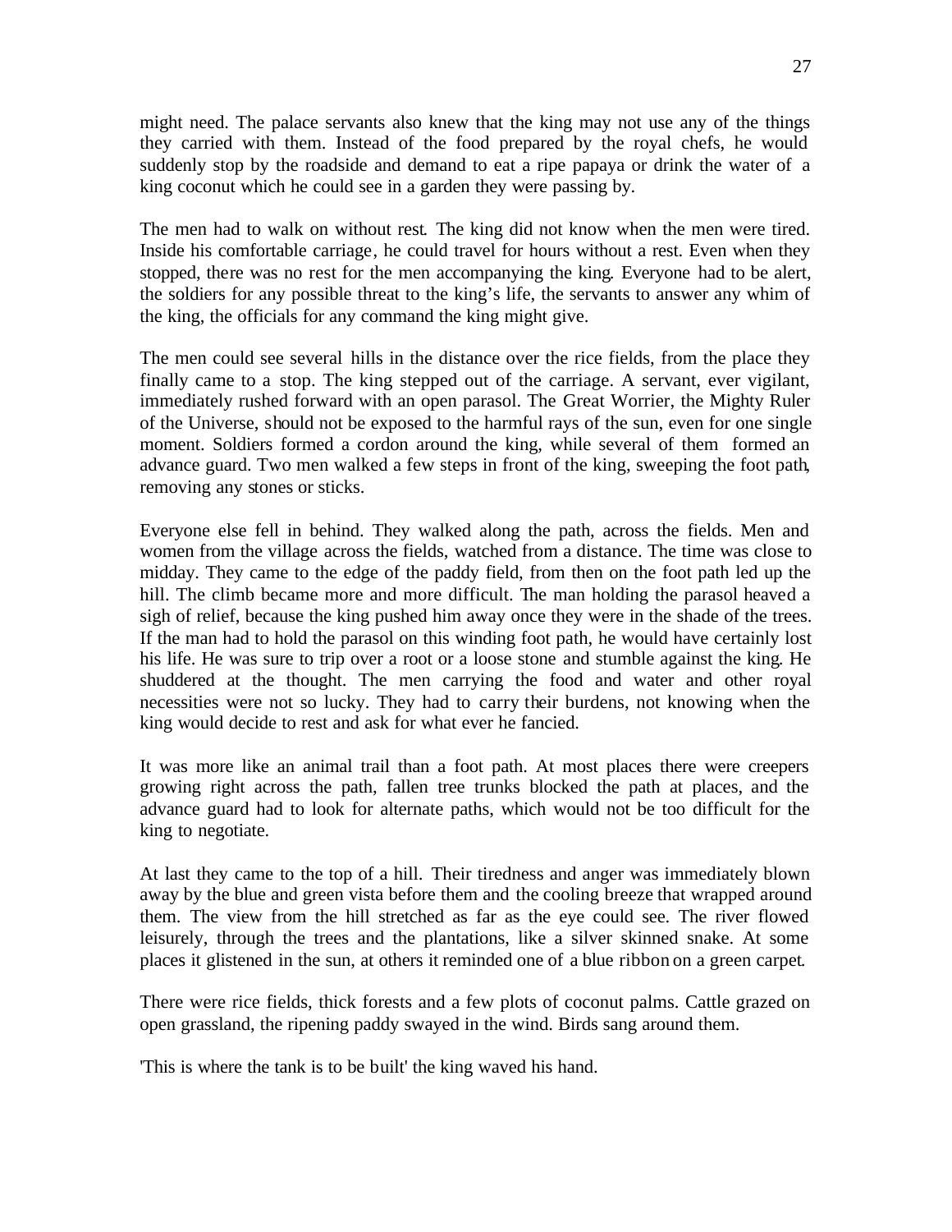might need. The palace servants also knew that the king may not use any of the things they carried with them. Instead of the food prepared by the royal chefs, he would suddenly stop by the roadside and demand to eat a ripe papaya or drink the water of a king coconut which he could see in a garden they were passing by.

The men had to walk on without rest. The king did not know when the men were tired. Inside his comfortable carriage, he could travel for hours without a rest. Even when they stopped, there was no rest for the men accompanying the king. Everyone had to be alert, the soldiers for any possible threat to the king's life, the servants to answer any whim of the king, the officials for any command the king might give.

The men could see several hills in the distance over the rice fields, from the place they finally came to a stop. The king stepped out of the carriage. A servant, ever vigilant, immediately rushed forward with an open parasol. The Great Worrier, the Mighty Ruler of the Universe, should not be exposed to the harmful rays of the sun, even for one single moment. Soldiers formed a cordon around the king, while several of them formed an advance guard. Two men walked a few steps in front of the king, sweeping the foot path, removing any stones or sticks.

Everyone else fell in behind. They walked along the path, across the fields. Men and women from the village across the fields, watched from a distance. The time was close to midday. They came to the edge of the paddy field, from then on the foot path led up the hill. The climb became more and more difficult. The man holding the parasol heaved a sigh of relief, because the king pushed him away once they were in the shade of the trees. If the man had to hold the parasol on this winding foot path, he would have certainly lost his life. He was sure to trip over a root or a loose stone and stumble against the king. He shuddered at the thought. The men carrying the food and water and other royal necessities were not so lucky. They had to carry their burdens, not knowing when the king would decide to rest and ask for what ever he fancied.

It was more like an animal trail than a foot path. At most places there were creepers growing right across the path, fallen tree trunks blocked the path at places, and the advance guard had to look for alternate paths, which would not be too difficult for the king to negotiate.

At last they came to the top of a hill. Their tiredness and anger was immediately blown away by the blue and green vista before them and the cooling breeze that wrapped around them. The view from the hill stretched as far as the eye could see. The river flowed leisurely, through the trees and the plantations, like a silver skinned snake. At some places it glistened in the sun, at others it reminded one of a blue ribbon on a green carpet.

There were rice fields, thick forests and a few plots of coconut palms. Cattle grazed on open grassland, the ripening paddy swayed in the wind. Birds sang around them.

'This is where the tank is to be built' the king waved his hand.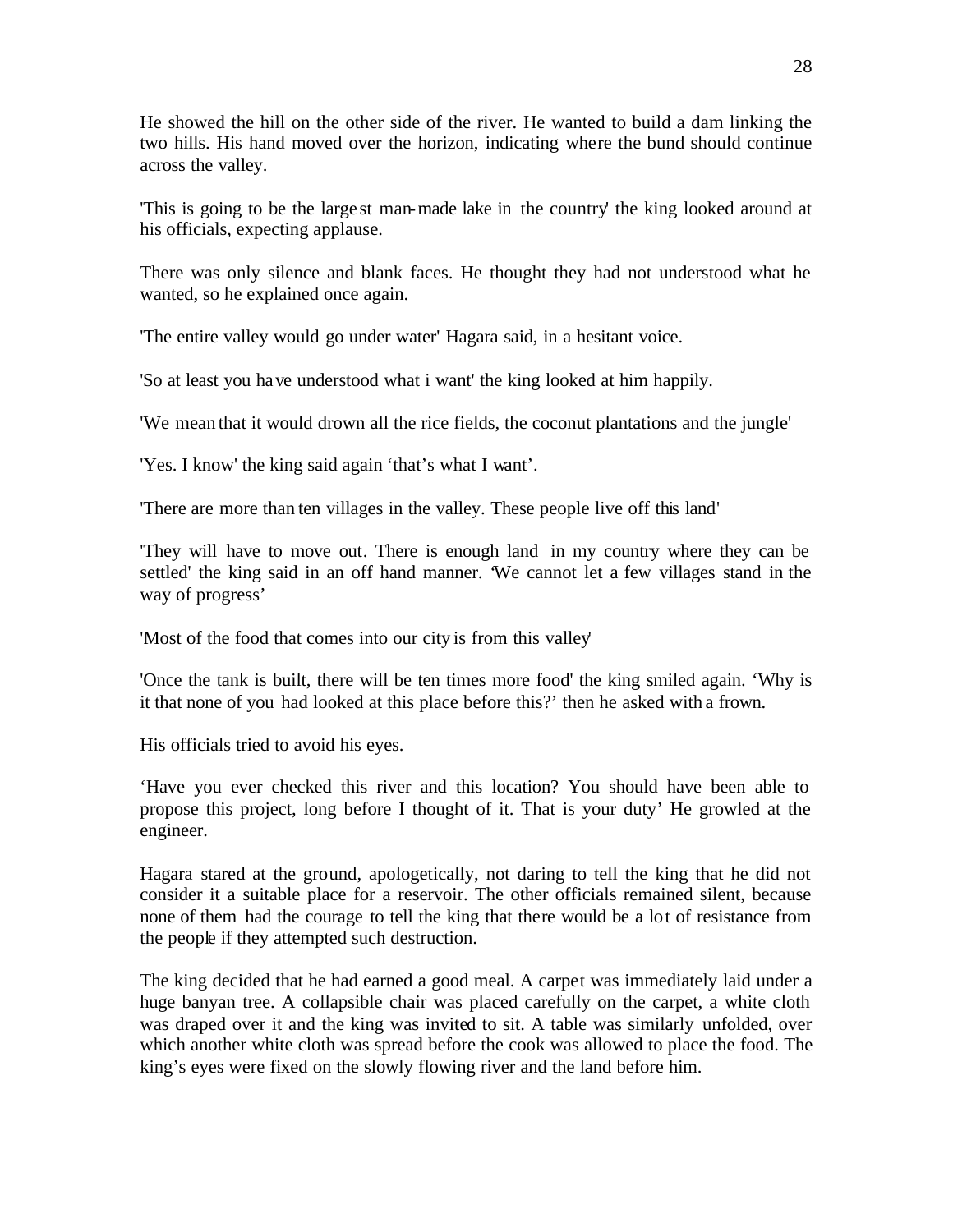He showed the hill on the other side of the river. He wanted to build a dam linking the two hills. His hand moved over the horizon, indicating where the bund should continue across the valley.

'This is going to be the largest man-made lake in the country' the king looked around at his officials, expecting applause.

There was only silence and blank faces. He thought they had not understood what he wanted, so he explained once again.

'The entire valley would go under water' Hagara said, in a hesitant voice.

'So at least you have understood what i want' the king looked at him happily.

'We mean that it would drown all the rice fields, the coconut plantations and the jungle'

'Yes. I know' the king said again 'that's what I want'.

'There are more than ten villages in the valley. These people live off this land'

'They will have to move out. There is enough land in my country where they can be settled' the king said in an off hand manner. 'We cannot let a few villages stand in the way of progress'

'Most of the food that comes into our city is from this valley'

'Once the tank is built, there will be ten times more food' the king smiled again. 'Why is it that none of you had looked at this place before this?' then he asked with a frown.

His officials tried to avoid his eyes.

'Have you ever checked this river and this location? You should have been able to propose this project, long before I thought of it. That is your duty' He growled at the engineer.

Hagara stared at the ground, apologetically, not daring to tell the king that he did not consider it a suitable place for a reservoir. The other officials remained silent, because none of them had the courage to tell the king that there would be a lot of resistance from the people if they attempted such destruction.

The king decided that he had earned a good meal. A carpet was immediately laid under a huge banyan tree. A collapsible chair was placed carefully on the carpet, a white cloth was draped over it and the king was invited to sit. A table was similarly unfolded, over which another white cloth was spread before the cook was allowed to place the food. The king's eyes were fixed on the slowly flowing river and the land before him.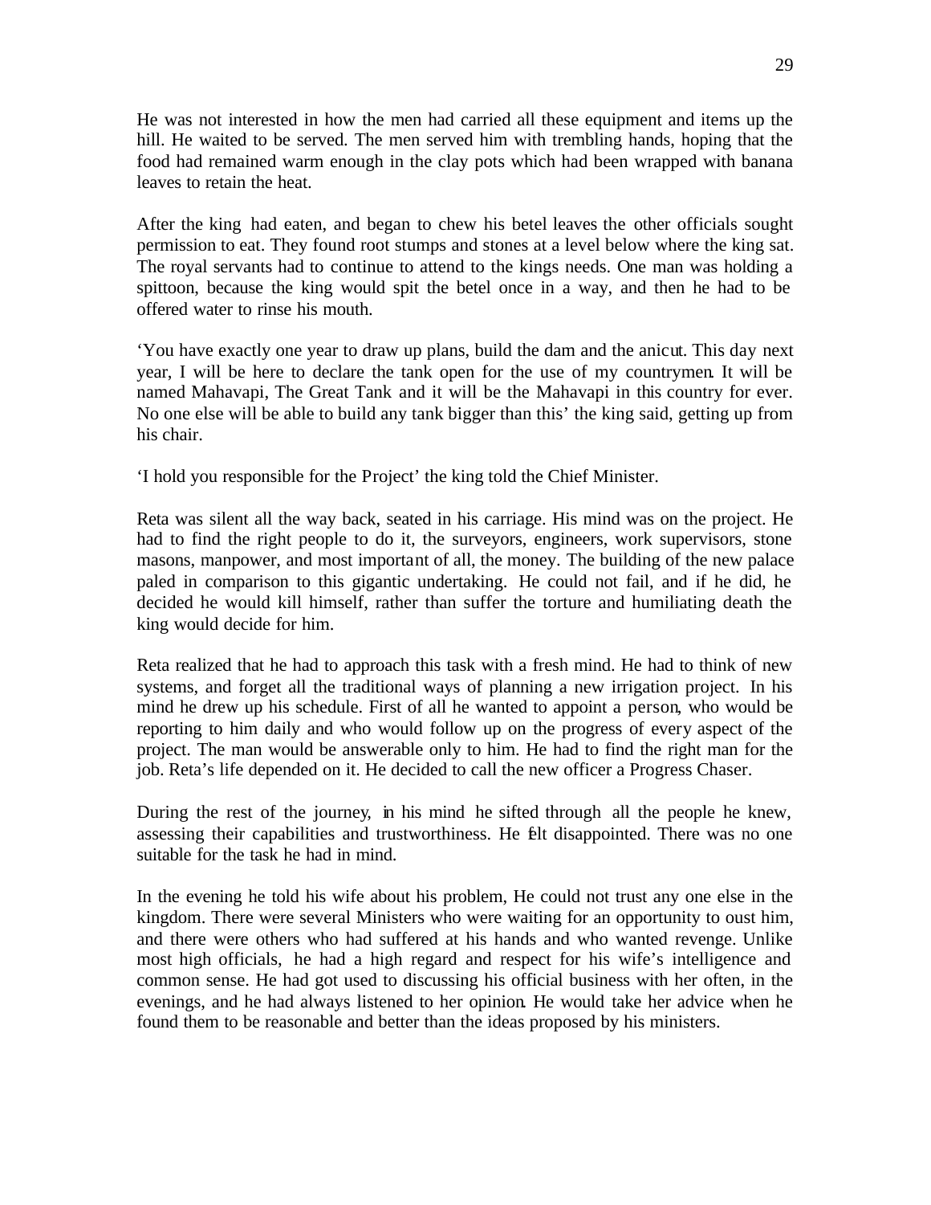He was not interested in how the men had carried all these equipment and items up the hill. He waited to be served. The men served him with trembling hands, hoping that the food had remained warm enough in the clay pots which had been wrapped with banana leaves to retain the heat.

After the king had eaten, and began to chew his betel leaves the other officials sought permission to eat. They found root stumps and stones at a level below where the king sat. The royal servants had to continue to attend to the kings needs. One man was holding a spittoon, because the king would spit the betel once in a way, and then he had to be offered water to rinse his mouth.

'You have exactly one year to draw up plans, build the dam and the anicut. This day next year, I will be here to declare the tank open for the use of my countrymen. It will be named Mahavapi, The Great Tank and it will be the Mahavapi in this country for ever. No one else will be able to build any tank bigger than this' the king said, getting up from his chair.

'I hold you responsible for the Project' the king told the Chief Minister.

Reta was silent all the way back, seated in his carriage. His mind was on the project. He had to find the right people to do it, the surveyors, engineers, work supervisors, stone masons, manpower, and most important of all, the money. The building of the new palace paled in comparison to this gigantic undertaking. He could not fail, and if he did, he decided he would kill himself, rather than suffer the torture and humiliating death the king would decide for him.

Reta realized that he had to approach this task with a fresh mind. He had to think of new systems, and forget all the traditional ways of planning a new irrigation project. In his mind he drew up his schedule. First of all he wanted to appoint a person, who would be reporting to him daily and who would follow up on the progress of every aspect of the project. The man would be answerable only to him. He had to find the right man for the job. Reta's life depended on it. He decided to call the new officer a Progress Chaser.

During the rest of the journey, in his mind he sifted through all the people he knew, assessing their capabilities and trustworthiness. He felt disappointed. There was no one suitable for the task he had in mind.

In the evening he told his wife about his problem, He could not trust any one else in the kingdom. There were several Ministers who were waiting for an opportunity to oust him, and there were others who had suffered at his hands and who wanted revenge. Unlike most high officials, he had a high regard and respect for his wife's intelligence and common sense. He had got used to discussing his official business with her often, in the evenings, and he had always listened to her opinion. He would take her advice when he found them to be reasonable and better than the ideas proposed by his ministers.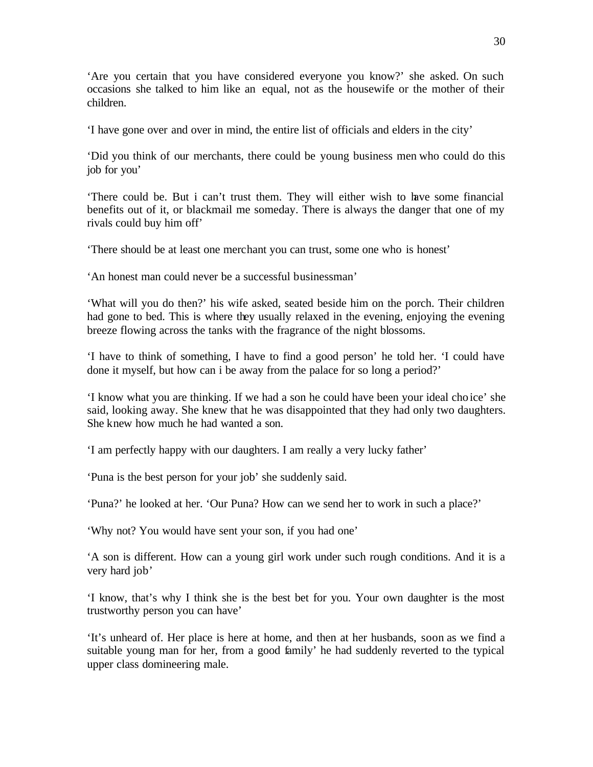'Are you certain that you have considered everyone you know?' she asked. On such occasions she talked to him like an equal, not as the housewife or the mother of their children.

'I have gone over and over in mind, the entire list of officials and elders in the city'

'Did you think of our merchants, there could be young business men who could do this job for you'

'There could be. But i can't trust them. They will either wish to have some financial benefits out of it, or blackmail me someday. There is always the danger that one of my rivals could buy him off'

'There should be at least one merchant you can trust, some one who is honest'

'An honest man could never be a successful businessman'

'What will you do then?' his wife asked, seated beside him on the porch. Their children had gone to bed. This is where they usually relaxed in the evening, enjoying the evening breeze flowing across the tanks with the fragrance of the night blossoms.

'I have to think of something, I have to find a good person' he told her. 'I could have done it myself, but how can i be away from the palace for so long a period?'

'I know what you are thinking. If we had a son he could have been your ideal choice' she said, looking away. She knew that he was disappointed that they had only two daughters. She knew how much he had wanted a son.

'I am perfectly happy with our daughters. I am really a very lucky father'

'Puna is the best person for your job' she suddenly said.

'Puna?' he looked at her. 'Our Puna? How can we send her to work in such a place?'

'Why not? You would have sent your son, if you had one'

'A son is different. How can a young girl work under such rough conditions. And it is a very hard job'

'I know, that's why I think she is the best bet for you. Your own daughter is the most trustworthy person you can have'

'It's unheard of. Her place is here at home, and then at her husbands, soon as we find a suitable young man for her, from a good family' he had suddenly reverted to the typical upper class domineering male.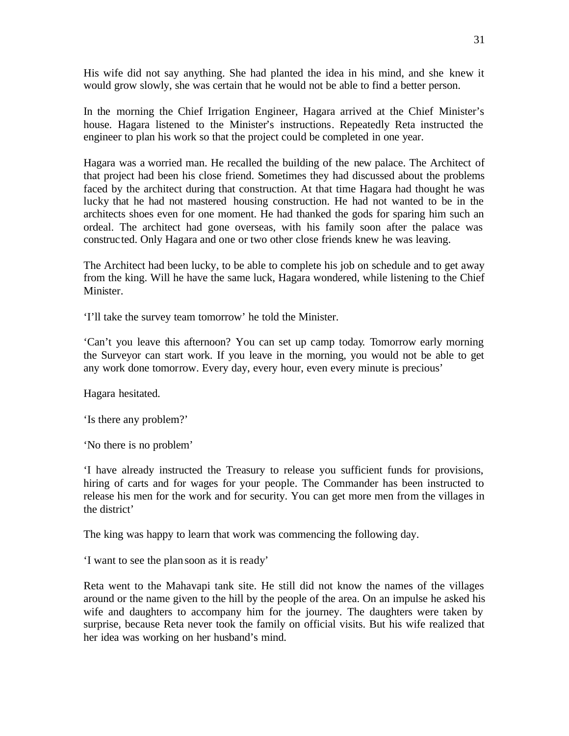His wife did not say anything. She had planted the idea in his mind, and she knew it would grow slowly, she was certain that he would not be able to find a better person.

In the morning the Chief Irrigation Engineer, Hagara arrived at the Chief Minister's house. Hagara listened to the Minister's instructions. Repeatedly Reta instructed the engineer to plan his work so that the project could be completed in one year.

Hagara was a worried man. He recalled the building of the new palace. The Architect of that project had been his close friend. Sometimes they had discussed about the problems faced by the architect during that construction. At that time Hagara had thought he was lucky that he had not mastered housing construction. He had not wanted to be in the architects shoes even for one moment. He had thanked the gods for sparing him such an ordeal. The architect had gone overseas, with his family soon after the palace was constructed. Only Hagara and one or two other close friends knew he was leaving.

The Architect had been lucky, to be able to complete his job on schedule and to get away from the king. Will he have the same luck, Hagara wondered, while listening to the Chief Minister.

'I'll take the survey team tomorrow' he told the Minister.

'Can't you leave this afternoon? You can set up camp today. Tomorrow early morning the Surveyor can start work. If you leave in the morning, you would not be able to get any work done tomorrow. Every day, every hour, even every minute is precious'

Hagara hesitated.

'Is there any problem?'

'No there is no problem'

'I have already instructed the Treasury to release you sufficient funds for provisions, hiring of carts and for wages for your people. The Commander has been instructed to release his men for the work and for security. You can get more men from the villages in the district'

The king was happy to learn that work was commencing the following day.

'I want to see the plan soon as it is ready'

Reta went to the Mahavapi tank site. He still did not know the names of the villages around or the name given to the hill by the people of the area. On an impulse he asked his wife and daughters to accompany him for the journey. The daughters were taken by surprise, because Reta never took the family on official visits. But his wife realized that her idea was working on her husband's mind.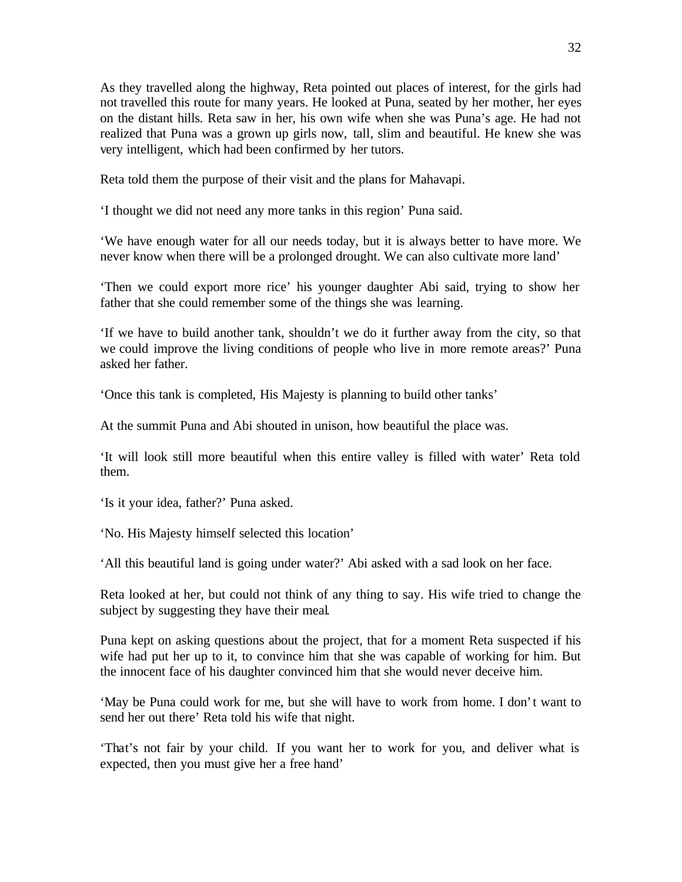As they travelled along the highway, Reta pointed out places of interest, for the girls had not travelled this route for many years. He looked at Puna, seated by her mother, her eyes on the distant hills. Reta saw in her, his own wife when she was Puna's age. He had not realized that Puna was a grown up girls now, tall, slim and beautiful. He knew she was very intelligent, which had been confirmed by her tutors.

Reta told them the purpose of their visit and the plans for Mahavapi.

'I thought we did not need any more tanks in this region' Puna said.

'We have enough water for all our needs today, but it is always better to have more. We never know when there will be a prolonged drought. We can also cultivate more land'

'Then we could export more rice' his younger daughter Abi said, trying to show her father that she could remember some of the things she was learning.

'If we have to build another tank, shouldn't we do it further away from the city, so that we could improve the living conditions of people who live in more remote areas?' Puna asked her father.

'Once this tank is completed, His Majesty is planning to build other tanks'

At the summit Puna and Abi shouted in unison, how beautiful the place was.

'It will look still more beautiful when this entire valley is filled with water' Reta told them.

'Is it your idea, father?' Puna asked.

'No. His Majesty himself selected this location'

'All this beautiful land is going under water?' Abi asked with a sad look on her face.

Reta looked at her, but could not think of any thing to say. His wife tried to change the subject by suggesting they have their meal.

Puna kept on asking questions about the project, that for a moment Reta suspected if his wife had put her up to it, to convince him that she was capable of working for him. But the innocent face of his daughter convinced him that she would never deceive him.

'May be Puna could work for me, but she will have to work from home. I don't want to send her out there' Reta told his wife that night.

'That's not fair by your child. If you want her to work for you, and deliver what is expected, then you must give her a free hand'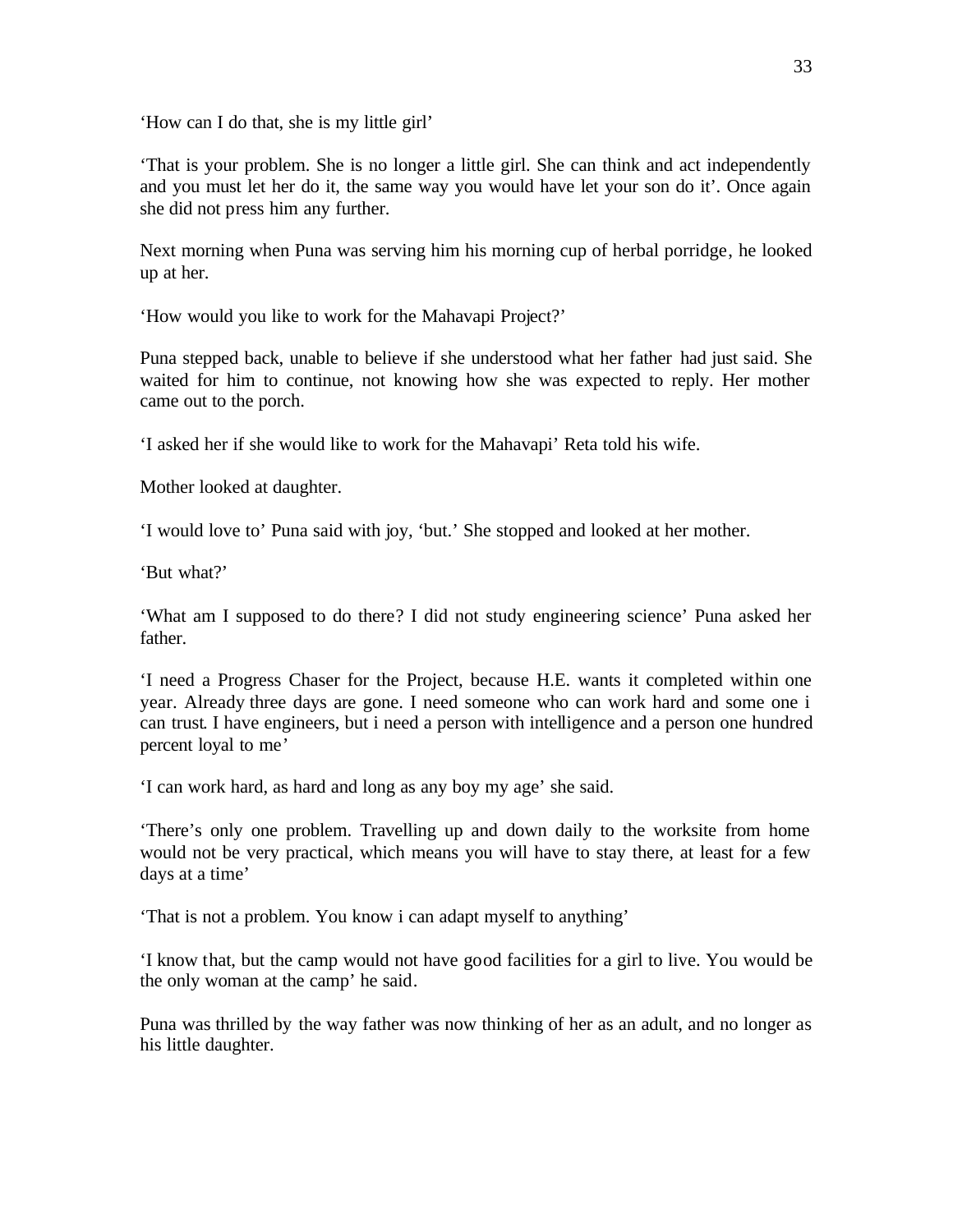'How can I do that, she is my little girl'

'That is your problem. She is no longer a little girl. She can think and act independently and you must let her do it, the same way you would have let your son do it'. Once again she did not press him any further.

Next morning when Puna was serving him his morning cup of herbal porridge, he looked up at her.

'How would you like to work for the Mahavapi Project?'

Puna stepped back, unable to believe if she understood what her father had just said. She waited for him to continue, not knowing how she was expected to reply. Her mother came out to the porch.

'I asked her if she would like to work for the Mahavapi' Reta told his wife.

Mother looked at daughter.

'I would love to' Puna said with joy, 'but.' She stopped and looked at her mother.

'But what?'

'What am I supposed to do there? I did not study engineering science' Puna asked her father.

'I need a Progress Chaser for the Project, because H.E. wants it completed within one year. Already three days are gone. I need someone who can work hard and some one i can trust. I have engineers, but i need a person with intelligence and a person one hundred percent loyal to me'

'I can work hard, as hard and long as any boy my age' she said.

'There's only one problem. Travelling up and down daily to the worksite from home would not be very practical, which means you will have to stay there, at least for a few days at a time'

'That is not a problem. You know i can adapt myself to anything'

'I know that, but the camp would not have good facilities for a girl to live. You would be the only woman at the camp' he said.

Puna was thrilled by the way father was now thinking of her as an adult, and no longer as his little daughter.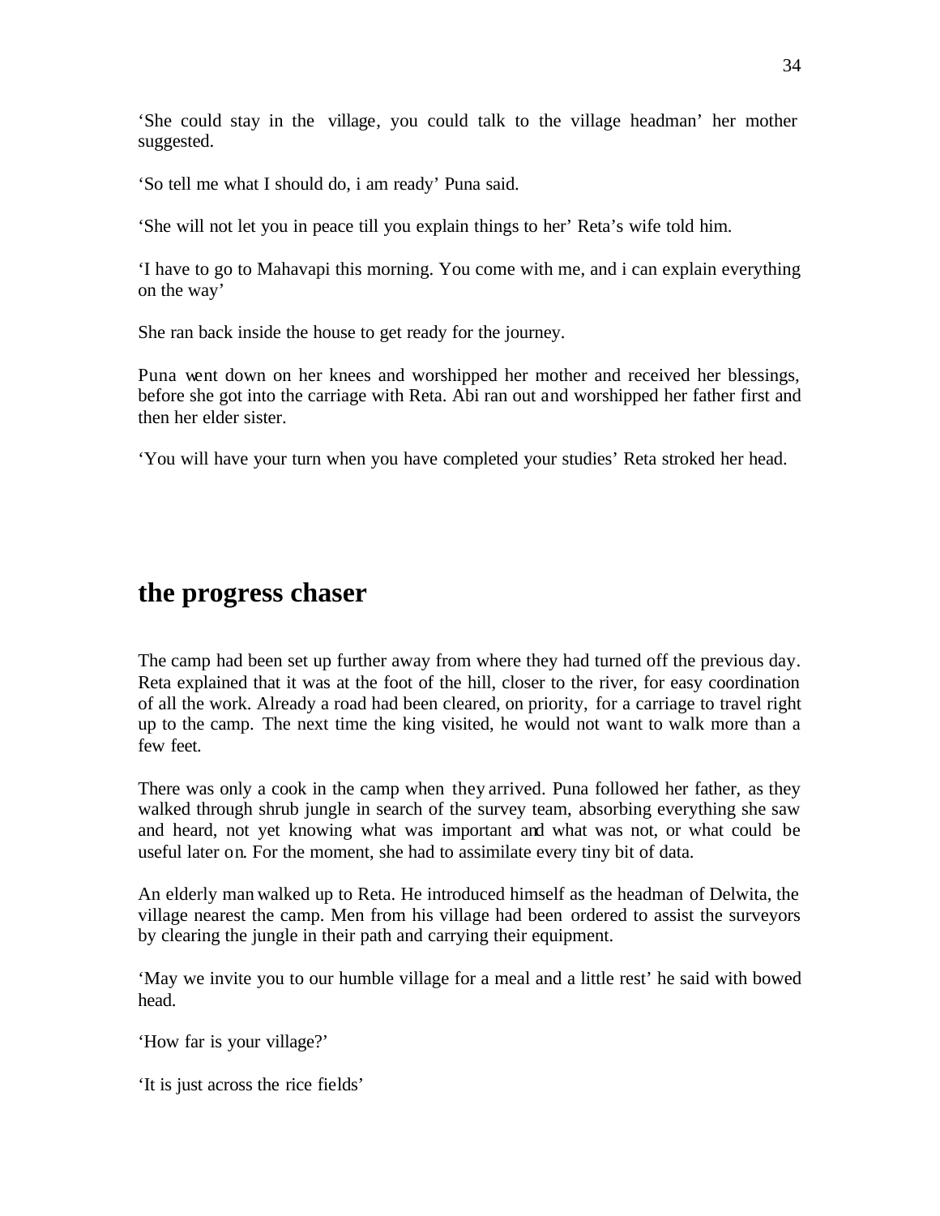'She could stay in the village, you could talk to the village headman' her mother suggested.

'So tell me what I should do, i am ready' Puna said.

'She will not let you in peace till you explain things to her' Reta's wife told him.

'I have to go to Mahavapi this morning. You come with me, and i can explain everything on the way'

She ran back inside the house to get ready for the journey.

Puna went down on her knees and worshipped her mother and received her blessings, before she got into the carriage with Reta. Abi ran out and worshipped her father first and then her elder sister.

'You will have your turn when you have completed your studies' Reta stroked her head.

## the progress chaser

The camp had been set up further away from where they had turned off the previous day. Reta explained that it was at the foot of the hill, closer to the river, for easy coordination of all the work. Already a road had been cleared, on priority, for a carriage to travel right up to the camp. The next time the king visited, he would not want to walk more than a few feet.

There was only a cook in the camp when they arrived. Puna followed her father, as they walked through shrub jungle in search of the survey team, absorbing everything she saw and heard, not yet knowing what was important and what was not, or what could be useful later on. For the moment, she had to assimilate every tiny bit of data.

An elderly man walked up to Reta. He introduced himself as the headman of Delwita, the village nearest the camp. Men from his village had been ordered to assist the surveyors by clearing the jungle in their path and carrying their equipment.

'May we invite you to our humble village for a meal and a little rest' he said with bowed head.

'How far is your village?'

'It is just across the rice fields'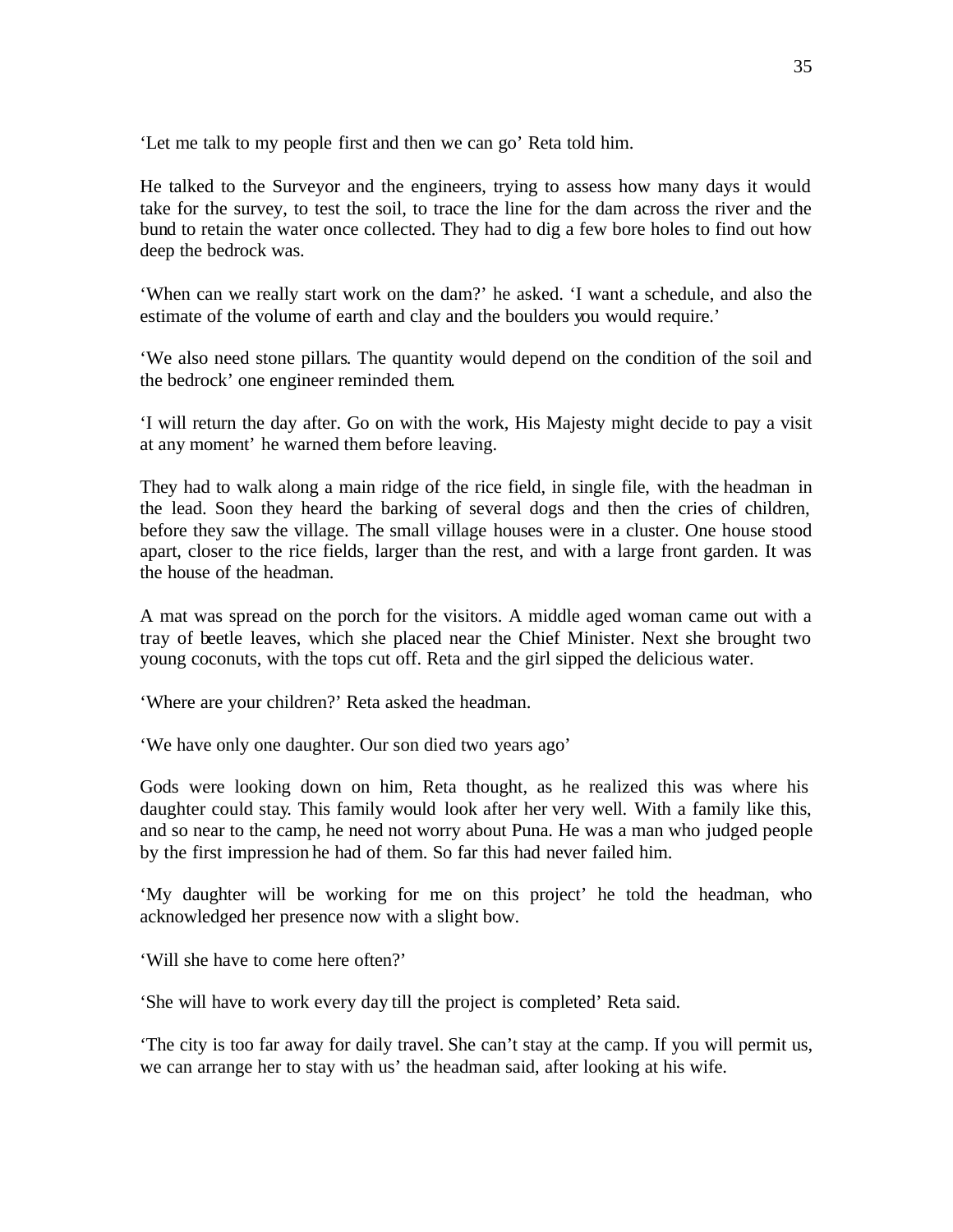'Let me talk to my people first and then we can go' Reta told him.

He talked to the Surveyor and the engineers, trying to assess how many days it would take for the survey, to test the soil, to trace the line for the dam across the river and the bund to retain the water once collected. They had to dig a few bore holes to find out how deep the bedrock was.

'When can we really start work on the dam?' he asked. 'I want a schedule, and also the estimate of the volume of earth and clay and the boulders you would require.'

'We also need stone pillars. The quantity would depend on the condition of the soil and the bedrock' one engineer reminded them.

'I will return the day after. Go on with the work, His Majesty might decide to pay a visit at any moment' he warned them before leaving.

They had to walk along a main ridge of the rice field, in single file, with the headman in the lead. Soon they heard the barking of several dogs and then the cries of children, before they saw the village. The small village houses were in a cluster. One house stood apart, closer to the rice fields, larger than the rest, and with a large front garden. It was the house of the headman.

A mat was spread on the porch for the visitors. A middle aged woman came out with a tray of beetle leaves, which she placed near the Chief Minister. Next she brought two young coconuts, with the tops cut off. Reta and the girl sipped the delicious water.

'Where are your children?' Reta asked the headman.

'We have only one daughter. Our son died two years ago'

Gods were looking down on him, Reta thought, as he realized this was where his daughter could stay. This family would look after her very well. With a family like this, and so near to the camp, he need not worry about Puna. He was a man who judged people by the first impression he had of them. So far this had never failed him.

'My daughter will be working for me on this project' he told the headman, who acknowledged her presence now with a slight bow.

'Will she have to come here often?'

'She will have to work every day till the project is completed' Reta said.

'The city is too far away for daily travel. She can't stay at the camp. If you will permit us, we can arrange her to stay with us' the headman said, after looking at his wife.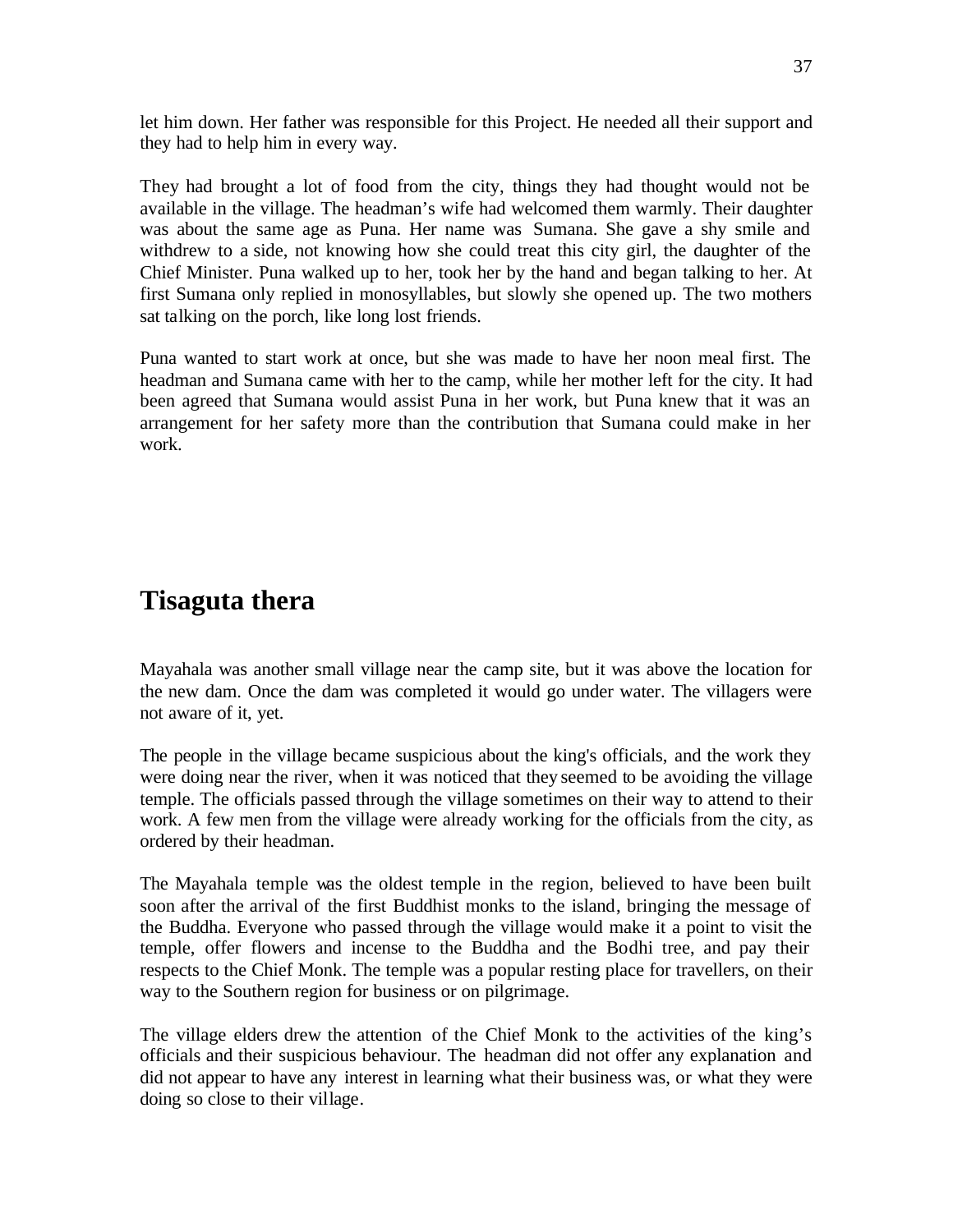let him down. Her father was responsible for this Project. He needed all their support and they had to help him in every way.

They had brought a lot of food from the city, things they had thought would not be available in the village. The headman's wife had welcomed them warmly. Their daughter was about the same age as Puna. Her name was Sumana. She gave a shy smile and withdrew to a side, not knowing how she could treat this city girl, the daughter of the Chief Minister. Puna walked up to her, took her by the hand and began talking to her. At first Sumana only replied in monosyllables, but slowly she opened up. The two mothers sat talking on the porch, like long lost friends.

Puna wanted to start work at once, but she was made to have her noon meal first. The headman and Sumana came with her to the camp, while her mother left for the city. It had been agreed that Sumana would assist Puna in her work, but Puna knew that it was an arrangement for her safety more than the contribution that Sumana could make in her work.

## Tisaguta thera

Mayahala was another small village near the camp site, but it was above the location for the new dam. Once the dam was completed it would go under water. The villagers were not aware of it, yet.

The people in the village became suspicious about the king's officials, and the work they were doing near the river, when it was noticed that they seemed to be avoiding the village temple. The officials passed through the village sometimes on their way to attend to their work. A few men from the village were already working for the officials from the city, as ordered by their headman.

The Mayahala temple was the oldest temple in the region, believed to have been built soon after the arrival of the first Buddhist monks to the island, bringing the message of the Buddha. Everyone who passed through the village would make it a point to visit the temple, offer flowers and incense to the Buddha and the Bodhi tree, and pay their respects to the Chief Monk. The temple was a popular resting place for travellers, on their way to the Southern region for business or on pilgrimage.

The village elders drew the attention of the Chief Monk to the activities of the king's officials and their suspicious behaviour. The headman did not offer any explanation and did not appear to have any interest in learning what their business was, or what they were doing so close to their village.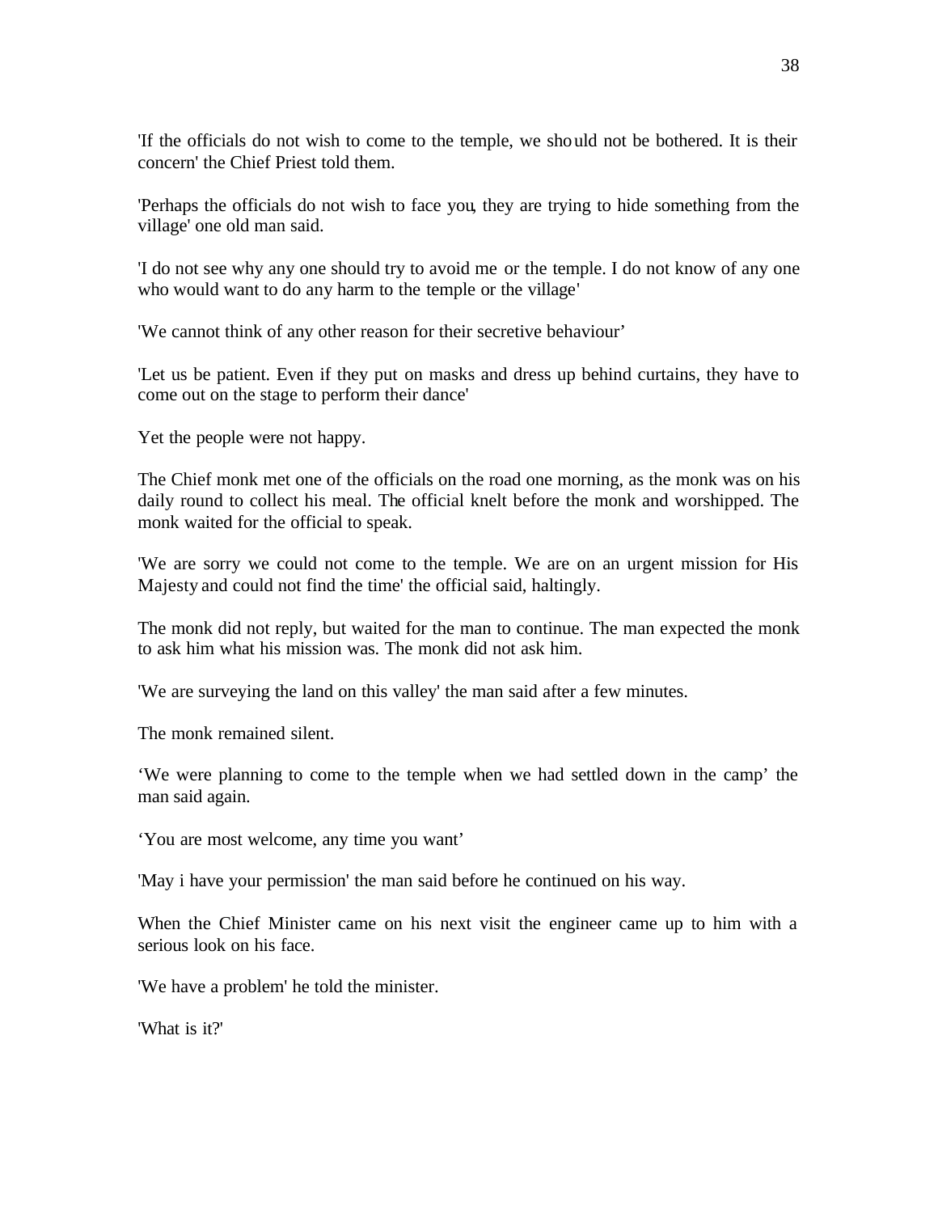'If the officials do not wish to come to the temple, we should not be bothered. It is their concern' the Chief Priest told them.

'Perhaps the officials do not wish to face you, they are trying to hide something from the village' one old man said.

'I do not see why any one should try to avoid me or the temple. I do not know of any one who would want to do any harm to the temple or the village'

'We cannot think of any other reason for their secretive behaviour'

'Let us be patient. Even if they put on masks and dress up behind curtains, they have to come out on the stage to perform their dance'

Yet the people were not happy.

The Chief monk met one of the officials on the road one morning, as the monk was on his daily round to collect his meal. The official knelt before the monk and worshipped. The monk waited for the official to speak.

'We are sorry we could not come to the temple. We are on an urgent mission for His Majesty and could not find the time' the official said, haltingly.

The monk did not reply, but waited for the man to continue. The man expected the monk to ask him what his mission was. The monk did not ask him.

'We are surveying the land on this valley' the man said after a few minutes.

The monk remained silent.

'We were planning to come to the temple when we had settled down in the camp' the man said again.

'You are most welcome, any time you want'

'May i have your permission' the man said before he continued on his way.

When the Chief Minister came on his next visit the engineer came up to him with a serious look on his face.

'We have a problem' he told the minister.

'What is it?'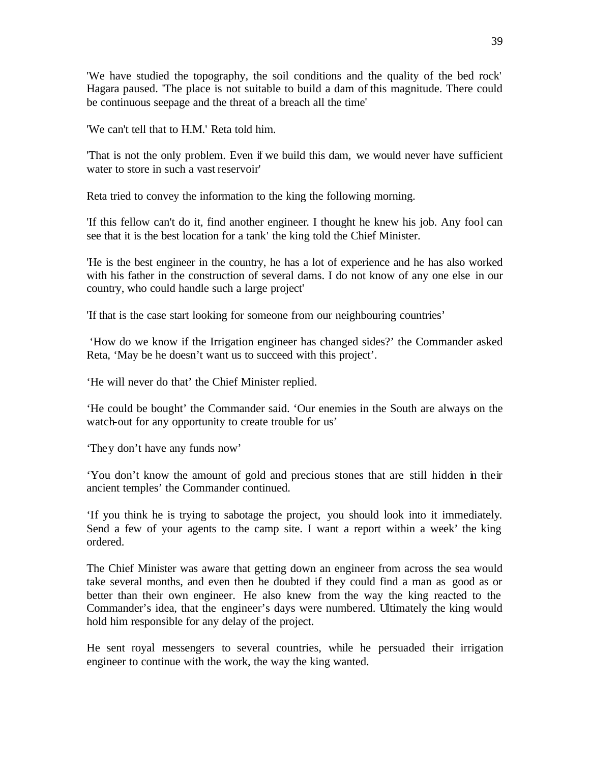'We have studied the topography, the soil conditions and the quality of the bed rock' Hagara paused. 'The place is not suitable to build a dam of this magnitude. There could be continuous seepage and the threat of a breach all the time'

'We can't tell that to H.M.' Reta told him.

'That is not the only problem. Even if we build this dam, we would never have sufficient water to store in such a vast reservoir'

Reta tried to convey the information to the king the following morning.

'If this fellow can't do it, find another engineer. I thought he knew his job. Any fool can see that it is the best location for a tank' the king told the Chief Minister.

'He is the best engineer in the country, he has a lot of experience and he has also worked with his father in the construction of several dams. I do not know of any one else in our country, who could handle such a large project'

'If that is the case start looking for someone from our neighbouring countries'

'How do we know if the Irrigation engineer has changed sides?' the Commander asked Reta, 'May be he doesn't want us to succeed with this project'.

'He will never do that' the Chief Minister replied.

'He could be bought' the Commander said. 'Our enemies in the South are always on the watch-out for any opportunity to create trouble for us'

'They don't have any funds now'

'You don't know the amount of gold and precious stones that are still hidden in their ancient temples' the Commander continued.

'If you think he is trying to sabotage the project, you should look into it immediately. Send a few of your agents to the camp site. I want a report within a week' the king ordered.

The Chief Minister was aware that getting down an engineer from across the sea would take several months, and even then he doubted if they could find a man as good as or better than their own engineer. He also knew from the way the king reacted to the Commander's idea, that the engineer's days were numbered. Ultimately the king would hold him responsible for any delay of the project.

He sent royal messengers to several countries, while he persuaded their irrigation engineer to continue with the work, the way the king wanted.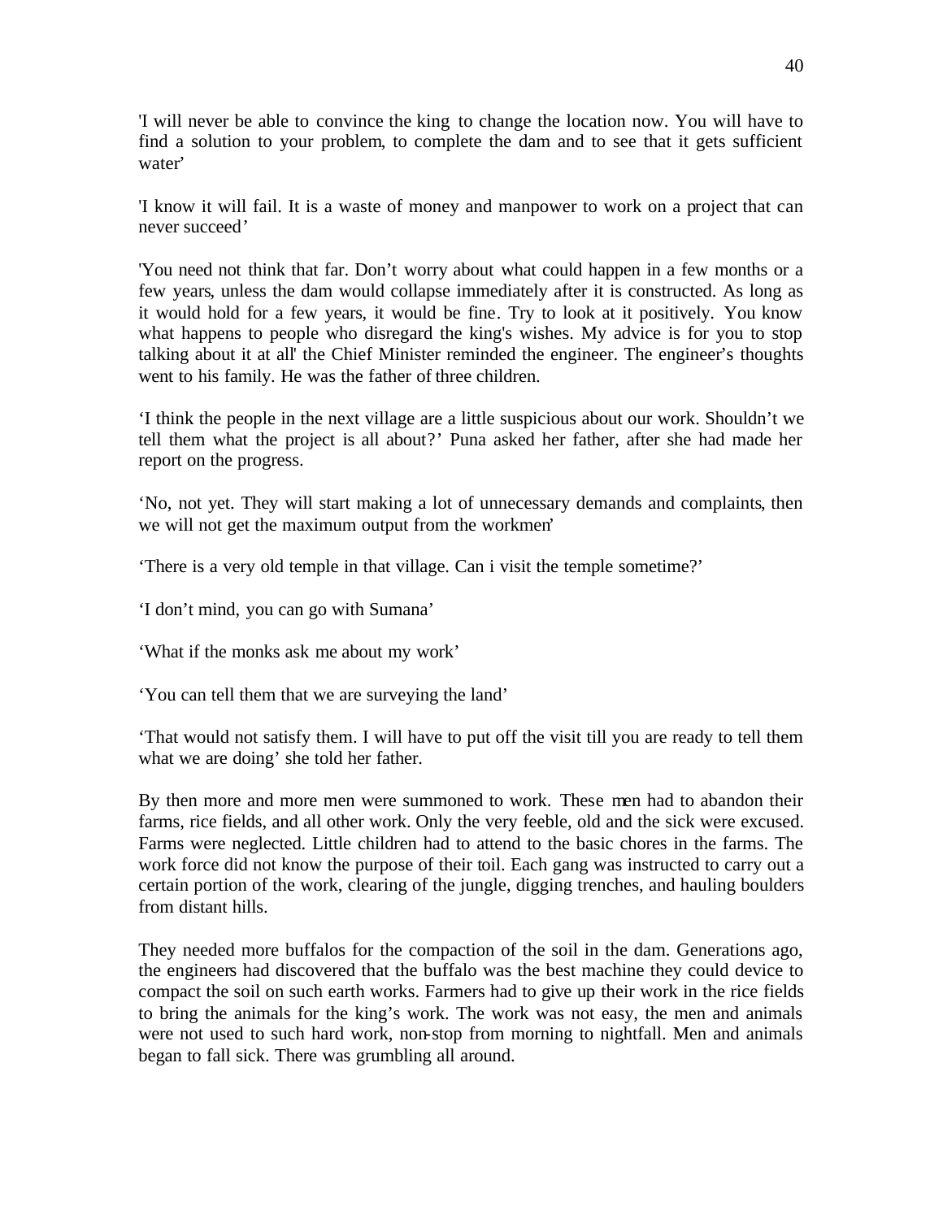'I will never be able to convince the king to change the location now. You will have to find a solution to your problem, to complete the dam and to see that it gets sufficient water'

'I know it will fail. It is a waste of money and manpower to work on a project that can never succeed'

'You need not think that far. Don't worry about what could happen in a few months or a few years, unless the dam would collapse immediately after it is constructed. As long as it would hold for a few years, it would be fine. Try to look at it positively. You know what happens to people who disregard the king's wishes. My advice is for you to stop talking about it at all' the Chief Minister reminded the engineer. The engineer's thoughts went to his family. He was the father of three children.

'I think the people in the next village are a little suspicious about our work. Shouldn't we tell them what the project is all about?' Puna asked her father, after she had made her report on the progress.

'No, not yet. They will start making a lot of unnecessary demands and complaints, then we will not get the maximum output from the workmen'

'There is a very old temple in that village. Can i visit the temple sometime?'

'I don't mind, you can go with Sumana'

'What if the monks ask me about my work'

'You can tell them that we are surveying the land'

'That would not satisfy them. I will have to put off the visit till you are ready to tell them what we are doing' she told her father.

By then more and more men were summoned to work. These men had to abandon their farms, rice fields, and all other work. Only the very feeble, old and the sick were excused. Farms were neglected. Little children had to attend to the basic chores in the farms. The work force did not know the purpose of their toil. Each gang was instructed to carry out a certain portion of the work, clearing of the jungle, digging trenches, and hauling boulders from distant hills.

They needed more buffalos for the compaction of the soil in the dam. Generations ago, the engineers had discovered that the buffalo was the best machine they could device to compact the soil on such earth works. Farmers had to give up their work in the rice fields to bring the animals for the king's work. The work was not easy, the men and animals were not used to such hard work, non-stop from morning to nightfall. Men and animals began to fall sick. There was grumbling all around.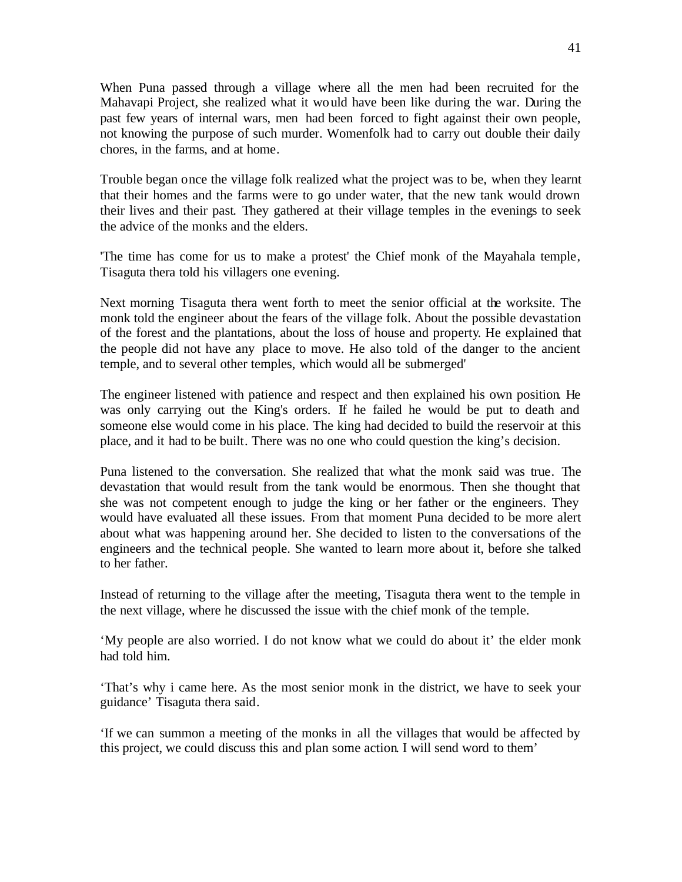When Puna passed through a village where all the men had been recruited for the Mahavapi Project, she realized what it would have been like during the war. During the past few years of internal wars, men had been forced to fight against their own people, not knowing the purpose of such murder. Womenfolk had to carry out double their daily chores, in the farms, and at home.

Trouble began once the village folk realized what the project was to be, when they learnt that their homes and the farms were to go under water, that the new tank would drown their lives and their past. They gathered at their village temples in the evenings to seek the advice of the monks and the elders.

'The time has come for us to make a protest' the Chief monk of the Mayahala temple, Tisaguta thera told his villagers one evening.

Next morning Tisaguta thera went forth to meet the senior official at the worksite. The monk told the engineer about the fears of the village folk. About the possible devastation of the forest and the plantations, about the loss of house and property. He explained that the people did not have any place to move. He also told of the danger to the ancient temple, and to several other temples, which would all be submerged'

The engineer listened with patience and respect and then explained his own position. He was only carrying out the King's orders. If he failed he would be put to death and someone else would come in his place. The king had decided to build the reservoir at this place, and it had to be built. There was no one who could question the king's decision.

Puna listened to the conversation. She realized that what the monk said was true. The devastation that would result from the tank would be enormous. Then she thought that she was not competent enough to judge the king or her father or the engineers. They would have evaluated all these issues. From that moment Puna decided to be more alert about what was happening around her. She decided to listen to the conversations of the engineers and the technical people. She wanted to learn more about it, before she talked to her father.

Instead of returning to the village after the meeting, Tisaguta thera went to the temple in the next village, where he discussed the issue with the chief monk of the temple.

'My people are also worried. I do not know what we could do about it' the elder monk had told him.

'That's why i came here. As the most senior monk in the district, we have to seek your guidance' Tisaguta thera said.

'If we can summon a meeting of the monks in all the villages that would be affected by this project, we could discuss this and plan some action. I will send word to them'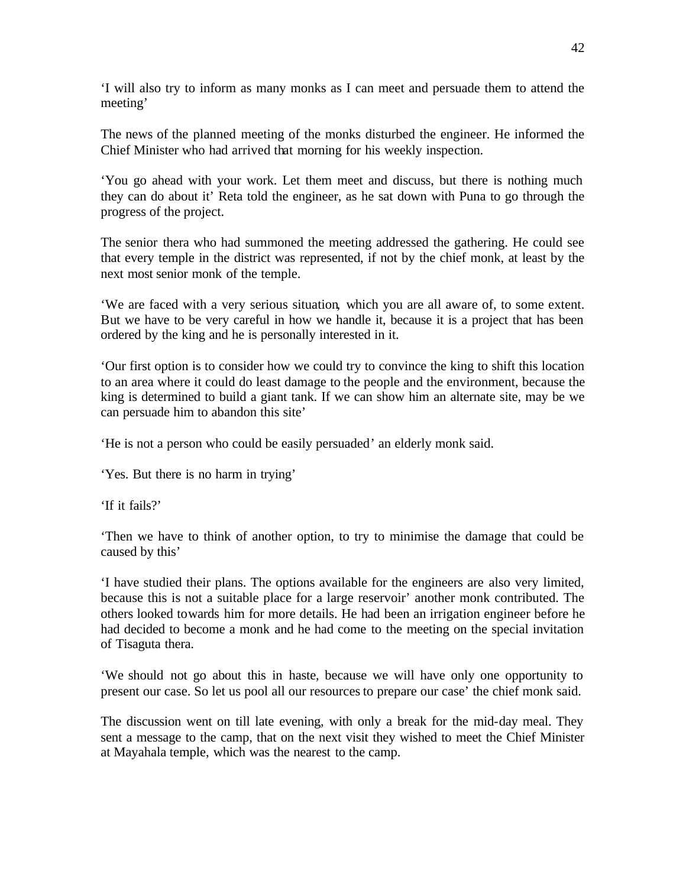‘I will also try to inform as many monks as I can meet and persuade them to attend the meeting’

The news of the planned meeting of the monks disturbed the engineer. He informed the Chief Minister who had arrived that morning for his weekly inspection.

‘You go ahead with your work. Let them meet and discuss, but there is nothing much they can do about it’ Reta told the engineer, as he sat down with Puna to go through the progress of the project.

The senior thera who had summoned the meeting addressed the gathering. He could see that every temple in the district was represented, if not by the chief monk, at least by the next most senior monk of the temple.

‘We are faced with a very serious situation, which you are all aware of, to some extent. But we have to be very careful in how we handle it, because it is a project that has been ordered by the king and he is personally interested in it.

‘Our first option is to consider how we could try to convince the king to shift this location to an area where it could do least damage to the people and the environment, because the king is determined to build a giant tank. If we can show him an alternate site, may be we can persuade him to abandon this site’

‘He is not a person who could be easily persuaded’ an elderly monk said.

‘Yes. But there is no harm in trying’

‘If it fails?’

‘Then we have to think of another option, to try to minimise the damage that could be caused by this’

‘I have studied their plans. The options available for the engineers are also very limited, because this is not a suitable place for a large reservoir’ another monk contributed. The others looked towards him for more details. He had been an irrigation engineer before he had decided to become a monk and he had come to the meeting on the special invitation of Tisaguta thera.

‘We should not go about this in haste, because we will have only one opportunity to present our case. So let us pool all our resources to prepare our case’ the chief monk said.

The discussion went on till late evening, with only a break for the mid-day meal. They sent a message to the camp, that on the next visit they wished to meet the Chief Minister at Mayahala temple, which was the nearest to the camp.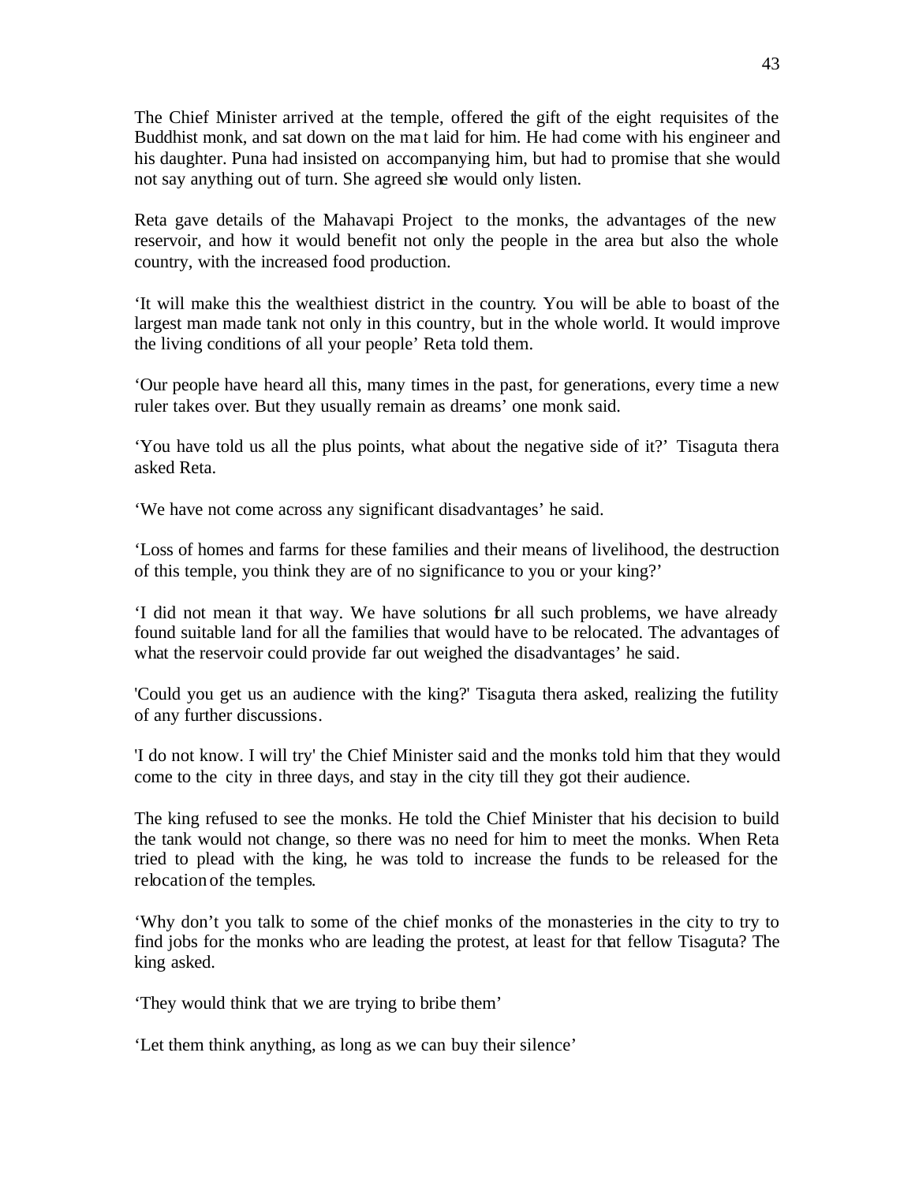The Chief Minister arrived at the temple, offered the gift of the eight requisites of the Buddhist monk, and sat down on the mat laid for him. He had come with his engineer and his daughter. Puna had insisted on accompanying him, but had to promise that she would not say anything out of turn. She agreed she would only listen.

Reta gave details of the Mahavapi Project to the monks, the advantages of the new reservoir, and how it would benefit not only the people in the area but also the whole country, with the increased food production.

'It will make this the wealthiest district in the country. You will be able to boast of the largest man made tank not only in this country, but in the whole world. It would improve the living conditions of all your people' Reta told them.

'Our people have heard all this, many times in the past, for generations, every time a new ruler takes over. But they usually remain as dreams' one monk said.

'You have told us all the plus points, what about the negative side of it?' Tisaguta thera asked Reta.

'We have not come across any significant disadvantages' he said.

'Loss of homes and farms for these families and their means of livelihood, the destruction of this temple, you think they are of no significance to you or your king?'

'I did not mean it that way. We have solutions for all such problems, we have already found suitable land for all the families that would have to be relocated. The advantages of what the reservoir could provide far out weighed the disadvantages' he said.

'Could you get us an audience with the king?' Tisaguta thera asked, realizing the futility of any further discussions.

'I do not know. I will try' the Chief Minister said and the monks told him that they would come to the city in three days, and stay in the city till they got their audience.

The king refused to see the monks. He told the Chief Minister that his decision to build the tank would not change, so there was no need for him to meet the monks. When Reta tried to plead with the king, he was told to increase the funds to be released for the relocation of the temples.

'Why don't you talk to some of the chief monks of the monasteries in the city to try to find jobs for the monks who are leading the protest, at least for that fellow Tisaguta? The king asked.

'They would think that we are trying to bribe them'

'Let them think anything, as long as we can buy their silence'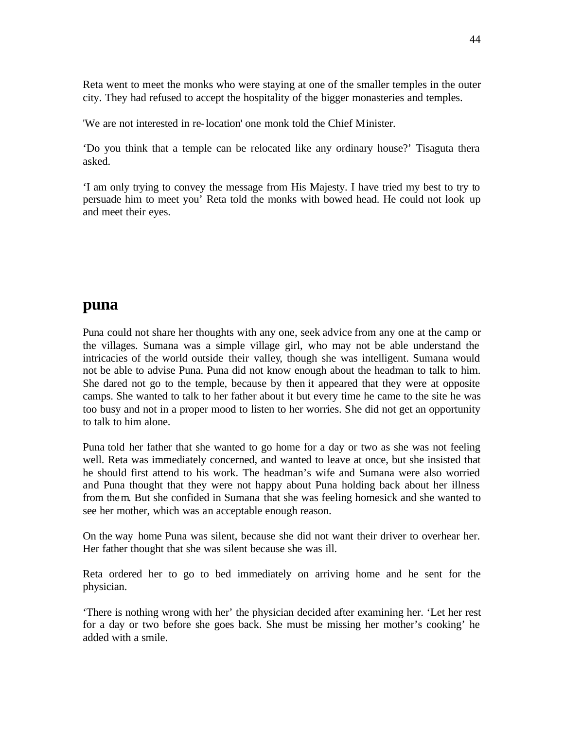Reta went to meet the monks who were staying at one of the smaller temples in the outer city. They had refused to accept the hospitality of the bigger monasteries and temples.

'We are not interested in re-location' one monk told the Chief Minister.

‘Do you think that a temple can be relocated like any ordinary house?’ Tisaguta thera asked.

‘I am only trying to convey the message from His Majesty. I have tried my best to try to persuade him to meet you’ Reta told the monks with bowed head. He could not look up and meet their eyes.

## puna

Puna could not share her thoughts with any one, seek advice from any one at the camp or the villages. Sumana was a simple village girl, who may not be able understand the intricacies of the world outside their valley, though she was intelligent. Sumana would not be able to advise Puna. Puna did not know enough about the headman to talk to him. She dared not go to the temple, because by then it appeared that they were at opposite camps. She wanted to talk to her father about it but every time he came to the site he was too busy and not in a proper mood to listen to her worries. She did not get an opportunity to talk to him alone.

Puna told her father that she wanted to go home for a day or two as she was not feeling well. Reta was immediately concerned, and wanted to leave at once, but she insisted that he should first attend to his work. The headman’s wife and Sumana were also worried and Puna thought that they were not happy about Puna holding back about her illness from them. But she confided in Sumana that she was feeling homesick and she wanted to see her mother, which was an acceptable enough reason.

On the way home Puna was silent, because she did not want their driver to overhear her. Her father thought that she was silent because she was ill.

Reta ordered her to go to bed immediately on arriving home and he sent for the physician.

‘There is nothing wrong with her’ the physician decided after examining her. ‘Let her rest for a day or two before she goes back. She must be missing her mother’s cooking’ he added with a smile.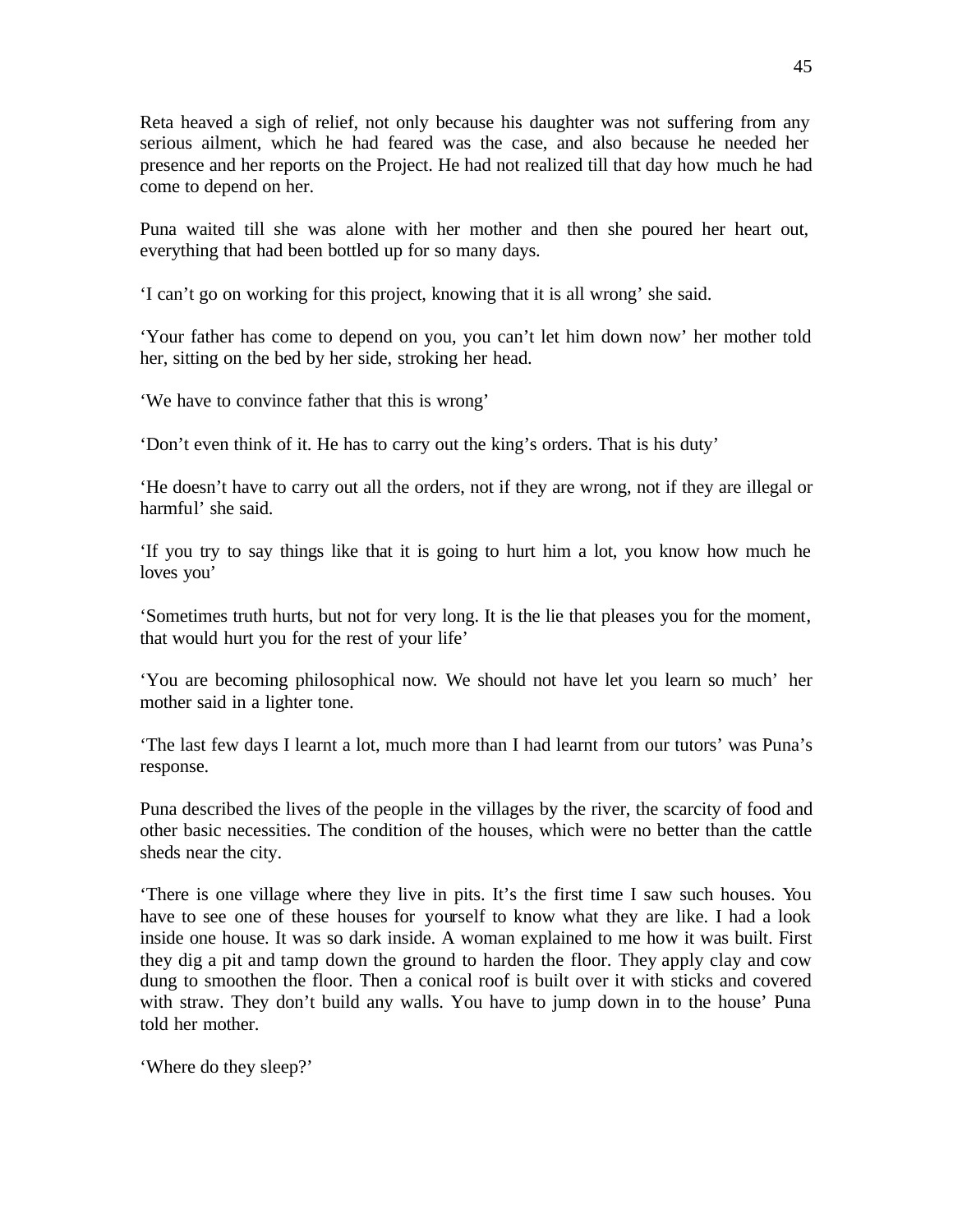Reta heaved a sigh of relief, not only because his daughter was not suffering from any serious ailment, which he had feared was the case, and also because he needed her presence and her reports on the Project. He had not realized till that day how much he had come to depend on her.

Puna waited till she was alone with her mother and then she poured her heart out, everything that had been bottled up for so many days.

'I can't go on working for this project, knowing that it is all wrong' she said.

'Your father has come to depend on you, you can't let him down now' her mother told her, sitting on the bed by her side, stroking her head.

'We have to convince father that this is wrong'

'Don't even think of it. He has to carry out the king's orders. That is his duty'

'He doesn't have to carry out all the orders, not if they are wrong, not if they are illegal or harmful' she said.

'If you try to say things like that it is going to hurt him a lot, you know how much he loves you'

'Sometimes truth hurts, but not for very long. It is the lie that pleases you for the moment, that would hurt you for the rest of your life'

'You are becoming philosophical now. We should not have let you learn so much' her mother said in a lighter tone.

'The last few days I learnt a lot, much more than I had learnt from our tutors' was Puna's response.

Puna described the lives of the people in the villages by the river, the scarcity of food and other basic necessities. The condition of the houses, which were no better than the cattle sheds near the city.

'There is one village where they live in pits. It's the first time I saw such houses. You have to see one of these houses for yourself to know what they are like. I had a look inside one house. It was so dark inside. A woman explained to me how it was built. First they dig a pit and tamp down the ground to harden the floor. They apply clay and cow dung to smoothen the floor. Then a conical roof is built over it with sticks and covered with straw. They don't build any walls. You have to jump down in to the house' Puna told her mother.

'Where do they sleep?'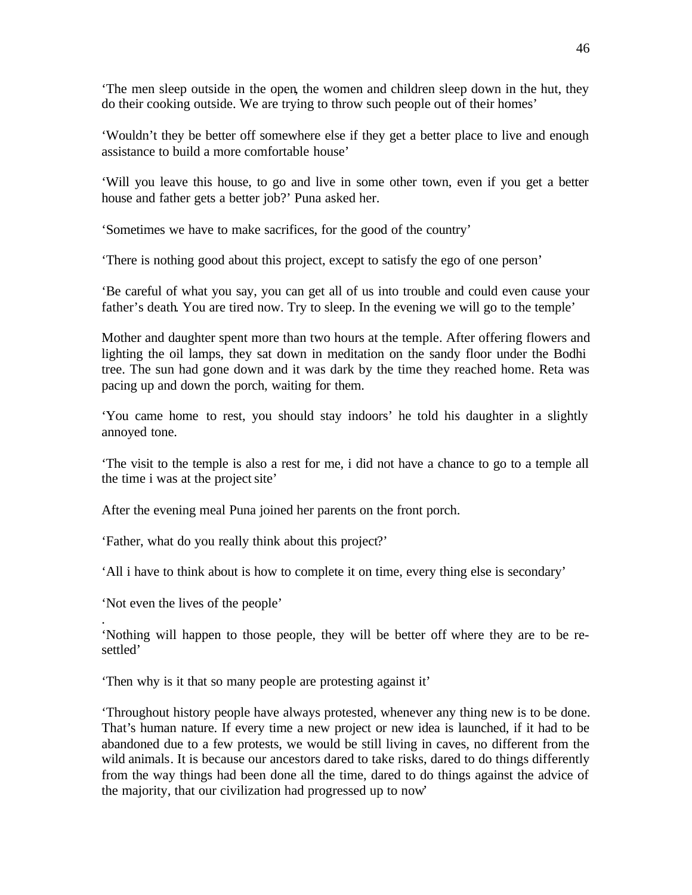'The men sleep outside in the open, the women and children sleep down in the hut, they do their cooking outside. We are trying to throw such people out of their homes'

'Wouldn't they be better off somewhere else if they get a better place to live and enough assistance to build a more comfortable house'

'Will you leave this house, to go and live in some other town, even if you get a better house and father gets a better job?' Puna asked her.

'Sometimes we have to make sacrifices, for the good of the country'

'There is nothing good about this project, except to satisfy the ego of one person'

'Be careful of what you say, you can get all of us into trouble and could even cause your father's death. You are tired now. Try to sleep. In the evening we will go to the temple'

Mother and daughter spent more than two hours at the temple. After offering flowers and lighting the oil lamps, they sat down in meditation on the sandy floor under the Bodhi tree. The sun had gone down and it was dark by the time they reached home. Reta was pacing up and down the porch, waiting for them.

'You came home to rest, you should stay indoors' he told his daughter in a slightly annoyed tone.

'The visit to the temple is also a rest for me, i did not have a chance to go to a temple all the time i was at the project site'

After the evening meal Puna joined her parents on the front porch.

'Father, what do you really think about this project?'

'All i have to think about is how to complete it on time, every thing else is secondary'

'Not even the lives of the people'

'Nothing will happen to those people, they will be better off where they are to be re-settled'

'Then why is it that so many people are protesting against it'

'Throughout history people have always protested, whenever any thing new is to be done. That's human nature. If every time a new project or new idea is launched, if it had to be abandoned due to a few protests, we would be still living in caves, no different from the wild animals. It is because our ancestors dared to take risks, dared to do things differently from the way things had been done all the time, dared to do things against the advice of the majority, that our civilization had progressed up to now'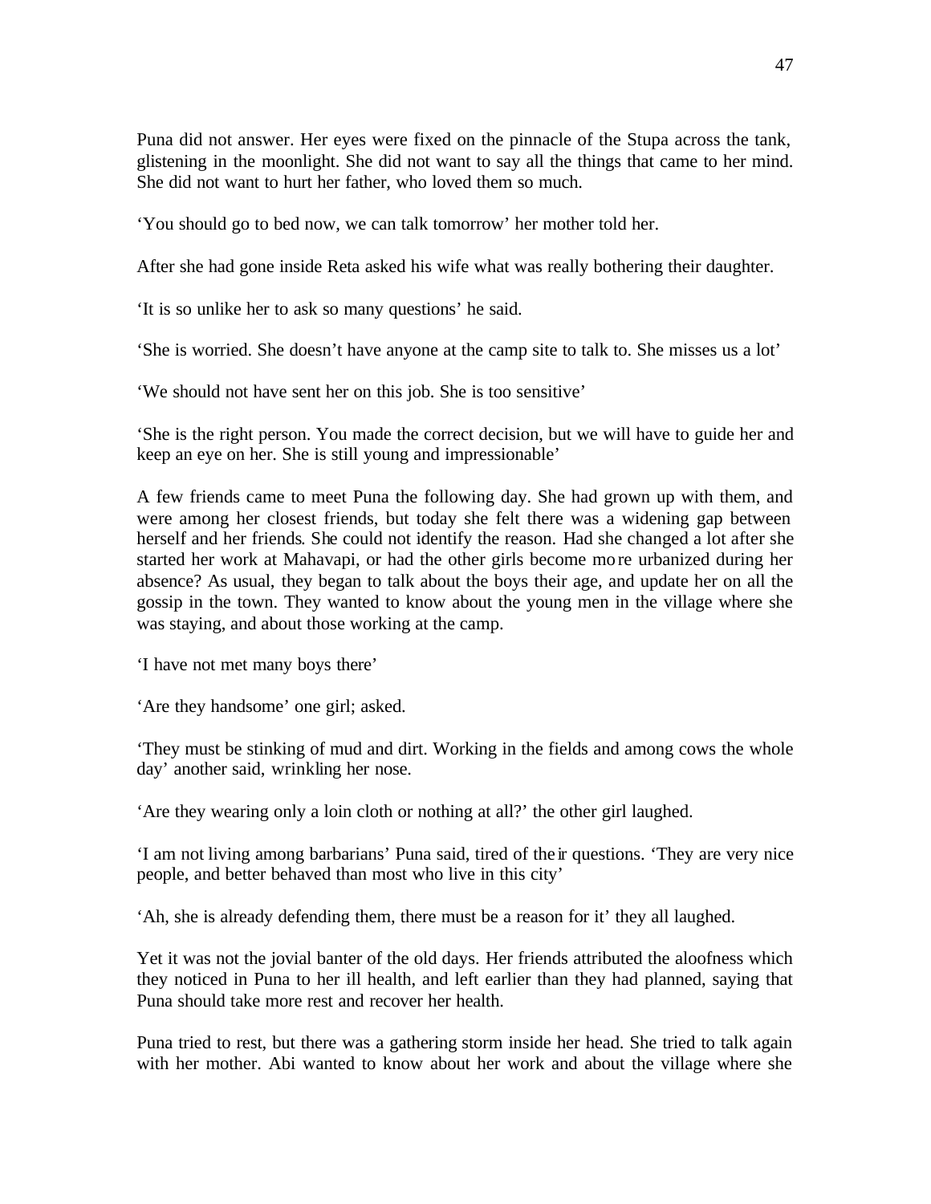Puna did not answer. Her eyes were fixed on the pinnacle of the Stupa across the tank, glistening in the moonlight. She did not want to say all the things that came to her mind. She did not want to hurt her father, who loved them so much.

'You should go to bed now, we can talk tomorrow' her mother told her.

After she had gone inside Reta asked his wife what was really bothering their daughter.

'It is so unlike her to ask so many questions' he said.

'She is worried. She doesn't have anyone at the camp site to talk to. She misses us a lot'

'We should not have sent her on this job. She is too sensitive'

'She is the right person. You made the correct decision, but we will have to guide her and keep an eye on her. She is still young and impressionable'

A few friends came to meet Puna the following day. She had grown up with them, and were among her closest friends, but today she felt there was a widening gap between herself and her friends. She could not identify the reason. Had she changed a lot after she started her work at Mahavapi, or had the other girls become more urbanized during her absence? As usual, they began to talk about the boys their age, and update her on all the gossip in the town. They wanted to know about the young men in the village where she was staying, and about those working at the camp.

'I have not met many boys there'

'Are they handsome' one girl; asked.

'They must be stinking of mud and dirt. Working in the fields and among cows the whole day' another said, wrinkling her nose.

'Are they wearing only a loin cloth or nothing at all?' the other girl laughed.

'I am not living among barbarians' Puna said, tired of their questions. 'They are very nice people, and better behaved than most who live in this city'

'Ah, she is already defending them, there must be a reason for it' they all laughed.

Yet it was not the jovial banter of the old days. Her friends attributed the aloofness which they noticed in Puna to her ill health, and left earlier than they had planned, saying that Puna should take more rest and recover her health.

Puna tried to rest, but there was a gathering storm inside her head. She tried to talk again with her mother. Abi wanted to know about her work and about the village where she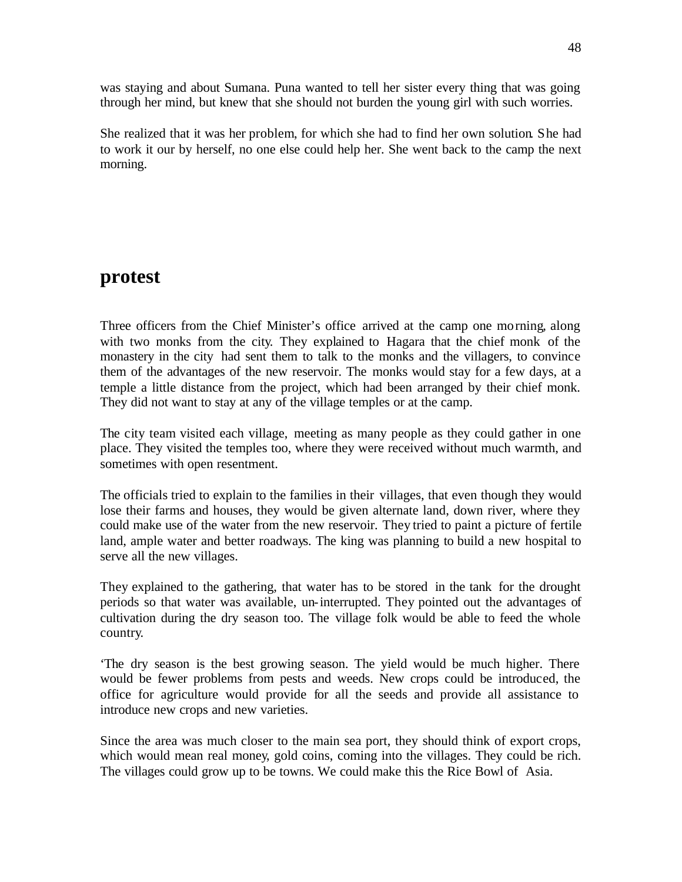was staying and about Sumana. Puna wanted to tell her sister every thing that was going through her mind, but knew that she should not burden the young girl with such worries.

She realized that it was her problem, for which she had to find her own solution. She had to work it our by herself, no one else could help her. She went back to the camp the next morning.

## protest

Three officers from the Chief Minister's office arrived at the camp one morning, along with two monks from the city. They explained to Hagara that the chief monk of the monastery in the city had sent them to talk to the monks and the villagers, to convince them of the advantages of the new reservoir. The monks would stay for a few days, at a temple a little distance from the project, which had been arranged by their chief monk. They did not want to stay at any of the village temples or at the camp.

The city team visited each village, meeting as many people as they could gather in one place. They visited the temples too, where they were received without much warmth, and sometimes with open resentment.

The officials tried to explain to the families in their villages, that even though they would lose their farms and houses, they would be given alternate land, down river, where they could make use of the water from the new reservoir. They tried to paint a picture of fertile land, ample water and better roadways. The king was planning to build a new hospital to serve all the new villages.

They explained to the gathering, that water has to be stored in the tank for the drought periods so that water was available, un-interrupted. They pointed out the advantages of cultivation during the dry season too. The village folk would be able to feed the whole country.

'The dry season is the best growing season. The yield would be much higher. There would be fewer problems from pests and weeds. New crops could be introduced, the office for agriculture would provide for all the seeds and provide all assistance to introduce new crops and new varieties.

Since the area was much closer to the main sea port, they should think of export crops, which would mean real money, gold coins, coming into the villages. They could be rich. The villages could grow up to be towns. We could make this the Rice Bowl of Asia.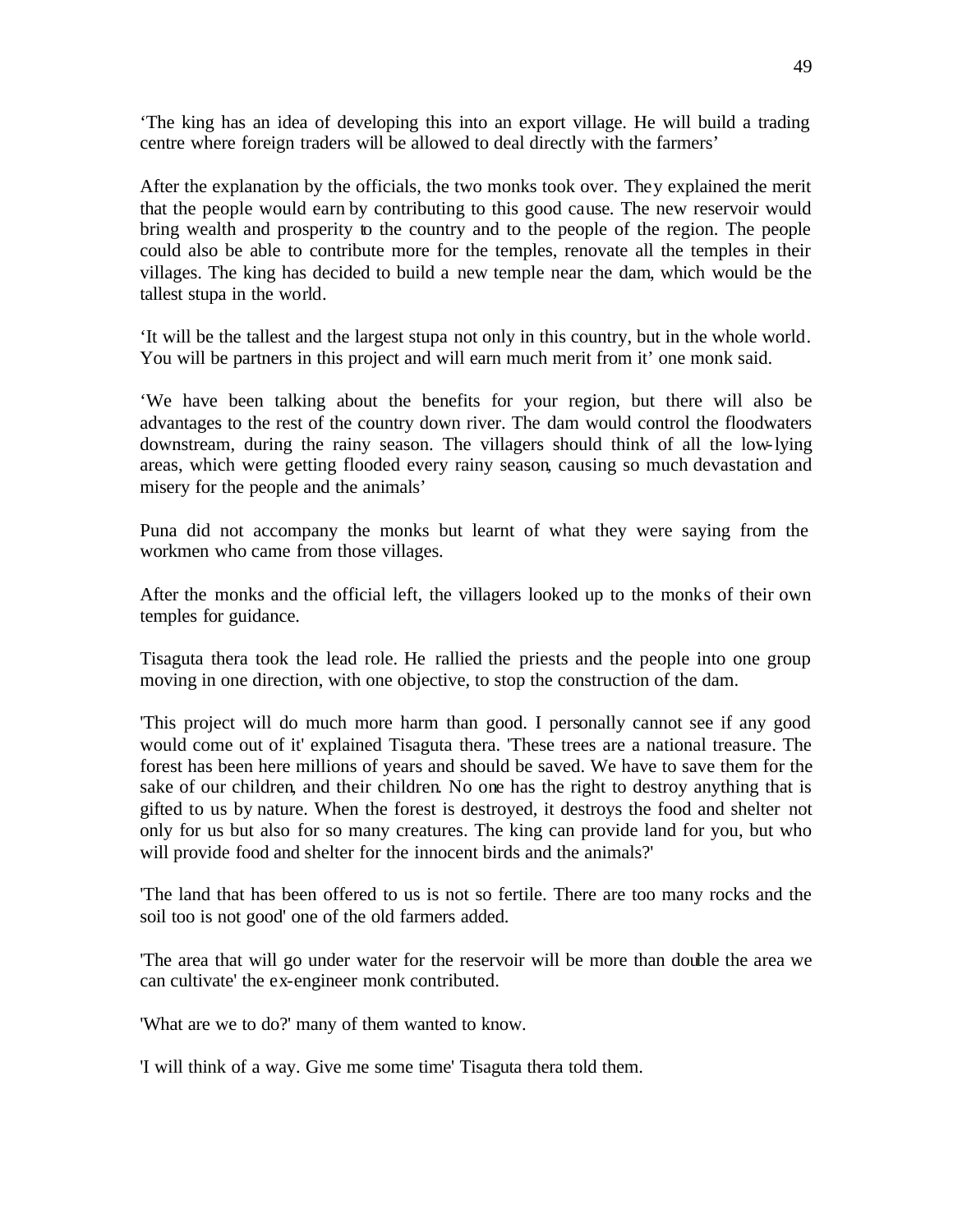'The king has an idea of developing this into an export village. He will build a trading centre where foreign traders will be allowed to deal directly with the farmers'

After the explanation by the officials, the two monks took over. They explained the merit that the people would earn by contributing to this good cause. The new reservoir would bring wealth and prosperity to the country and to the people of the region. The people could also be able to contribute more for the temples, renovate all the temples in their villages. The king has decided to build a new temple near the dam, which would be the tallest stupa in the world.

'It will be the tallest and the largest stupa not only in this country, but in the whole world. You will be partners in this project and will earn much merit from it' one monk said.

'We have been talking about the benefits for your region, but there will also be advantages to the rest of the country down river. The dam would control the floodwaters downstream, during the rainy season. The villagers should think of all the low-lying areas, which were getting flooded every rainy season, causing so much devastation and misery for the people and the animals'

Puna did not accompany the monks but learnt of what they were saying from the workmen who came from those villages.

After the monks and the official left, the villagers looked up to the monks of their own temples for guidance.

Tisaguta thera took the lead role. He rallied the priests and the people into one group moving in one direction, with one objective, to stop the construction of the dam.

'This project will do much more harm than good. I personally cannot see if any good would come out of it' explained Tisaguta thera. 'These trees are a national treasure. The forest has been here millions of years and should be saved. We have to save them for the sake of our children, and their children. No one has the right to destroy anything that is gifted to us by nature. When the forest is destroyed, it destroys the food and shelter not only for us but also for so many creatures. The king can provide land for you, but who will provide food and shelter for the innocent birds and the animals?'

'The land that has been offered to us is not so fertile. There are too many rocks and the soil too is not good' one of the old farmers added.

'The area that will go under water for the reservoir will be more than double the area we can cultivate' the ex-engineer monk contributed.

'What are we to do?' many of them wanted to know.

'I will think of a way. Give me some time' Tisaguta thera told them.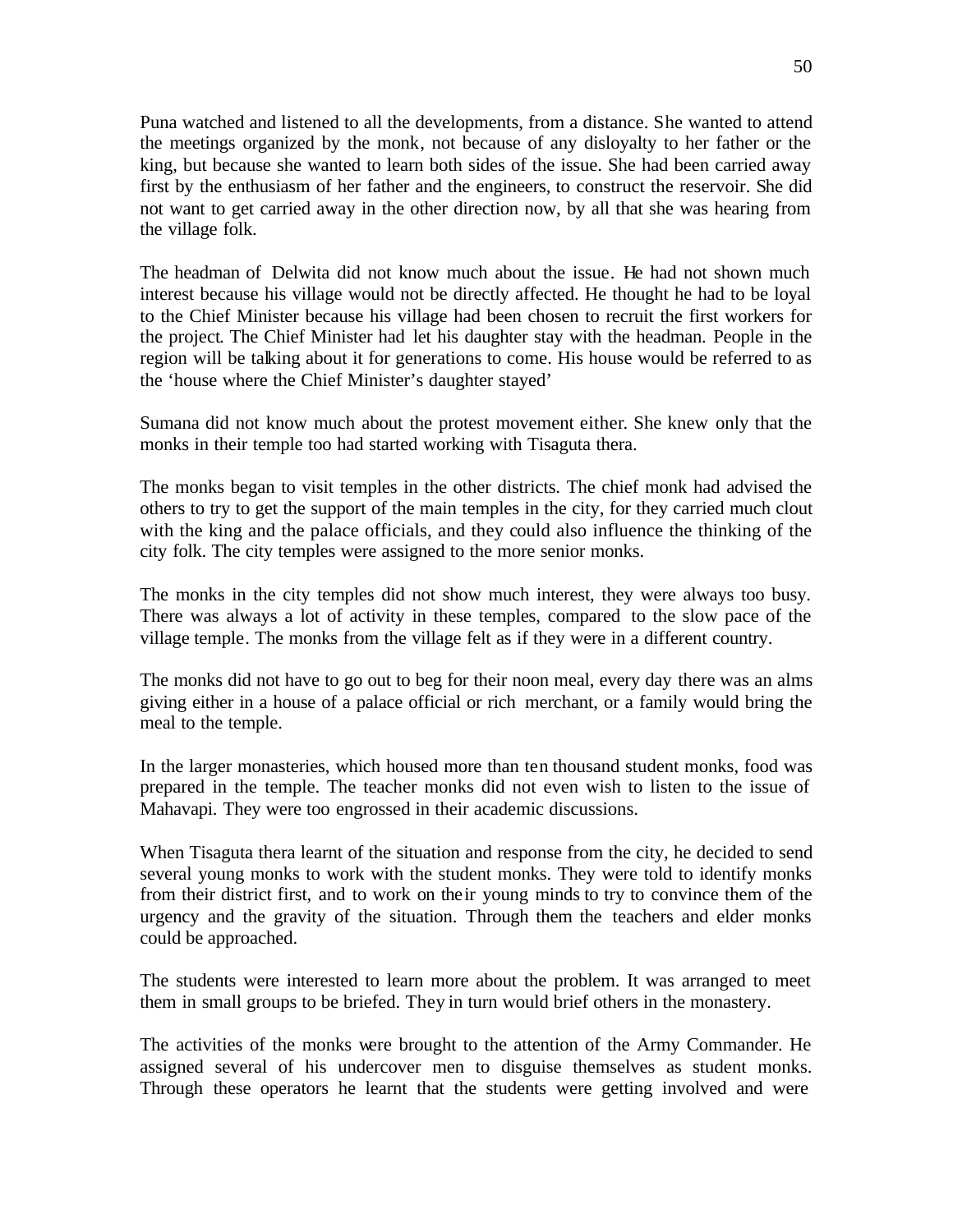Puna watched and listened to all the developments, from a distance. She wanted to attend the meetings organized by the monk, not because of any disloyalty to her father or the king, but because she wanted to learn both sides of the issue. She had been carried away first by the enthusiasm of her father and the engineers, to construct the reservoir. She did not want to get carried away in the other direction now, by all that she was hearing from the village folk.

The headman of Delwita did not know much about the issue. He had not shown much interest because his village would not be directly affected. He thought he had to be loyal to the Chief Minister because his village had been chosen to recruit the first workers for the project. The Chief Minister had let his daughter stay with the headman. People in the region will be talking about it for generations to come. His house would be referred to as the 'house where the Chief Minister's daughter stayed'

Sumana did not know much about the protest movement either. She knew only that the monks in their temple too had started working with Tisaguta thera.

The monks began to visit temples in the other districts. The chief monk had advised the others to try to get the support of the main temples in the city, for they carried much clout with the king and the palace officials, and they could also influence the thinking of the city folk. The city temples were assigned to the more senior monks.

The monks in the city temples did not show much interest, they were always too busy. There was always a lot of activity in these temples, compared to the slow pace of the village temple. The monks from the village felt as if they were in a different country.

The monks did not have to go out to beg for their noon meal, every day there was an alms giving either in a house of a palace official or rich merchant, or a family would bring the meal to the temple.

In the larger monasteries, which housed more than ten thousand student monks, food was prepared in the temple. The teacher monks did not even wish to listen to the issue of Mahavapi. They were too engrossed in their academic discussions.

When Tisaguta thera learnt of the situation and response from the city, he decided to send several young monks to work with the student monks. They were told to identify monks from their district first, and to work on their young minds to try to convince them of the urgency and the gravity of the situation. Through them the teachers and elder monks could be approached.

The students were interested to learn more about the problem. It was arranged to meet them in small groups to be briefed. They in turn would brief others in the monastery.

The activities of the monks were brought to the attention of the Army Commander. He assigned several of his undercover men to disguise themselves as student monks. Through these operators he learnt that the students were getting involved and were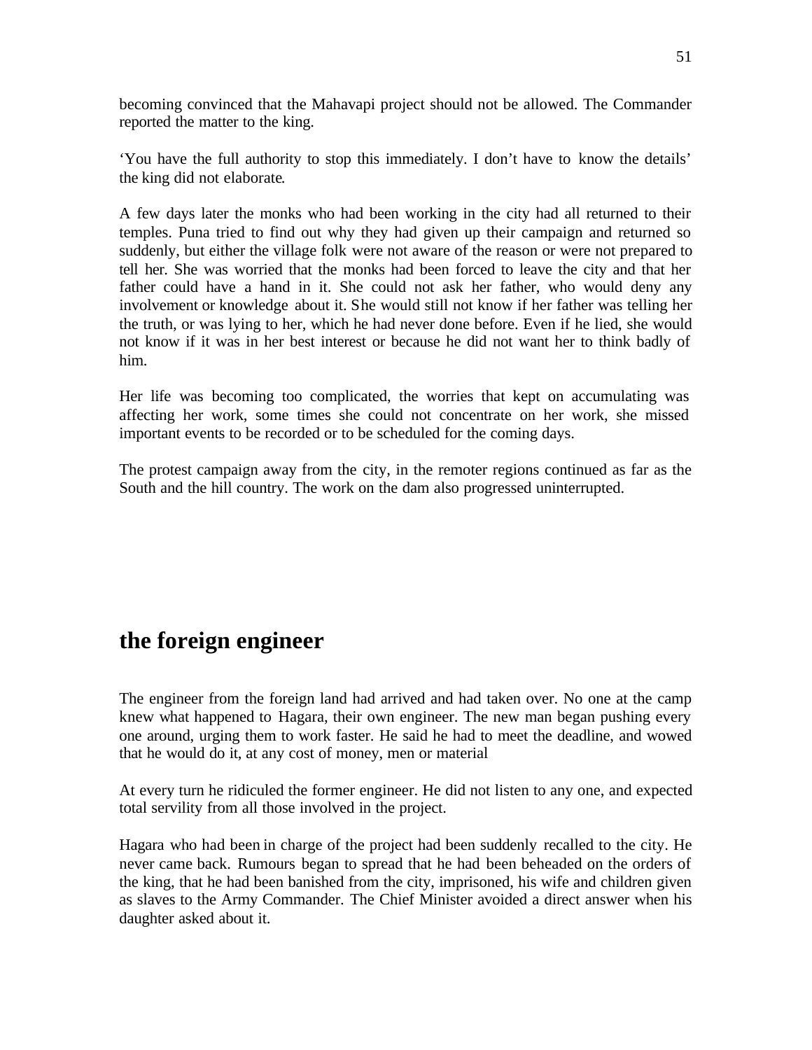becoming convinced that the Mahavapi project should not be allowed. The Commander reported the matter to the king.

'You have the full authority to stop this immediately. I don't have to know the details' the king did not elaborate.

A few days later the monks who had been working in the city had all returned to their temples. Puna tried to find out why they had given up their campaign and returned so suddenly, but either the village folk were not aware of the reason or were not prepared to tell her. She was worried that the monks had been forced to leave the city and that her father could have a hand in it. She could not ask her father, who would deny any involvement or knowledge about it. She would still not know if her father was telling her the truth, or was lying to her, which he had never done before. Even if he lied, she would not know if it was in her best interest or because he did not want her to think badly of him.

Her life was becoming too complicated, the worries that kept on accumulating was affecting her work, some times she could not concentrate on her work, she missed important events to be recorded or to be scheduled for the coming days.

The protest campaign away from the city, in the remoter regions continued as far as the South and the hill country. The work on the dam also progressed uninterrupted.

## the foreign engineer

The engineer from the foreign land had arrived and had taken over. No one at the camp knew what happened to Hagara, their own engineer. The new man began pushing every one around, urging them to work faster. He said he had to meet the deadline, and wowed that he would do it, at any cost of money, men or material

At every turn he ridiculed the former engineer. He did not listen to any one, and expected total servility from all those involved in the project.

Hagara who had been in charge of the project had been suddenly recalled to the city. He never came back. Rumours began to spread that he had been beheaded on the orders of the king, that he had been banished from the city, imprisoned, his wife and children given as slaves to the Army Commander. The Chief Minister avoided a direct answer when his daughter asked about it.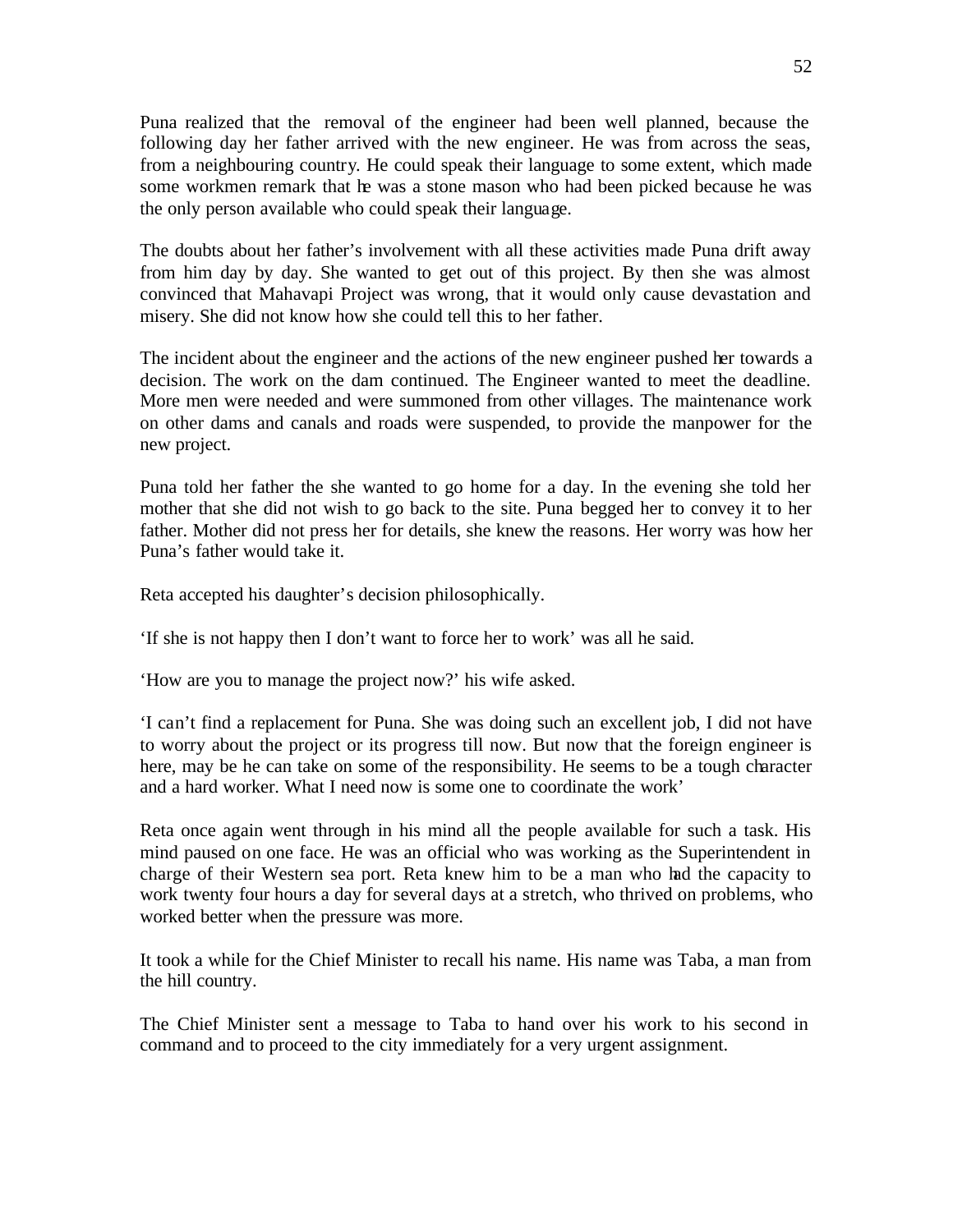Puna realized that the removal of the engineer had been well planned, because the following day her father arrived with the new engineer. He was from across the seas, from a neighbouring country. He could speak their language to some extent, which made some workmen remark that he was a stone mason who had been picked because he was the only person available who could speak their language.

The doubts about her father's involvement with all these activities made Puna drift away from him day by day. She wanted to get out of this project. By then she was almost convinced that Mahavapi Project was wrong, that it would only cause devastation and misery. She did not know how she could tell this to her father.

The incident about the engineer and the actions of the new engineer pushed her towards a decision. The work on the dam continued. The Engineer wanted to meet the deadline. More men were needed and were summoned from other villages. The maintenance work on other dams and canals and roads were suspended, to provide the manpower for the new project.

Puna told her father the she wanted to go home for a day. In the evening she told her mother that she did not wish to go back to the site. Puna begged her to convey it to her father. Mother did not press her for details, she knew the reasons. Her worry was how her Puna's father would take it.

Reta accepted his daughter's decision philosophically.

'If she is not happy then I don't want to force her to work' was all he said.

'How are you to manage the project now?' his wife asked.

'I can't find a replacement for Puna. She was doing such an excellent job, I did not have to worry about the project or its progress till now. But now that the foreign engineer is here, may be he can take on some of the responsibility. He seems to be a tough character and a hard worker. What I need now is some one to coordinate the work'

Reta once again went through in his mind all the people available for such a task. His mind paused on one face. He was an official who was working as the Superintendent in charge of their Western sea port. Reta knew him to be a man who had the capacity to work twenty four hours a day for several days at a stretch, who thrived on problems, who worked better when the pressure was more.

It took a while for the Chief Minister to recall his name. His name was Taba, a man from the hill country.

The Chief Minister sent a message to Taba to hand over his work to his second in command and to proceed to the city immediately for a very urgent assignment.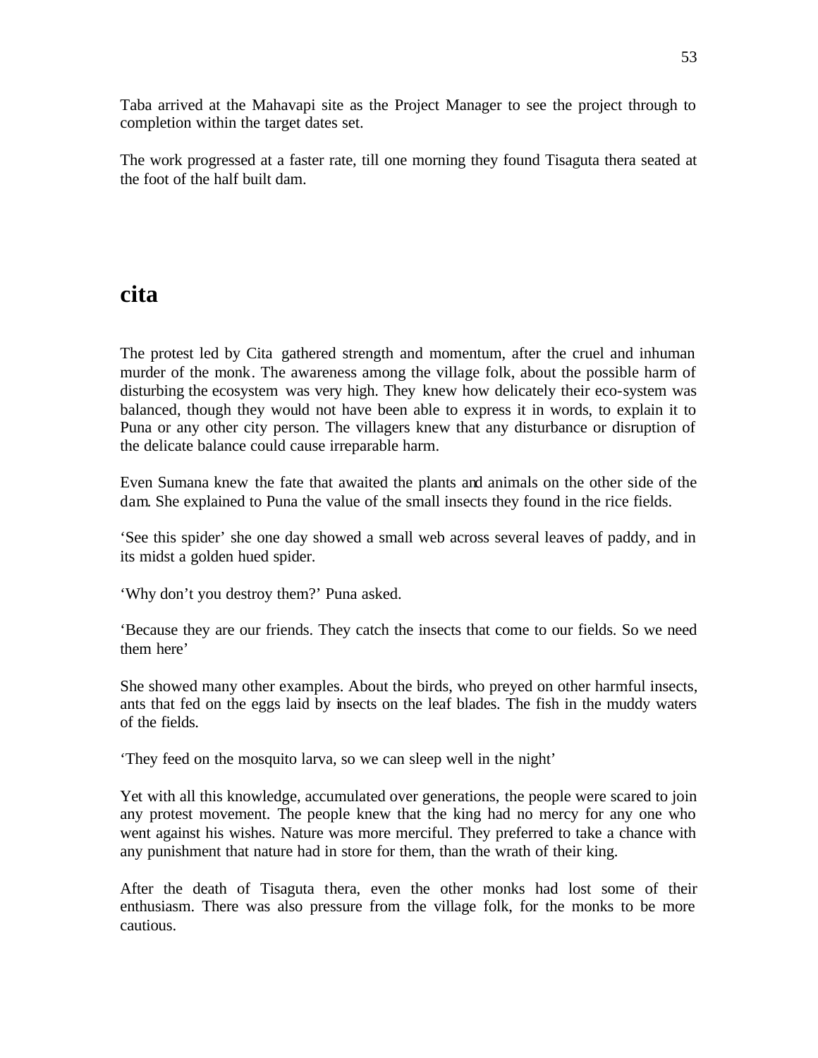Taba arrived at the Mahavapi site as the Project Manager to see the project through to completion within the target dates set.

The work progressed at a faster rate, till one morning they found Tisaguta thera seated at the foot of the half built dam.

# cita

The protest led by Cita gathered strength and momentum, after the cruel and inhuman murder of the monk. The awareness among the village folk, about the possible harm of disturbing the ecosystem was very high. They knew how delicately their eco-system was balanced, though they would not have been able to express it in words, to explain it to Puna or any other city person. The villagers knew that any disturbance or disruption of the delicate balance could cause irreparable harm.

Even Sumana knew the fate that awaited the plants and animals on the other side of the dam. She explained to Puna the value of the small insects they found in the rice fields.

'See this spider' she one day showed a small web across several leaves of paddy, and in its midst a golden hued spider.

'Why don't you destroy them?' Puna asked.

'Because they are our friends. They catch the insects that come to our fields. So we need them here'

She showed many other examples. About the birds, who preyed on other harmful insects, ants that fed on the eggs laid by insects on the leaf blades. The fish in the muddy waters of the fields.

'They feed on the mosquito larva, so we can sleep well in the night'

Yet with all this knowledge, accumulated over generations, the people were scared to join any protest movement. The people knew that the king had no mercy for any one who went against his wishes. Nature was more merciful. They preferred to take a chance with any punishment that nature had in store for them, than the wrath of their king.

After the death of Tisaguta thera, even the other monks had lost some of their enthusiasm. There was also pressure from the village folk, for the monks to be more cautious.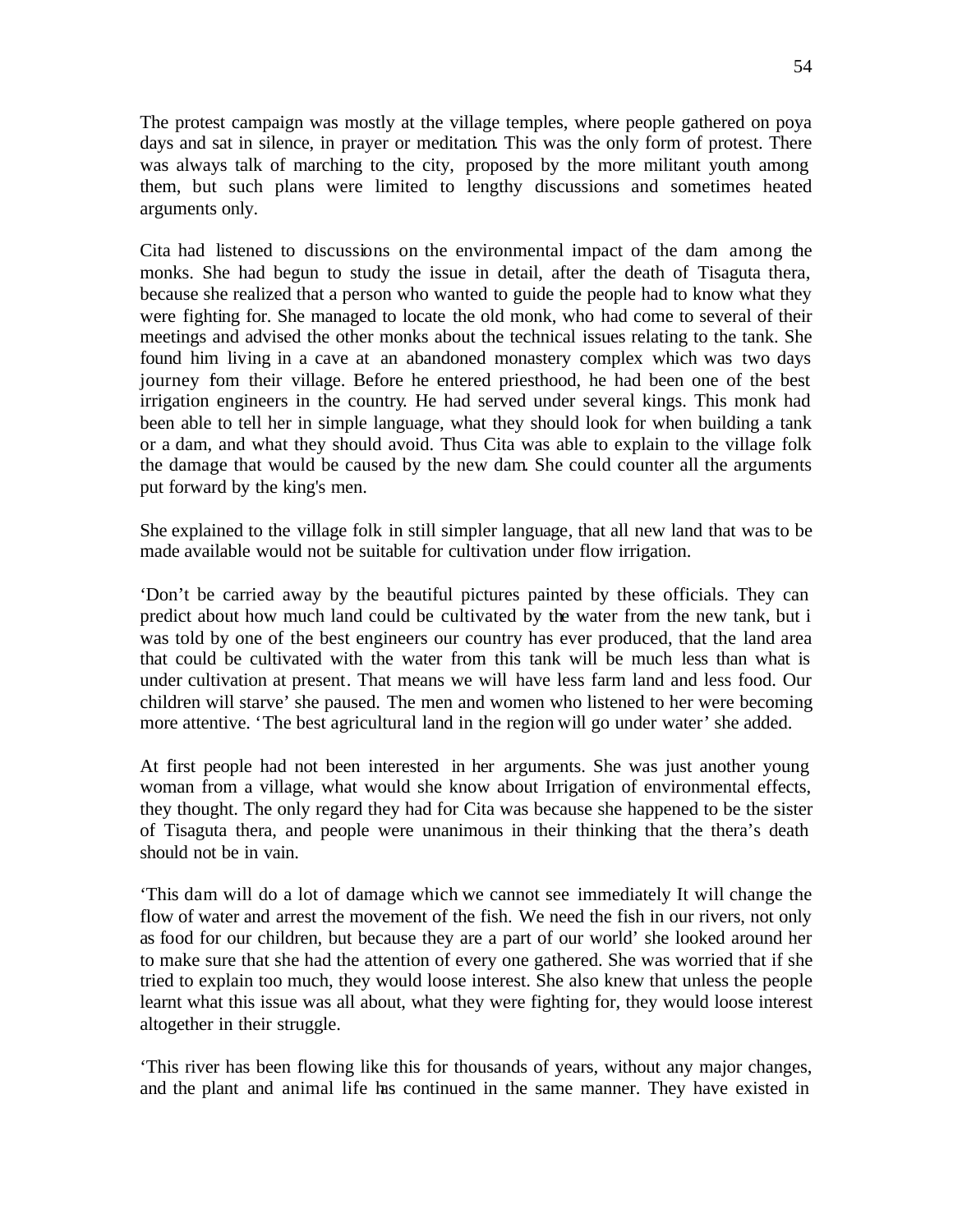The protest campaign was mostly at the village temples, where people gathered on poya days and sat in silence, in prayer or meditation. This was the only form of protest. There was always talk of marching to the city, proposed by the more militant youth among them, but such plans were limited to lengthy discussions and sometimes heated arguments only.

Cita had listened to discussions on the environmental impact of the dam among the monks. She had begun to study the issue in detail, after the death of Tisaguta thera, because she realized that a person who wanted to guide the people had to know what they were fighting for. She managed to locate the old monk, who had come to several of their meetings and advised the other monks about the technical issues relating to the tank. She found him living in a cave at an abandoned monastery complex which was two days journey fom their village. Before he entered priesthood, he had been one of the best irrigation engineers in the country. He had served under several kings. This monk had been able to tell her in simple language, what they should look for when building a tank or a dam, and what they should avoid. Thus Cita was able to explain to the village folk the damage that would be caused by the new dam. She could counter all the arguments put forward by the king's men.

She explained to the village folk in still simpler language, that all new land that was to be made available would not be suitable for cultivation under flow irrigation.

'Don't be carried away by the beautiful pictures painted by these officials. They can predict about how much land could be cultivated by the water from the new tank, but i was told by one of the best engineers our country has ever produced, that the land area that could be cultivated with the water from this tank will be much less than what is under cultivation at present. That means we will have less farm land and less food. Our children will starve' she paused. The men and women who listened to her were becoming more attentive. 'The best agricultural land in the region will go under water' she added.

At first people had not been interested in her arguments. She was just another young woman from a village, what would she know about Irrigation of environmental effects, they thought. The only regard they had for Cita was because she happened to be the sister of Tisaguta thera, and people were unanimous in their thinking that the thera's death should not be in vain.

'This dam will do a lot of damage which we cannot see immediately It will change the flow of water and arrest the movement of the fish. We need the fish in our rivers, not only as food for our children, but because they are a part of our world' she looked around her to make sure that she had the attention of every one gathered. She was worried that if she tried to explain too much, they would loose interest. She also knew that unless the people learnt what this issue was all about, what they were fighting for, they would loose interest altogether in their struggle.

'This river has been flowing like this for thousands of years, without any major changes, and the plant and animal life has continued in the same manner. They have existed in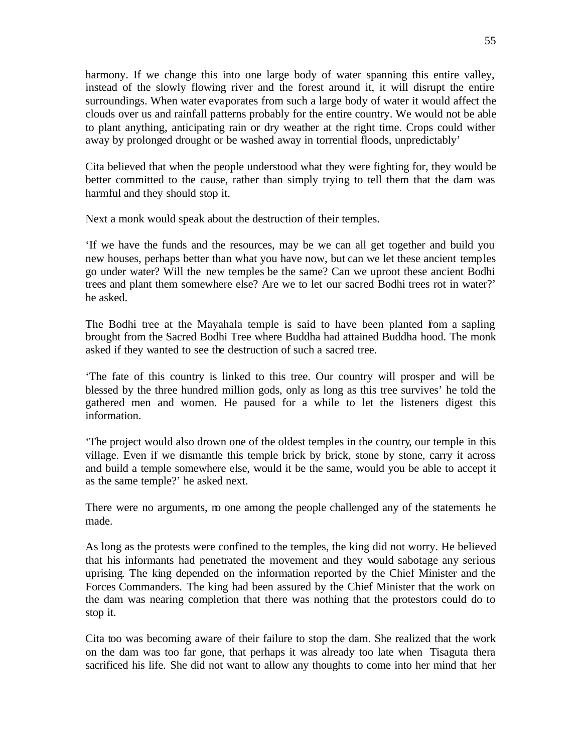harmony. If we change this into one large body of water spanning this entire valley, instead of the slowly flowing river and the forest around it, it will disrupt the entire surroundings. When water evaporates from such a large body of water it would affect the clouds over us and rainfall patterns probably for the entire country. We would not be able to plant anything, anticipating rain or dry weather at the right time. Crops could wither away by prolonged drought or be washed away in torrential floods, unpredictably'

Cita believed that when the people understood what they were fighting for, they would be better committed to the cause, rather than simply trying to tell them that the dam was harmful and they should stop it.

Next a monk would speak about the destruction of their temples.

'If we have the funds and the resources, may be we can all get together and build you new houses, perhaps better than what you have now, but can we let these ancient temples go under water? Will the new temples be the same? Can we uproot these ancient Bodhi trees and plant them somewhere else? Are we to let our sacred Bodhi trees rot in water?' he asked.

The Bodhi tree at the Mayahala temple is said to have been planted from a sapling brought from the Sacred Bodhi Tree where Buddha had attained Buddha hood. The monk asked if they wanted to see the destruction of such a sacred tree.

'The fate of this country is linked to this tree. Our country will prosper and will be blessed by the three hundred million gods, only as long as this tree survives' he told the gathered men and women. He paused for a while to let the listeners digest this information.

'The project would also drown one of the oldest temples in the country, our temple in this village. Even if we dismantle this temple brick by brick, stone by stone, carry it across and build a temple somewhere else, would it be the same, would you be able to accept it as the same temple?' he asked next.

There were no arguments, no one among the people challenged any of the statements he made.

As long as the protests were confined to the temples, the king did not worry. He believed that his informants had penetrated the movement and they would sabotage any serious uprising. The king depended on the information reported by the Chief Minister and the Forces Commanders. The king had been assured by the Chief Minister that the work on the dam was nearing completion that there was nothing that the protestors could do to stop it.

Cita too was becoming aware of their failure to stop the dam. She realized that the work on the dam was too far gone, that perhaps it was already too late when Tisaguta thera sacrificed his life. She did not want to allow any thoughts to come into her mind that her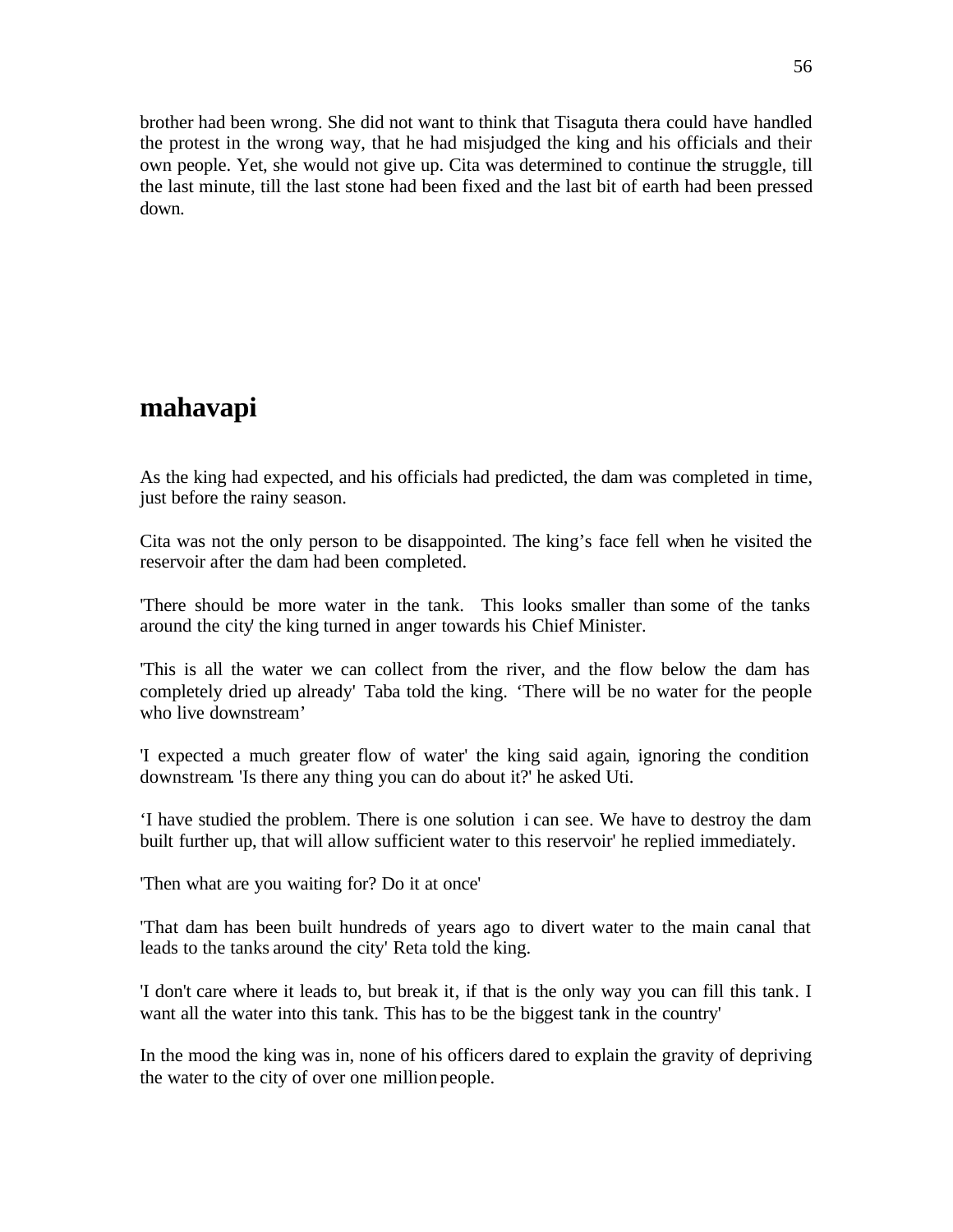brother had been wrong. She did not want to think that Tisaguta thera could have handled the protest in the wrong way, that he had misjudged the king and his officials and their own people. Yet, she would not give up. Cita was determined to continue the struggle, till the last minute, till the last stone had been fixed and the last bit of earth had been pressed down.

## mahavapi

As the king had expected, and his officials had predicted, the dam was completed in time, just before the rainy season.

Cita was not the only person to be disappointed. The king's face fell when he visited the reservoir after the dam had been completed.

'There should be more water in the tank. This looks smaller than some of the tanks around the city' the king turned in anger towards his Chief Minister.

'This is all the water we can collect from the river, and the flow below the dam has completely dried up already' Taba told the king. 'There will be no water for the people who live downstream'

'I expected a much greater flow of water' the king said again, ignoring the condition downstream. 'Is there any thing you can do about it?' he asked Uti.

'I have studied the problem. There is one solution i can see. We have to destroy the dam built further up, that will allow sufficient water to this reservoir' he replied immediately.

'Then what are you waiting for? Do it at once'

'That dam has been built hundreds of years ago to divert water to the main canal that leads to the tanks around the city' Reta told the king.

'I don't care where it leads to, but break it, if that is the only way you can fill this tank. I want all the water into this tank. This has to be the biggest tank in the country'

In the mood the king was in, none of his officers dared to explain the gravity of depriving the water to the city of over one million people.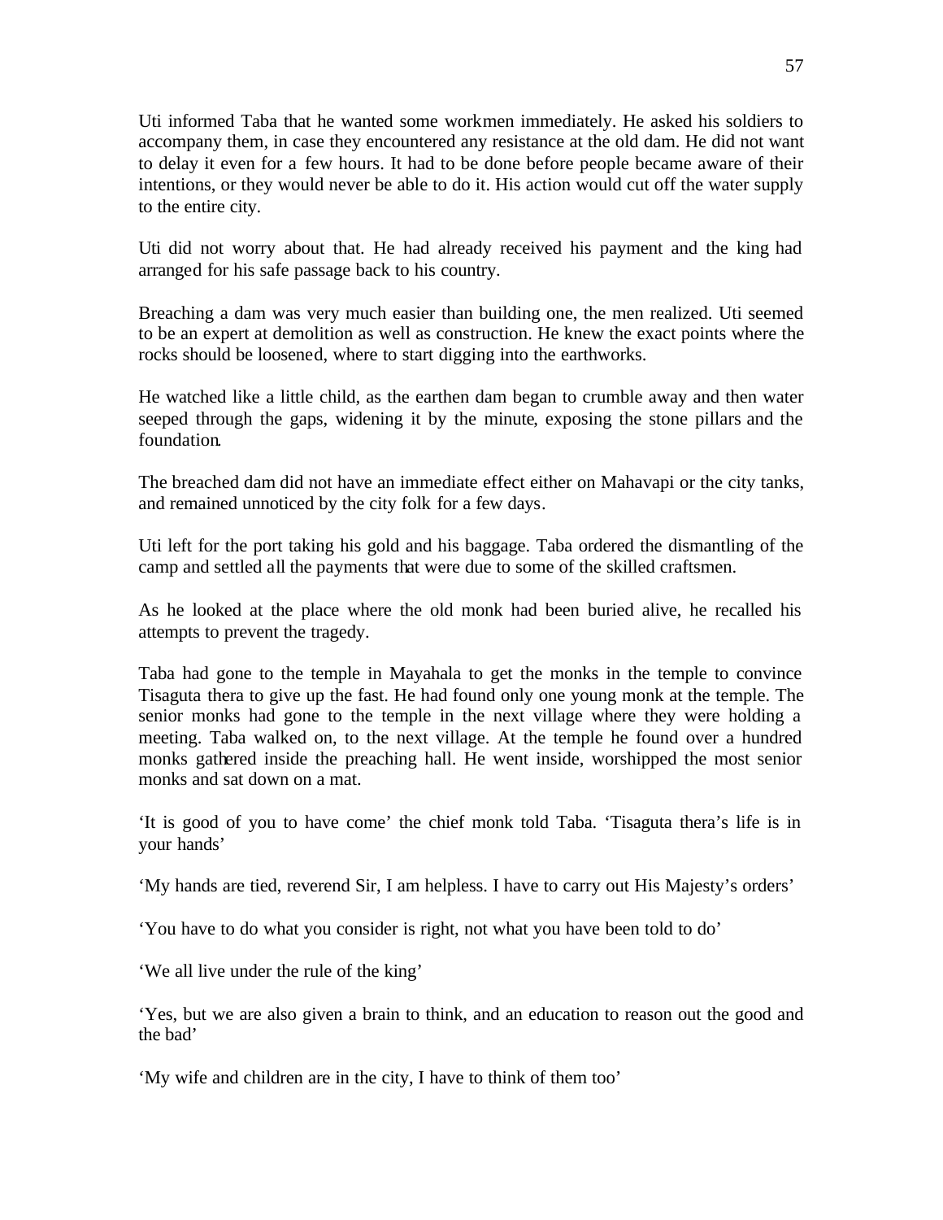Uti informed Taba that he wanted some workmen immediately. He asked his soldiers to accompany them, in case they encountered any resistance at the old dam. He did not want to delay it even for a few hours. It had to be done before people became aware of their intentions, or they would never be able to do it. His action would cut off the water supply to the entire city.

Uti did not worry about that. He had already received his payment and the king had arranged for his safe passage back to his country.

Breaching a dam was very much easier than building one, the men realized. Uti seemed to be an expert at demolition as well as construction. He knew the exact points where the rocks should be loosened, where to start digging into the earthworks.

He watched like a little child, as the earthen dam began to crumble away and then water seeped through the gaps, widening it by the minute, exposing the stone pillars and the foundation.

The breached dam did not have an immediate effect either on Mahavapi or the city tanks, and remained unnoticed by the city folk for a few days.

Uti left for the port taking his gold and his baggage. Taba ordered the dismantling of the camp and settled all the payments that were due to some of the skilled craftsmen.

As he looked at the place where the old monk had been buried alive, he recalled his attempts to prevent the tragedy.

Taba had gone to the temple in Mayahala to get the monks in the temple to convince Tisaguta thera to give up the fast. He had found only one young monk at the temple. The senior monks had gone to the temple in the next village where they were holding a meeting. Taba walked on, to the next village. At the temple he found over a hundred monks gathered inside the preaching hall. He went inside, worshipped the most senior monks and sat down on a mat.

'It is good of you to have come' the chief monk told Taba. 'Tisaguta thera's life is in your hands'

'My hands are tied, reverend Sir, I am helpless. I have to carry out His Majesty's orders'

'You have to do what you consider is right, not what you have been told to do'

'We all live under the rule of the king'

'Yes, but we are also given a brain to think, and an education to reason out the good and the bad'

'My wife and children are in the city, I have to think of them too'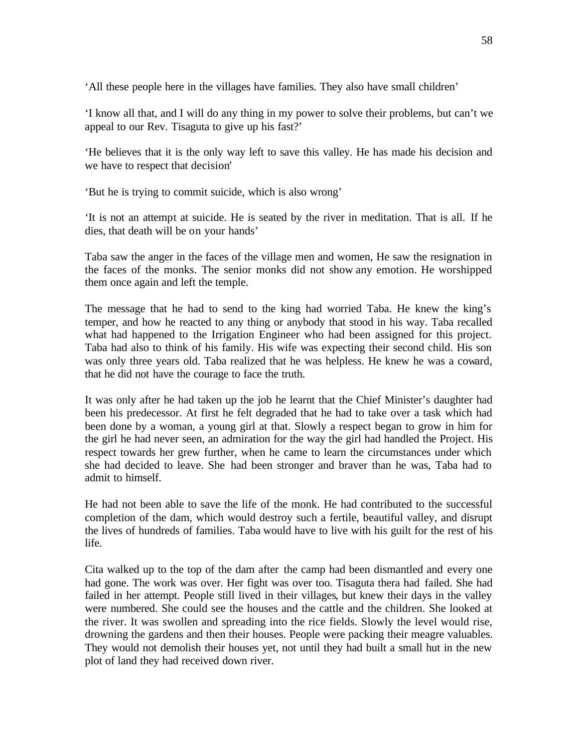‘All these people here in the villages have families. They also have small children’

‘I know all that, and I will do any thing in my power to solve their problems, but can’t we appeal to our Rev. Tisaguta to give up his fast?’

‘He believes that it is the only way left to save this valley. He has made his decision and we have to respect that decision’

‘But he is trying to commit suicide, which is also wrong’

‘It is not an attempt at suicide. He is seated by the river in meditation. That is all. If he dies, that death will be on your hands’

Taba saw the anger in the faces of the village men and women, He saw the resignation in the faces of the monks. The senior monks did not show any emotion. He worshipped them once again and left the temple.

The message that he had to send to the king had worried Taba. He knew the king’s temper, and how he reacted to any thing or anybody that stood in his way. Taba recalled what had happened to the Irrigation Engineer who had been assigned for this project. Taba had also to think of his family. His wife was expecting their second child. His son was only three years old. Taba realized that he was helpless. He knew he was a coward, that he did not have the courage to face the truth.

It was only after he had taken up the job he learnt that the Chief Minister’s daughter had been his predecessor. At first he felt degraded that he had to take over a task which had been done by a woman, a young girl at that. Slowly a respect began to grow in him for the girl he had never seen, an admiration for the way the girl had handled the Project. His respect towards her grew further, when he came to learn the circumstances under which she had decided to leave. She had been stronger and braver than he was, Taba had to admit to himself.

He had not been able to save the life of the monk. He had contributed to the successful completion of the dam, which would destroy such a fertile, beautiful valley, and disrupt the lives of hundreds of families. Taba would have to live with his guilt for the rest of his life.

Cita walked up to the top of the dam after the camp had been dismantled and every one had gone. The work was over. Her fight was over too. Tisaguta thera had failed. She had failed in her attempt. People still lived in their villages, but knew their days in the valley were numbered. She could see the houses and the cattle and the children. She looked at the river. It was swollen and spreading into the rice fields. Slowly the level would rise, drowning the gardens and then their houses. People were packing their meagre valuables. They would not demolish their houses yet, not until they had built a small hut in the new plot of land they had received down river.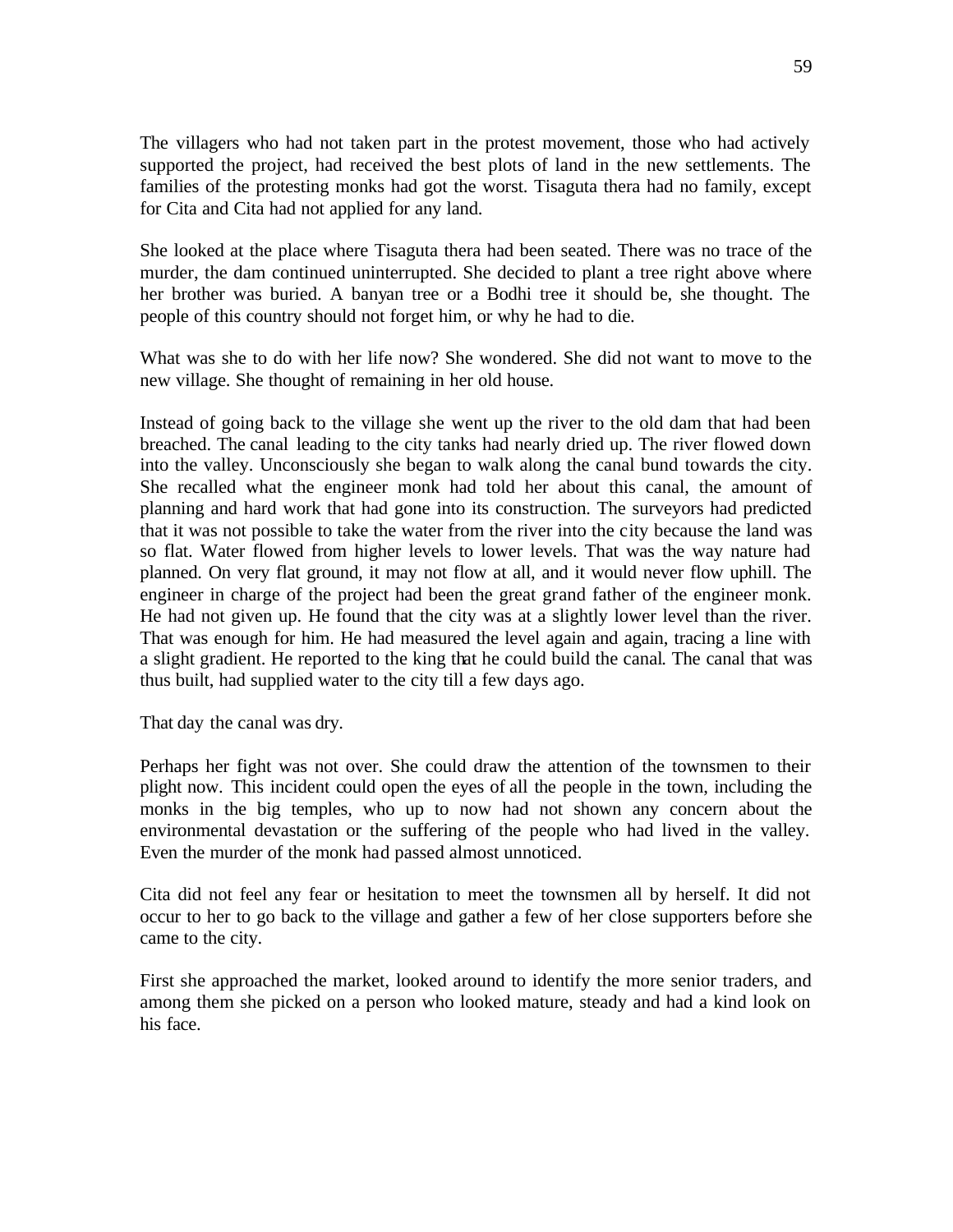The villagers who had not taken part in the protest movement, those who had actively supported the project, had received the best plots of land in the new settlements. The families of the protesting monks had got the worst. Tisaguta thera had no family, except for Cita and Cita had not applied for any land.

She looked at the place where Tisaguta thera had been seated. There was no trace of the murder, the dam continued uninterrupted. She decided to plant a tree right above where her brother was buried. A banyan tree or a Bodhi tree it should be, she thought. The people of this country should not forget him, or why he had to die.

What was she to do with her life now? She wondered. She did not want to move to the new village. She thought of remaining in her old house.

Instead of going back to the village she went up the river to the old dam that had been breached. The canal leading to the city tanks had nearly dried up. The river flowed down into the valley. Unconsciously she began to walk along the canal bund towards the city. She recalled what the engineer monk had told her about this canal, the amount of planning and hard work that had gone into its construction. The surveyors had predicted that it was not possible to take the water from the river into the city because the land was so flat. Water flowed from higher levels to lower levels. That was the way nature had planned. On very flat ground, it may not flow at all, and it would never flow uphill. The engineer in charge of the project had been the great grand father of the engineer monk. He had not given up. He found that the city was at a slightly lower level than the river. That was enough for him. He had measured the level again and again, tracing a line with a slight gradient. He reported to the king that he could build the canal. The canal that was thus built, had supplied water to the city till a few days ago.

That day the canal was dry.

Perhaps her fight was not over. She could draw the attention of the townsmen to their plight now. This incident could open the eyes of all the people in the town, including the monks in the big temples, who up to now had not shown any concern about the environmental devastation or the suffering of the people who had lived in the valley. Even the murder of the monk had passed almost unnoticed.

Cita did not feel any fear or hesitation to meet the townsmen all by herself. It did not occur to her to go back to the village and gather a few of her close supporters before she came to the city.

First she approached the market, looked around to identify the more senior traders, and among them she picked on a person who looked mature, steady and had a kind look on his face.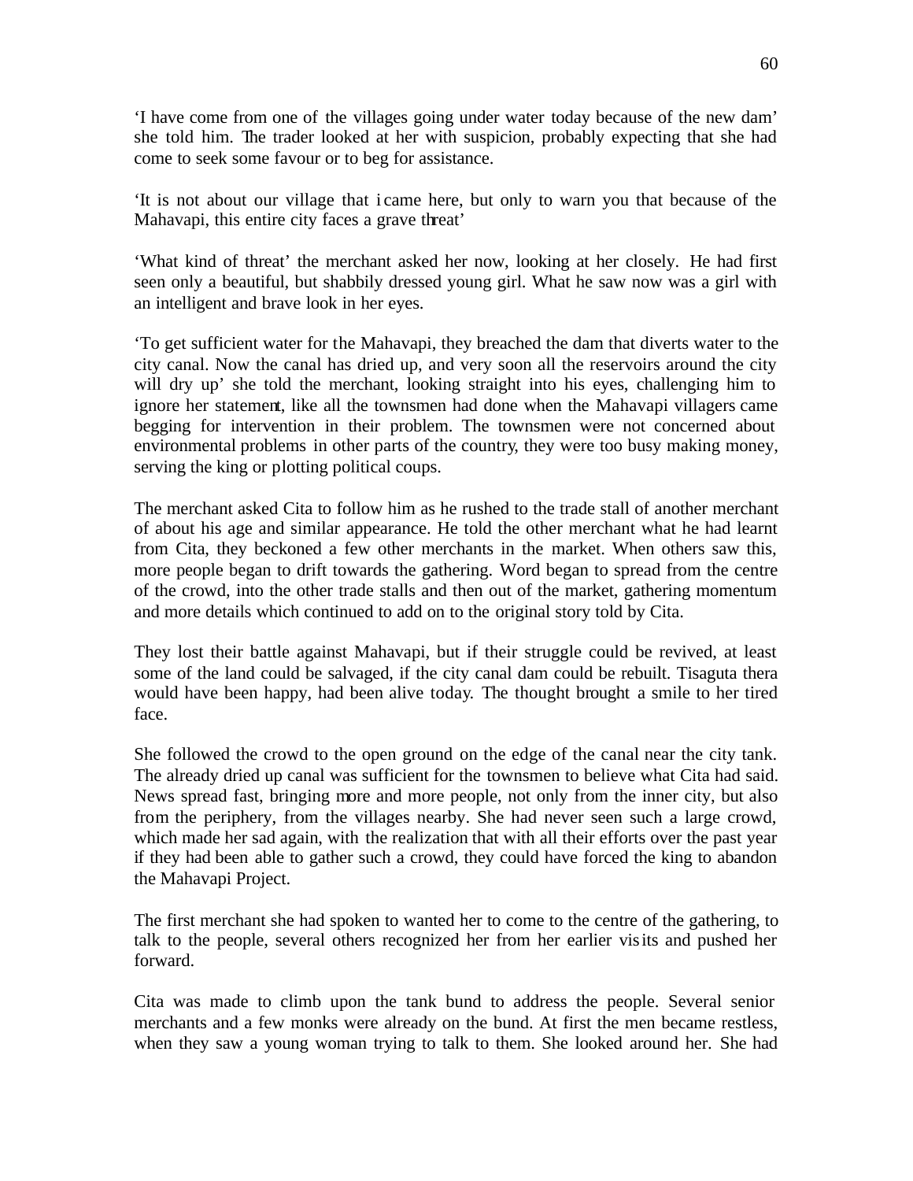'I have come from one of the villages going under water today because of the new dam' she told him. The trader looked at her with suspicion, probably expecting that she had come to seek some favour or to beg for assistance.

'It is not about our village that i came here, but only to warn you that because of the Mahavapi, this entire city faces a grave threat'

'What kind of threat' the merchant asked her now, looking at her closely. He had first seen only a beautiful, but shabbily dressed young girl. What he saw now was a girl with an intelligent and brave look in her eyes.

'To get sufficient water for the Mahavapi, they breached the dam that diverts water to the city canal. Now the canal has dried up, and very soon all the reservoirs around the city will dry up' she told the merchant, looking straight into his eyes, challenging him to ignore her statement, like all the townsmen had done when the Mahavapi villagers came begging for intervention in their problem. The townsmen were not concerned about environmental problems in other parts of the country, they were too busy making money, serving the king or plotting political coups.

The merchant asked Cita to follow him as he rushed to the trade stall of another merchant of about his age and similar appearance. He told the other merchant what he had learnt from Cita, they beckoned a few other merchants in the market. When others saw this, more people began to drift towards the gathering. Word began to spread from the centre of the crowd, into the other trade stalls and then out of the market, gathering momentum and more details which continued to add on to the original story told by Cita.

They lost their battle against Mahavapi, but if their struggle could be revived, at least some of the land could be salvaged, if the city canal dam could be rebuilt. Tisaguta thera would have been happy, had been alive today. The thought brought a smile to her tired face.

She followed the crowd to the open ground on the edge of the canal near the city tank. The already dried up canal was sufficient for the townsmen to believe what Cita had said. News spread fast, bringing more and more people, not only from the inner city, but also from the periphery, from the villages nearby. She had never seen such a large crowd, which made her sad again, with the realization that with all their efforts over the past year if they had been able to gather such a crowd, they could have forced the king to abandon the Mahavapi Project.

The first merchant she had spoken to wanted her to come to the centre of the gathering, to talk to the people, several others recognized her from her earlier visits and pushed her forward.

Cita was made to climb upon the tank bund to address the people. Several senior merchants and a few monks were already on the bund. At first the men became restless, when they saw a young woman trying to talk to them. She looked around her. She had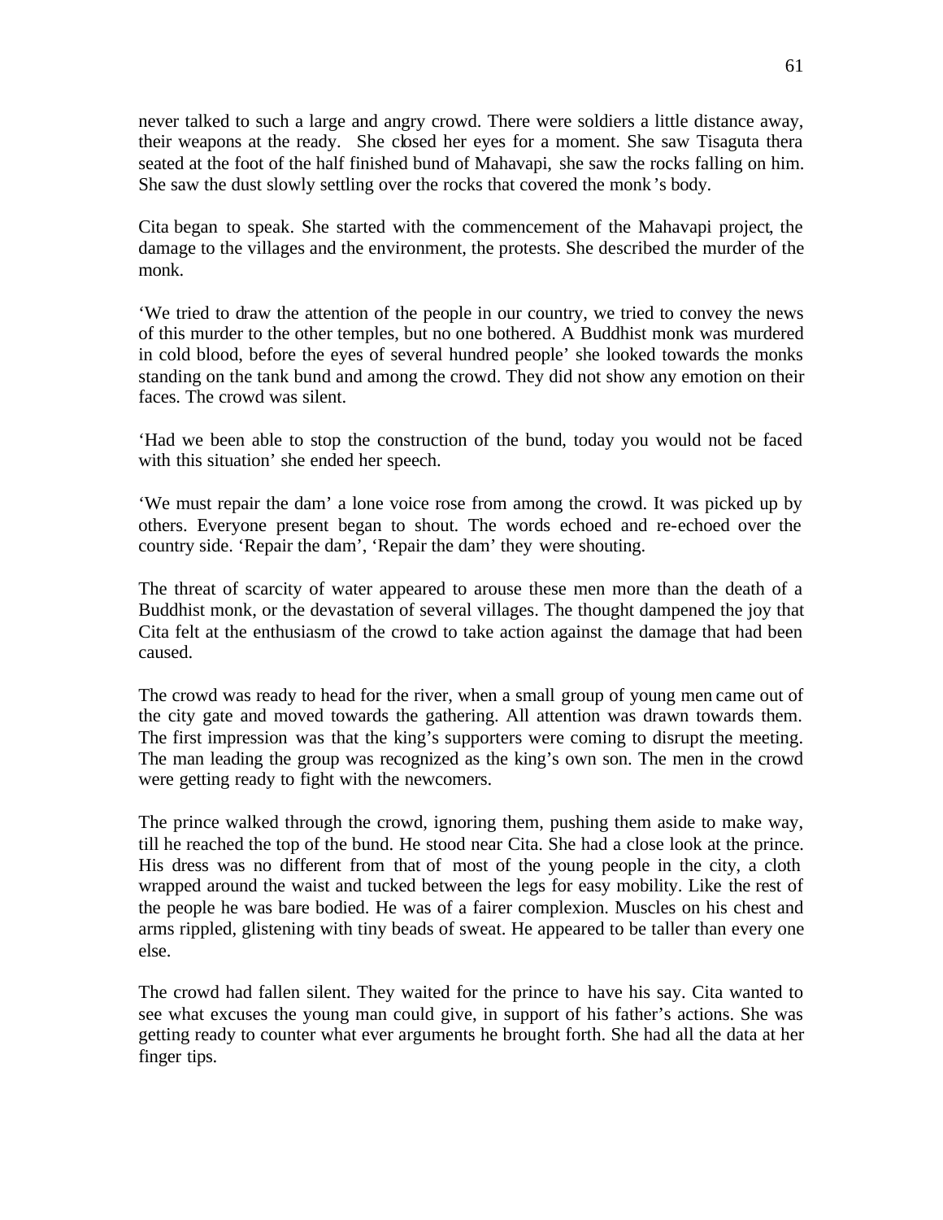never talked to such a large and angry crowd. There were soldiers a little distance away, their weapons at the ready. She closed her eyes for a moment. She saw Tisaguta thera seated at the foot of the half finished bund of Mahavapi, she saw the rocks falling on him. She saw the dust slowly settling over the rocks that covered the monk's body.

Cita began to speak. She started with the commencement of the Mahavapi project, the damage to the villages and the environment, the protests. She described the murder of the monk.

'We tried to draw the attention of the people in our country, we tried to convey the news of this murder to the other temples, but no one bothered. A Buddhist monk was murdered in cold blood, before the eyes of several hundred people' she looked towards the monks standing on the tank bund and among the crowd. They did not show any emotion on their faces. The crowd was silent.

'Had we been able to stop the construction of the bund, today you would not be faced with this situation' she ended her speech.

'We must repair the dam' a lone voice rose from among the crowd. It was picked up by others. Everyone present began to shout. The words echoed and re-echoed over the country side. 'Repair the dam', 'Repair the dam' they were shouting.

The threat of scarcity of water appeared to arouse these men more than the death of a Buddhist monk, or the devastation of several villages. The thought dampened the joy that Cita felt at the enthusiasm of the crowd to take action against the damage that had been caused.

The crowd was ready to head for the river, when a small group of young men came out of the city gate and moved towards the gathering. All attention was drawn towards them. The first impression was that the king's supporters were coming to disrupt the meeting. The man leading the group was recognized as the king's own son. The men in the crowd were getting ready to fight with the newcomers.

The prince walked through the crowd, ignoring them, pushing them aside to make way, till he reached the top of the bund. He stood near Cita. She had a close look at the prince. His dress was no different from that of most of the young people in the city, a cloth wrapped around the waist and tucked between the legs for easy mobility. Like the rest of the people he was bare bodied. He was of a fairer complexion. Muscles on his chest and arms rippled, glistening with tiny beads of sweat. He appeared to be taller than every one else.

The crowd had fallen silent. They waited for the prince to have his say. Cita wanted to see what excuses the young man could give, in support of his father's actions. She was getting ready to counter what ever arguments he brought forth. She had all the data at her finger tips.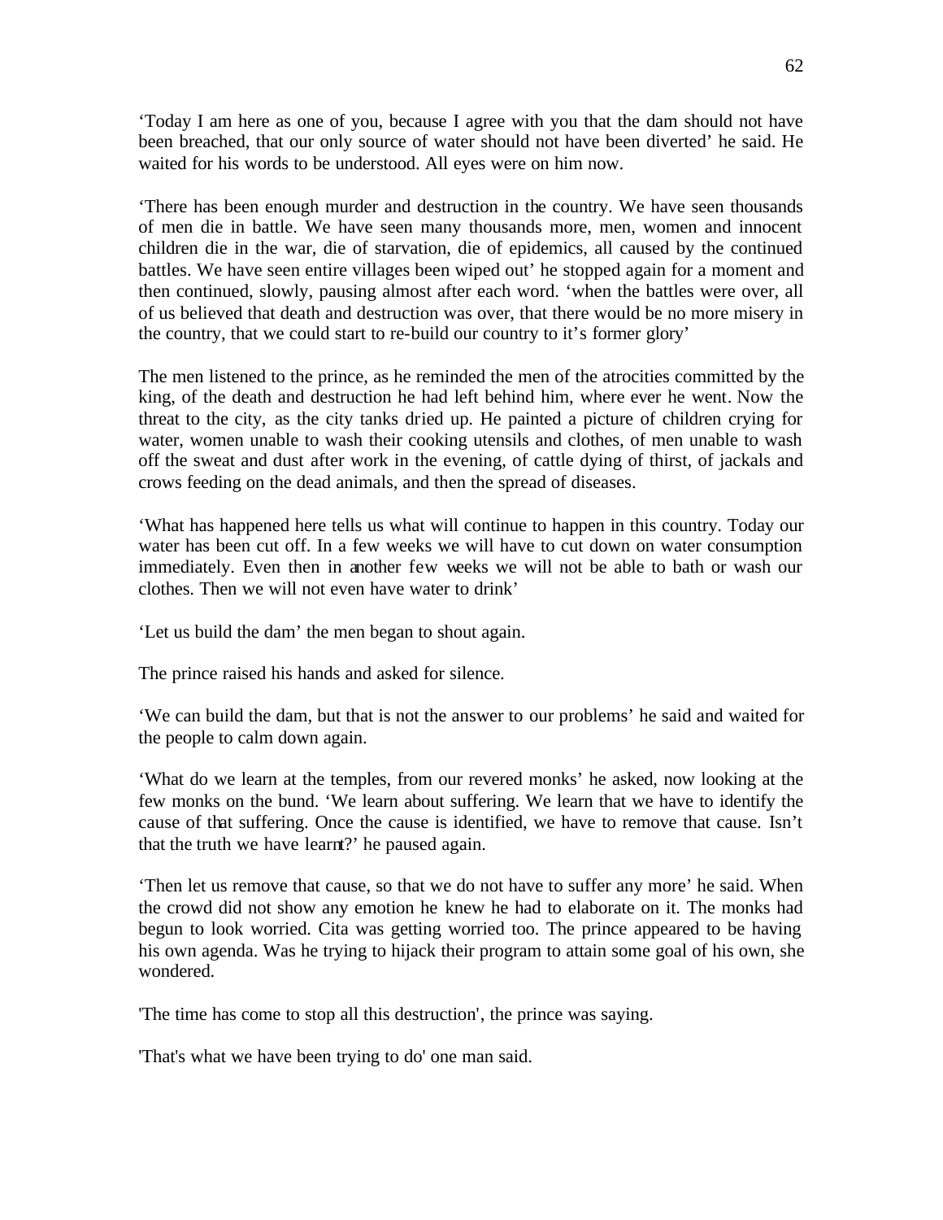'Today I am here as one of you, because I agree with you that the dam should not have been breached, that our only source of water should not have been diverted' he said. He waited for his words to be understood. All eyes were on him now.

'There has been enough murder and destruction in the country. We have seen thousands of men die in battle. We have seen many thousands more, men, women and innocent children die in the war, die of starvation, die of epidemics, all caused by the continued battles. We have seen entire villages been wiped out' he stopped again for a moment and then continued, slowly, pausing almost after each word. 'when the battles were over, all of us believed that death and destruction was over, that there would be no more misery in the country, that we could start to re-build our country to it's former glory'

The men listened to the prince, as he reminded the men of the atrocities committed by the king, of the death and destruction he had left behind him, where ever he went. Now the threat to the city, as the city tanks dried up. He painted a picture of children crying for water, women unable to wash their cooking utensils and clothes, of men unable to wash off the sweat and dust after work in the evening, of cattle dying of thirst, of jackals and crows feeding on the dead animals, and then the spread of diseases.

'What has happened here tells us what will continue to happen in this country. Today our water has been cut off. In a few weeks we will have to cut down on water consumption immediately. Even then in another few weeks we will not be able to bath or wash our clothes. Then we will not even have water to drink'

'Let us build the dam' the men began to shout again.

The prince raised his hands and asked for silence.

'We can build the dam, but that is not the answer to our problems' he said and waited for the people to calm down again.

'What do we learn at the temples, from our revered monks' he asked, now looking at the few monks on the bund. 'We learn about suffering. We learn that we have to identify the cause of that suffering. Once the cause is identified, we have to remove that cause. Isn't that the truth we have learnt?' he paused again.

'Then let us remove that cause, so that we do not have to suffer any more' he said. When the crowd did not show any emotion he knew he had to elaborate on it. The monks had begun to look worried. Cita was getting worried too. The prince appeared to be having his own agenda. Was he trying to hijack their program to attain some goal of his own, she wondered.

'The time has come to stop all this destruction', the prince was saying.

'That's what we have been trying to do' one man said.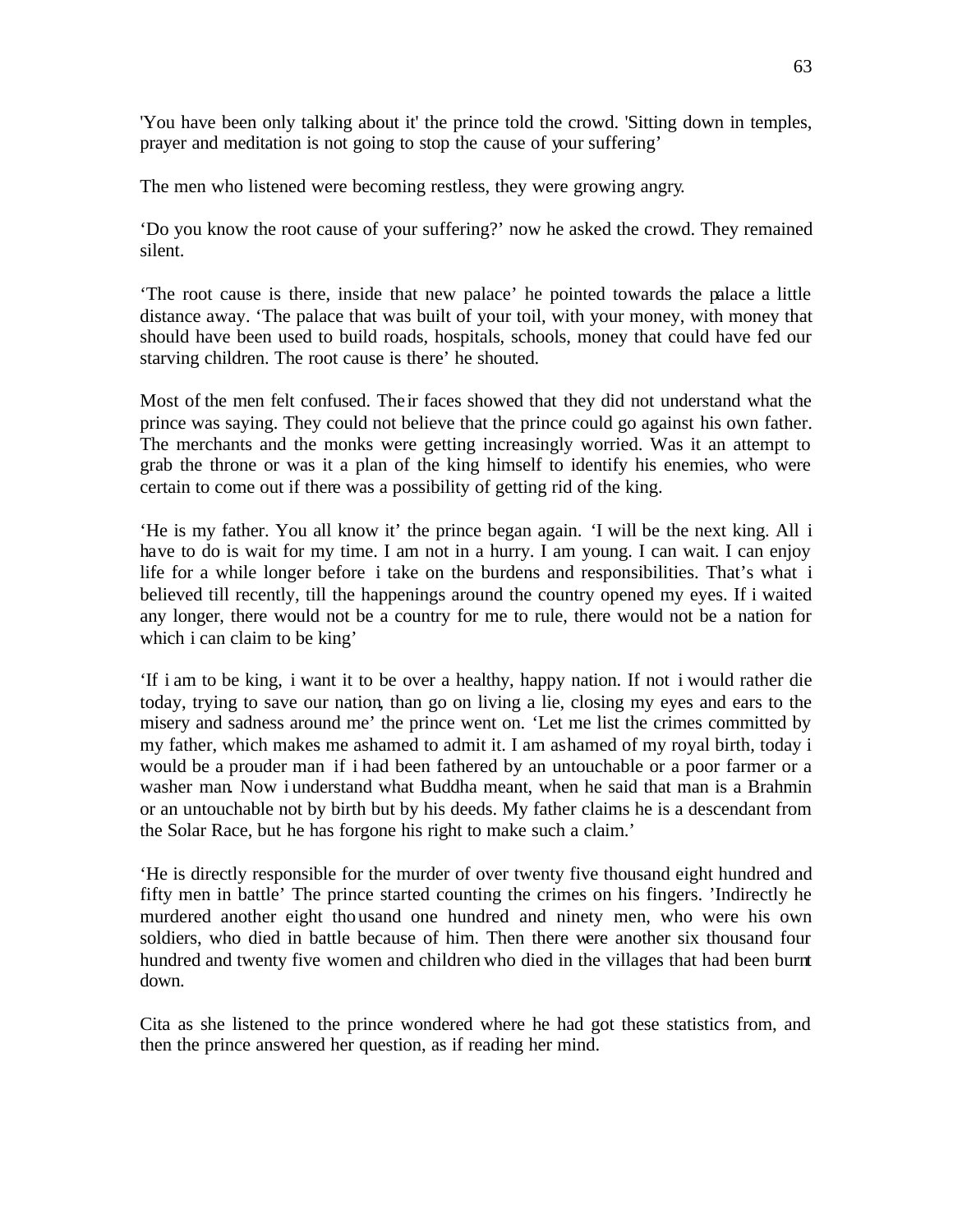'You have been only talking about it' the prince told the crowd. 'Sitting down in temples, prayer and meditation is not going to stop the cause of your suffering'

The men who listened were becoming restless, they were growing angry.

'Do you know the root cause of your suffering?' now he asked the crowd. They remained silent.

'The root cause is there, inside that new palace' he pointed towards the palace a little distance away. 'The palace that was built of your toil, with your money, with money that should have been used to build roads, hospitals, schools, money that could have fed our starving children. The root cause is there' he shouted.

Most of the men felt confused. Their faces showed that they did not understand what the prince was saying. They could not believe that the prince could go against his own father. The merchants and the monks were getting increasingly worried. Was it an attempt to grab the throne or was it a plan of the king himself to identify his enemies, who were certain to come out if there was a possibility of getting rid of the king.

'He is my father. You all know it' the prince began again. 'I will be the next king. All i have to do is wait for my time. I am not in a hurry. I am young. I can wait. I can enjoy life for a while longer before i take on the burdens and responsibilities. That's what i believed till recently, till the happenings around the country opened my eyes. If i waited any longer, there would not be a country for me to rule, there would not be a nation for which i can claim to be king'

'If i am to be king, i want it to be over a healthy, happy nation. If not i would rather die today, trying to save our nation, than go on living a lie, closing my eyes and ears to the misery and sadness around me' the prince went on. 'Let me list the crimes committed by my father, which makes me ashamed to admit it. I am ashamed of my royal birth, today i would be a prouder man if i had been fathered by an untouchable or a poor farmer or a washer man. Now i understand what Buddha meant, when he said that man is a Brahmin or an untouchable not by birth but by his deeds. My father claims he is a descendant from the Solar Race, but he has forgone his right to make such a claim.'

'He is directly responsible for the murder of over twenty five thousand eight hundred and fifty men in battle' The prince started counting the crimes on his fingers. 'Indirectly he murdered another eight thousand one hundred and ninety men, who were his own soldiers, who died in battle because of him. Then there were another six thousand four hundred and twenty five women and children who died in the villages that had been burnt down.

Cita as she listened to the prince wondered where he had got these statistics from, and then the prince answered her question, as if reading her mind.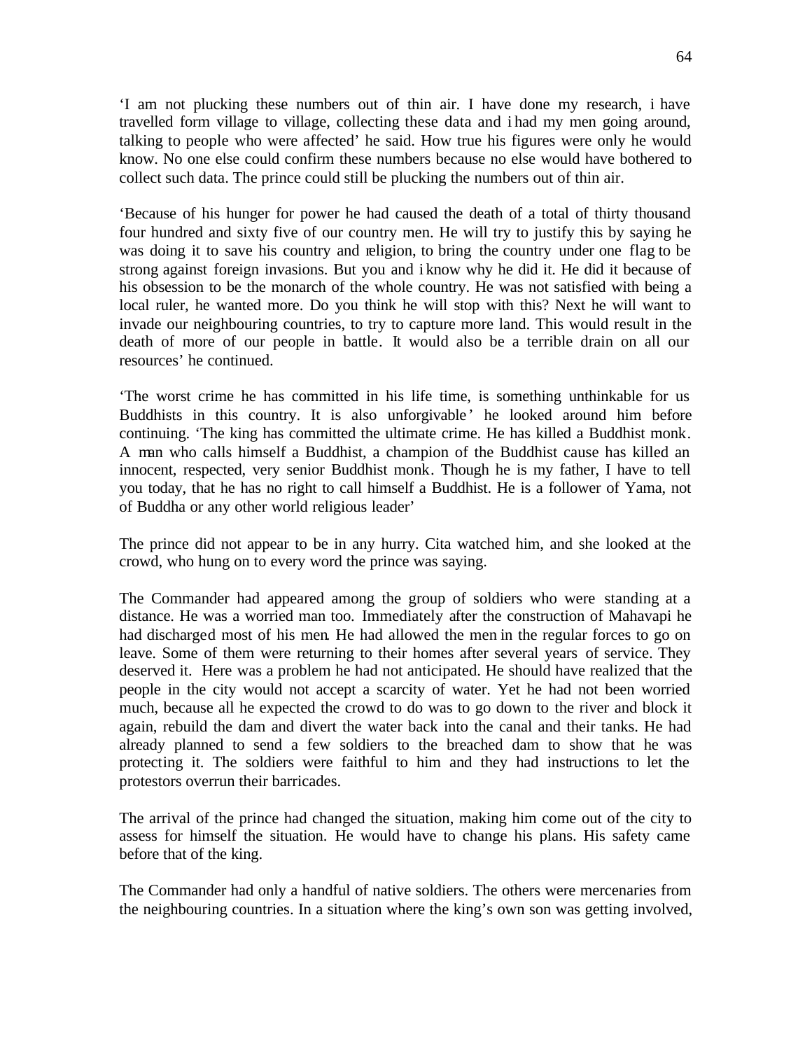'I am not plucking these numbers out of thin air. I have done my research, i have travelled form village to village, collecting these data and i had my men going around, talking to people who were affected' he said. How true his figures were only he would know. No one else could confirm these numbers because no else would have bothered to collect such data. The prince could still be plucking the numbers out of thin air.

'Because of his hunger for power he had caused the death of a total of thirty thousand four hundred and sixty five of our country men. He will try to justify this by saying he was doing it to save his country and religion, to bring the country under one flag to be strong against foreign invasions. But you and i know why he did it. He did it because of his obsession to be the monarch of the whole country. He was not satisfied with being a local ruler, he wanted more. Do you think he will stop with this? Next he will want to invade our neighbouring countries, to try to capture more land. This would result in the death of more of our people in battle. It would also be a terrible drain on all our resources' he continued.

'The worst crime he has committed in his life time, is something unthinkable for us Buddhists in this country. It is also unforgivable' he looked around him before continuing. 'The king has committed the ultimate crime. He has killed a Buddhist monk. A man who calls himself a Buddhist, a champion of the Buddhist cause has killed an innocent, respected, very senior Buddhist monk. Though he is my father, I have to tell you today, that he has no right to call himself a Buddhist. He is a follower of Yama, not of Buddha or any other world religious leader'

The prince did not appear to be in any hurry. Cita watched him, and she looked at the crowd, who hung on to every word the prince was saying.

The Commander had appeared among the group of soldiers who were standing at a distance. He was a worried man too. Immediately after the construction of Mahavapi he had discharged most of his men. He had allowed the men in the regular forces to go on leave. Some of them were returning to their homes after several years of service. They deserved it. Here was a problem he had not anticipated. He should have realized that the people in the city would not accept a scarcity of water. Yet he had not been worried much, because all he expected the crowd to do was to go down to the river and block it again, rebuild the dam and divert the water back into the canal and their tanks. He had already planned to send a few soldiers to the breached dam to show that he was protecting it. The soldiers were faithful to him and they had instructions to let the protestors overrun their barricades.

The arrival of the prince had changed the situation, making him come out of the city to assess for himself the situation. He would have to change his plans. His safety came before that of the king.

The Commander had only a handful of native soldiers. The others were mercenaries from the neighbouring countries. In a situation where the king's own son was getting involved,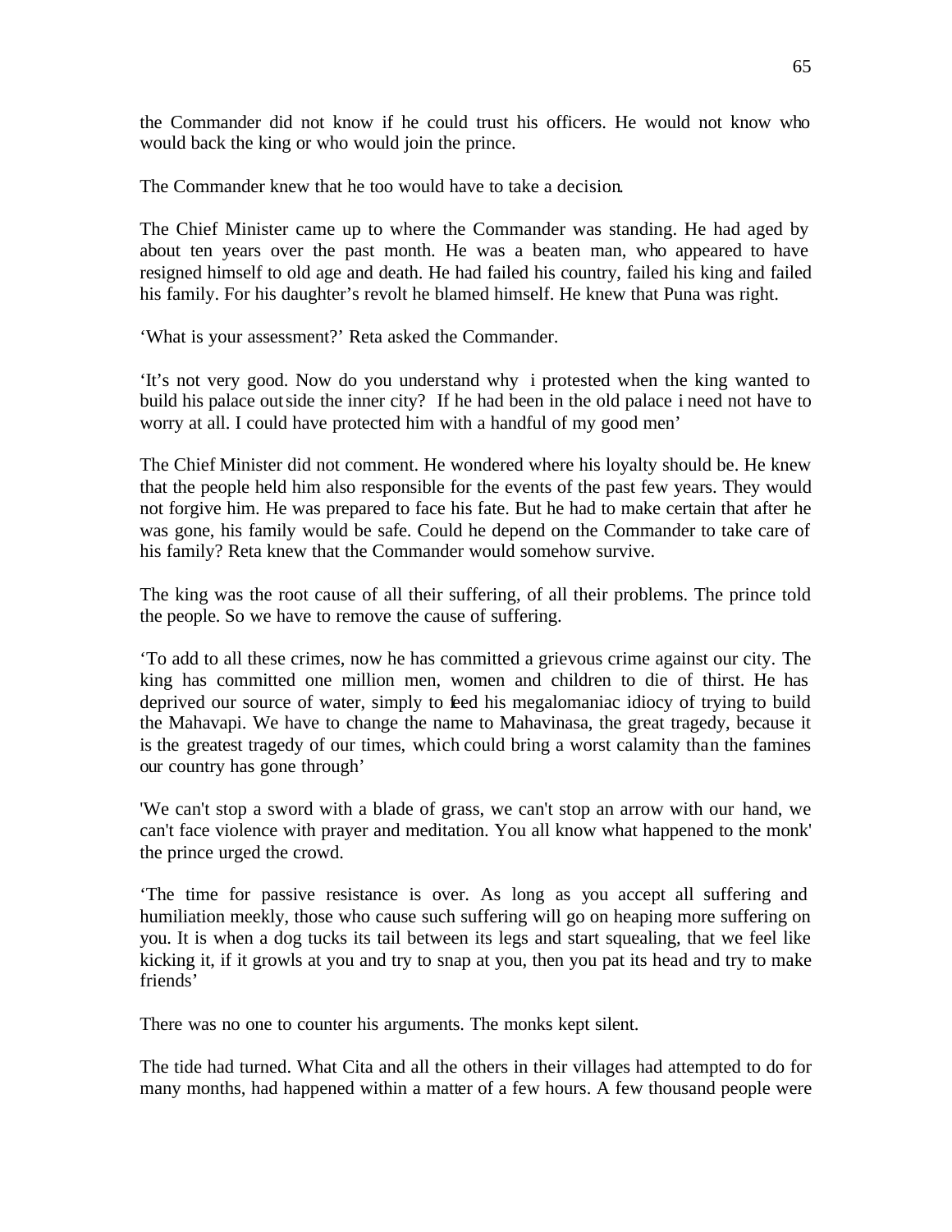the Commander did not know if he could trust his officers. He would not know who would back the king or who would join the prince.

The Commander knew that he too would have to take a decision.

The Chief Minister came up to where the Commander was standing. He had aged by about ten years over the past month. He was a beaten man, who appeared to have resigned himself to old age and death. He had failed his country, failed his king and failed his family. For his daughter's revolt he blamed himself. He knew that Puna was right.

'What is your assessment?' Reta asked the Commander.

'It's not very good. Now do you understand why i protested when the king wanted to build his palace outside the inner city? If he had been in the old palace i need not have to worry at all. I could have protected him with a handful of my good men'

The Chief Minister did not comment. He wondered where his loyalty should be. He knew that the people held him also responsible for the events of the past few years. They would not forgive him. He was prepared to face his fate. But he had to make certain that after he was gone, his family would be safe. Could he depend on the Commander to take care of his family? Reta knew that the Commander would somehow survive.

The king was the root cause of all their suffering, of all their problems. The prince told the people. So we have to remove the cause of suffering.

'To add to all these crimes, now he has committed a grievous crime against our city. The king has committed one million men, women and children to die of thirst. He has deprived our source of water, simply to feed his megalomaniac idiocy of trying to build the Mahavapi. We have to change the name to Mahavinasa, the great tragedy, because it is the greatest tragedy of our times, which could bring a worst calamity than the famines our country has gone through'

'We can't stop a sword with a blade of grass, we can't stop an arrow with our hand, we can't face violence with prayer and meditation. You all know what happened to the monk' the prince urged the crowd.

'The time for passive resistance is over. As long as you accept all suffering and humiliation meekly, those who cause such suffering will go on heaping more suffering on you. It is when a dog tucks its tail between its legs and start squealing, that we feel like kicking it, if it growls at you and try to snap at you, then you pat its head and try to make friends'

There was no one to counter his arguments. The monks kept silent.

The tide had turned. What Cita and all the others in their villages had attempted to do for many months, had happened within a matter of a few hours. A few thousand people were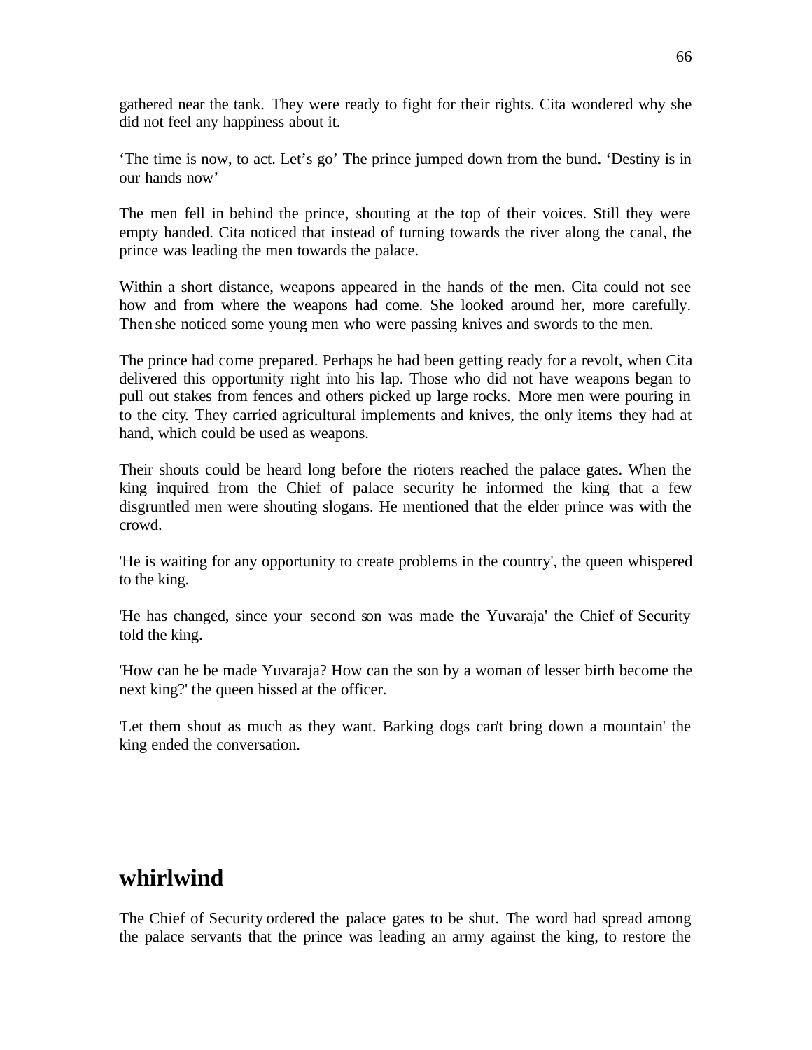gathered near the tank. They were ready to fight for their rights. Cita wondered why she did not feel any happiness about it.

‘The time is now, to act. Let’s go’ The prince jumped down from the bund. ‘Destiny is in our hands now’

The men fell in behind the prince, shouting at the top of their voices. Still they were empty handed. Cita noticed that instead of turning towards the river along the canal, the prince was leading the men towards the palace.

Within a short distance, weapons appeared in the hands of the men. Cita could not see how and from where the weapons had come. She looked around her, more carefully. Then she noticed some young men who were passing knives and swords to the men.

The prince had come prepared. Perhaps he had been getting ready for a revolt, when Cita delivered this opportunity right into his lap. Those who did not have weapons began to pull out stakes from fences and others picked up large rocks. More men were pouring in to the city. They carried agricultural implements and knives, the only items they had at hand, which could be used as weapons.

Their shouts could be heard long before the rioters reached the palace gates. When the king inquired from the Chief of palace security he informed the king that a few disgruntled men were shouting slogans. He mentioned that the elder prince was with the crowd.

'He is waiting for any opportunity to create problems in the country', the queen whispered to the king.

'He has changed, since your second son was made the Yuvaraja' the Chief of Security told the king.

'How can he be made Yuvaraja? How can the son by a woman of lesser birth become the next king?' the queen hissed at the officer.

'Let them shout as much as they want. Barking dogs can't bring down a mountain' the king ended the conversation.

## whirlwind

The Chief of Security ordered the palace gates to be shut. The word had spread among the palace servants that the prince was leading an army against the king, to restore the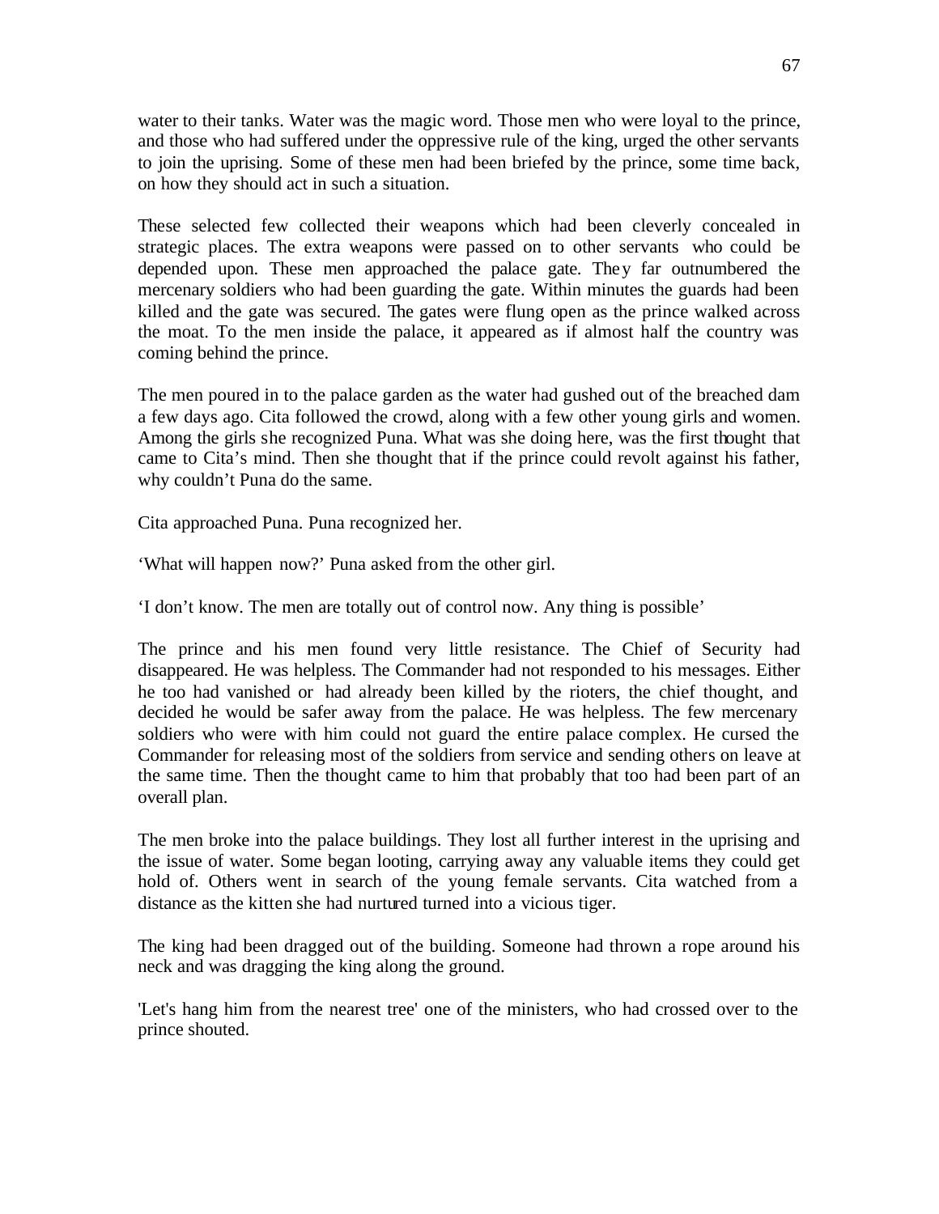water to their tanks. Water was the magic word. Those men who were loyal to the prince, and those who had suffered under the oppressive rule of the king, urged the other servants to join the uprising. Some of these men had been briefed by the prince, some time back, on how they should act in such a situation.

These selected few collected their weapons which had been cleverly concealed in strategic places. The extra weapons were passed on to other servants who could be depended upon. These men approached the palace gate. They far outnumbered the mercenary soldiers who had been guarding the gate. Within minutes the guards had been killed and the gate was secured. The gates were flung open as the prince walked across the moat. To the men inside the palace, it appeared as if almost half the country was coming behind the prince.

The men poured in to the palace garden as the water had gushed out of the breached dam a few days ago. Cita followed the crowd, along with a few other young girls and women. Among the girls she recognized Puna. What was she doing here, was the first thought that came to Cita's mind. Then she thought that if the prince could revolt against his father, why couldn't Puna do the same.

Cita approached Puna. Puna recognized her.

'What will happen now?' Puna asked from the other girl.

'I don't know. The men are totally out of control now. Any thing is possible'

The prince and his men found very little resistance. The Chief of Security had disappeared. He was helpless. The Commander had not responded to his messages. Either he too had vanished or had already been killed by the rioters, the chief thought, and decided he would be safer away from the palace. He was helpless. The few mercenary soldiers who were with him could not guard the entire palace complex. He cursed the Commander for releasing most of the soldiers from service and sending others on leave at the same time. Then the thought came to him that probably that too had been part of an overall plan.

The men broke into the palace buildings. They lost all further interest in the uprising and the issue of water. Some began looting, carrying away any valuable items they could get hold of. Others went in search of the young female servants. Cita watched from a distance as the kitten she had nurtured turned into a vicious tiger.

The king had been dragged out of the building. Someone had thrown a rope around his neck and was dragging the king along the ground.

'Let's hang him from the nearest tree' one of the ministers, who had crossed over to the prince shouted.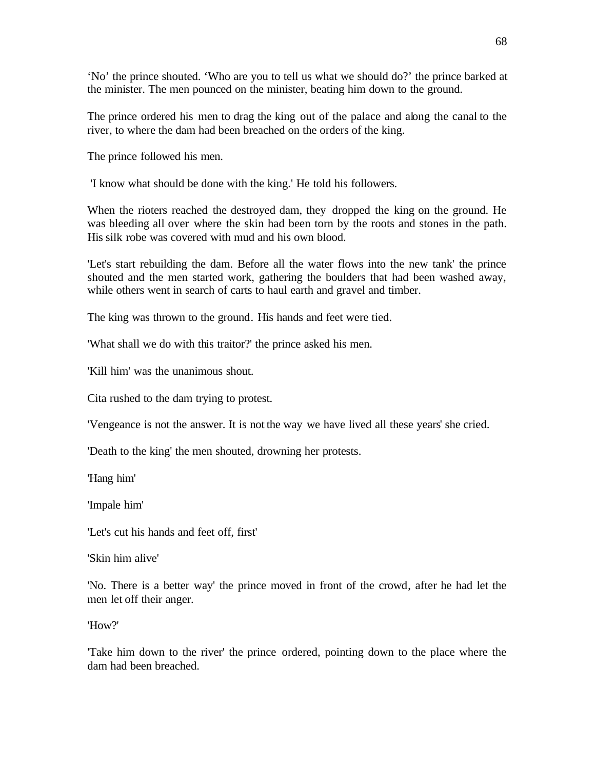'No' the prince shouted. 'Who are you to tell us what we should do?' the prince barked at the minister. The men pounced on the minister, beating him down to the ground.

The prince ordered his men to drag the king out of the palace and along the canal to the river, to where the dam had been breached on the orders of the king.

The prince followed his men.

'I know what should be done with the king.' He told his followers.

When the rioters reached the destroyed dam, they dropped the king on the ground. He was bleeding all over where the skin had been torn by the roots and stones in the path. His silk robe was covered with mud and his own blood.

'Let's start rebuilding the dam. Before all the water flows into the new tank' the prince shouted and the men started work, gathering the boulders that had been washed away, while others went in search of carts to haul earth and gravel and timber.

The king was thrown to the ground. His hands and feet were tied.

'What shall we do with this traitor?' the prince asked his men.

'Kill him' was the unanimous shout.

Cita rushed to the dam trying to protest.

'Vengeance is not the answer. It is not the way we have lived all these years' she cried.

'Death to the king' the men shouted, drowning her protests.

'Hang him'

'Impale him'

'Let's cut his hands and feet off, first'

'Skin him alive'

'No. There is a better way' the prince moved in front of the crowd, after he had let the men let off their anger.

'How?'

'Take him down to the river' the prince ordered, pointing down to the place where the dam had been breached.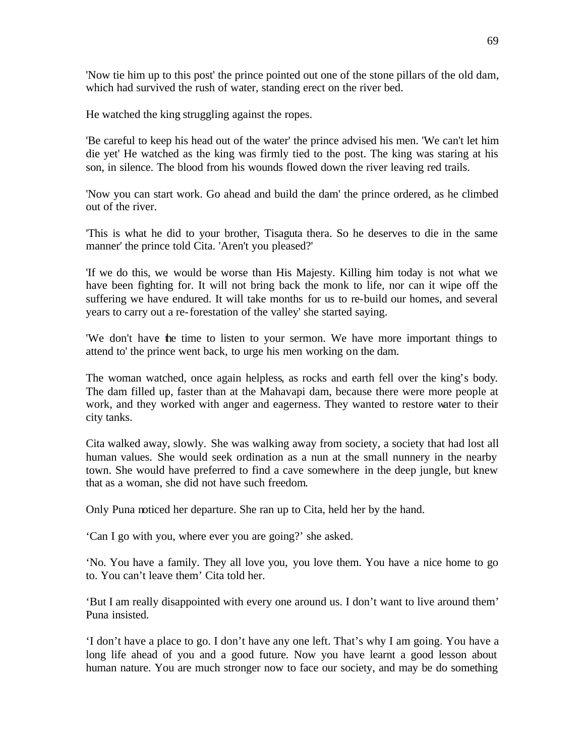'Now tie him up to this post' the prince pointed out one of the stone pillars of the old dam, which had survived the rush of water, standing erect on the river bed.

He watched the king struggling against the ropes.

'Be careful to keep his head out of the water' the prince advised his men. 'We can't let him die yet' He watched as the king was firmly tied to the post. The king was staring at his son, in silence. The blood from his wounds flowed down the river leaving red trails.

'Now you can start work. Go ahead and build the dam' the prince ordered, as he climbed out of the river.

'This is what he did to your brother, Tisaguta thera. So he deserves to die in the same manner' the prince told Cita. 'Aren't you pleased?'

'If we do this, we would be worse than His Majesty. Killing him today is not what we have been fighting for. It will not bring back the monk to life, nor can it wipe off the suffering we have endured. It will take months for us to re-build our homes, and several years to carry out a re-forestation of the valley' she started saying.

'We don't have the time to listen to your sermon. We have more important things to attend to' the prince went back, to urge his men working on the dam.

The woman watched, once again helpless, as rocks and earth fell over the king's body. The dam filled up, faster than at the Mahavapi dam, because there were more people at work, and they worked with anger and eagerness. They wanted to restore water to their city tanks.

Cita walked away, slowly. She was walking away from society, a society that had lost all human values. She would seek ordination as a nun at the small nunnery in the nearby town. She would have preferred to find a cave somewhere in the deep jungle, but knew that as a woman, she did not have such freedom.

Only Puna noticed her departure. She ran up to Cita, held her by the hand.

'Can I go with you, where ever you are going?' she asked.

'No. You have a family. They all love you, you love them. You have a nice home to go to. You can't leave them' Cita told her.

'But I am really disappointed with every one around us. I don't want to live around them' Puna insisted.

'I don't have a place to go. I don't have any one left. That's why I am going. You have a long life ahead of you and a good future. Now you have learnt a good lesson about human nature. You are much stronger now to face our society, and may be do something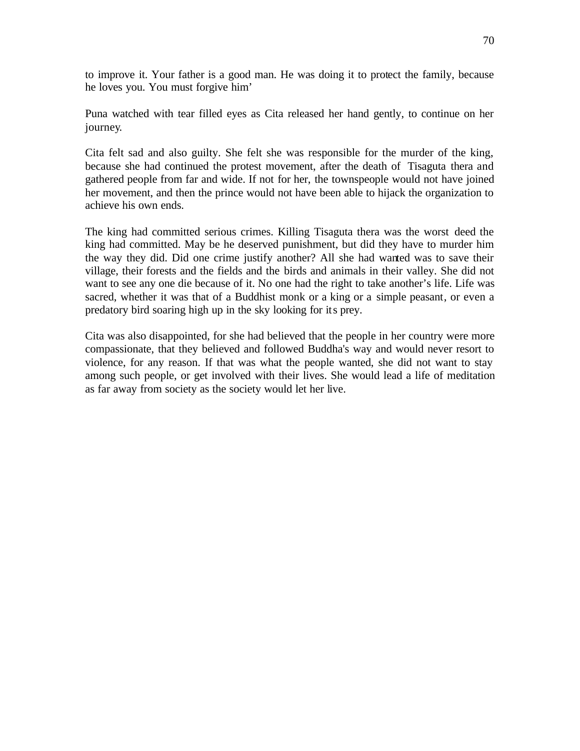to improve it. Your father is a good man. He was doing it to protect the family, because he loves you. You must forgive him'

Puna watched with tear filled eyes as Cita released her hand gently, to continue on her journey.

Cita felt sad and also guilty. She felt she was responsible for the murder of the king, because she had continued the protest movement, after the death of Tisaguta thera and gathered people from far and wide. If not for her, the townspeople would not have joined her movement, and then the prince would not have been able to hijack the organization to achieve his own ends.

The king had committed serious crimes. Killing Tisaguta thera was the worst deed the king had committed. May be he deserved punishment, but did they have to murder him the way they did. Did one crime justify another? All she had wanted was to save their village, their forests and the fields and the birds and animals in their valley. She did not want to see any one die because of it. No one had the right to take another's life. Life was sacred, whether it was that of a Buddhist monk or a king or a simple peasant, or even a predatory bird soaring high up in the sky looking for its prey.

Cita was also disappointed, for she had believed that the people in her country were more compassionate, that they believed and followed Buddha's way and would never resort to violence, for any reason. If that was what the people wanted, she did not want to stay among such people, or get involved with their lives. She would lead a life of meditation as far away from society as the society would let her live.